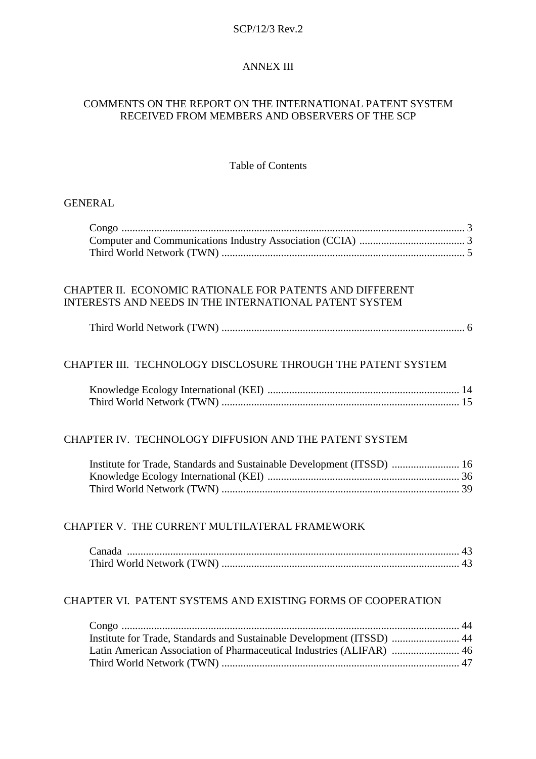# ANNEX III

## COMMENTS ON THE REPORT ON THE INTERNATIONAL PATENT SYSTEM RECEIVED FROM MEMBERS AND OBSERVERS OF THE SCP

### Table of Contents

GENERAL

- Congo ..... 3
- Computer and Communications Industry Association (CCIA) ..... 3
- Third World Network (TWN) ..... 5

CHAPTER II. ECONOMIC RATIONALE FOR PATENTS AND DIFFERENT INTERESTS AND NEEDS IN THE INTERNATIONAL PATENT SYSTEM

- Third World Network (TWN) ..... 6

CHAPTER III. TECHNOLOGY DISCLOSURE THROUGH THE PATENT SYSTEM

- Knowledge Ecology International (KEI) ..... 14
- Third World Network (TWN) ..... 15

CHAPTER IV. TECHNOLOGY DIFFUSION AND THE PATENT SYSTEM

- Institute for Trade, Standards and Sustainable Development (ITSSD) ..... 16
- Knowledge Ecology International (KEI) ..... 36
- Third World Network (TWN) ..... 39

CHAPTER V. THE CURRENT MULTILATERAL FRAMEWORK

- Canada ..... 43
- Third World Network (TWN) ..... 43

CHAPTER VI. PATENT SYSTEMS AND EXISTING FORMS OF COOPERATION

- Congo ..... 44
- Institute for Trade, Standards and Sustainable Development (ITSSD) ..... 44
- Latin American Association of Pharmaceutical Industries (ALIFAR) ..... 46
- Third World Network (TWN) ..... 47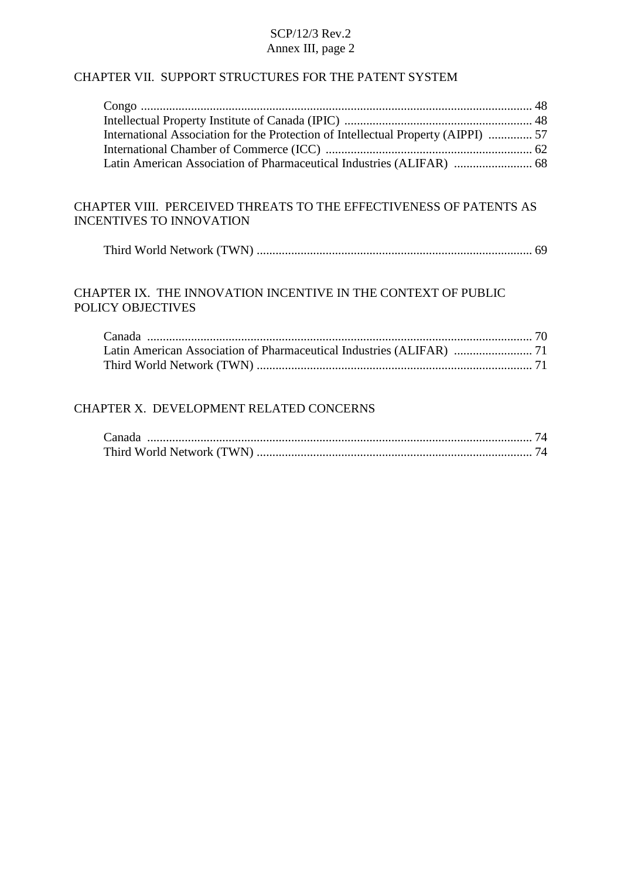## CHAPTER VII. SUPPORT STRUCTURES FOR THE PATENT SYSTEM

Congo ........................................................................................................................ 48
Intellectual Property Institute of Canada (IPIC) ........................................................... 48
International Association for the Protection of Intellectual Property (AIPPI) .............. 57
International Chamber of Commerce (ICC) ................................................................. 62
Latin American Association of Pharmaceutical Industries (ALIFAR) ......................... 68

## CHAPTER VIII. PERCEIVED THREATS TO THE EFFECTIVENESS OF PATENTS AS INCENTIVES TO INNOVATION

Third World Network (TWN) ....................................................................................... 69

## CHAPTER IX. THE INNOVATION INCENTIVE IN THE CONTEXT OF PUBLIC POLICY OBJECTIVES

Canada ......................................................................................................................... 70
Latin American Association of Pharmaceutical Industries (ALIFAR) ......................... 71
Third World Network (TWN) ....................................................................................... 71

## CHAPTER X. DEVELOPMENT RELATED CONCERNS

Canada ......................................................................................................................... 74
Third World Network (TWN) ....................................................................................... 74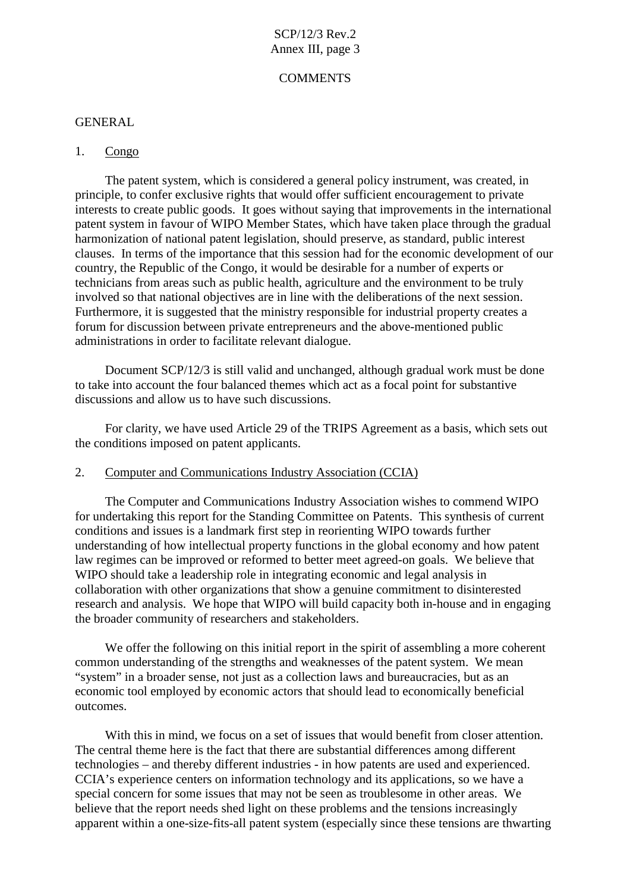COMMENTS

GENERAL

1. Congo

The patent system, which is considered a general policy instrument, was created, in principle, to confer exclusive rights that would offer sufficient encouragement to private interests to create public goods. It goes without saying that improvements in the international patent system in favour of WIPO Member States, which have taken place through the gradual harmonization of national patent legislation, should preserve, as standard, public interest clauses. In terms of the importance that this session had for the economic development of our country, the Republic of the Congo, it would be desirable for a number of experts or technicians from areas such as public health, agriculture and the environment to be truly involved so that national objectives are in line with the deliberations of the next session. Furthermore, it is suggested that the ministry responsible for industrial property creates a forum for discussion between private entrepreneurs and the above-mentioned public administrations in order to facilitate relevant dialogue.

Document SCP/12/3 is still valid and unchanged, although gradual work must be done to take into account the four balanced themes which act as a focal point for substantive discussions and allow us to have such discussions.

For clarity, we have used Article 29 of the TRIPS Agreement as a basis, which sets out the conditions imposed on patent applicants.

2. Computer and Communications Industry Association (CCIA)

The Computer and Communications Industry Association wishes to commend WIPO for undertaking this report for the Standing Committee on Patents. This synthesis of current conditions and issues is a landmark first step in reorienting WIPO towards further understanding of how intellectual property functions in the global economy and how patent law regimes can be improved or reformed to better meet agreed-on goals. We believe that WIPO should take a leadership role in integrating economic and legal analysis in collaboration with other organizations that show a genuine commitment to disinterested research and analysis. We hope that WIPO will build capacity both in-house and in engaging the broader community of researchers and stakeholders.

We offer the following on this initial report in the spirit of assembling a more coherent common understanding of the strengths and weaknesses of the patent system. We mean "system" in a broader sense, not just as a collection laws and bureaucracies, but as an economic tool employed by economic actors that should lead to economically beneficial outcomes.

With this in mind, we focus on a set of issues that would benefit from closer attention. The central theme here is the fact that there are substantial differences among different technologies – and thereby different industries - in how patents are used and experienced. CCIA's experience centers on information technology and its applications, so we have a special concern for some issues that may not be seen as troublesome in other areas. We believe that the report needs shed light on these problems and the tensions increasingly apparent within a one-size-fits-all patent system (especially since these tensions are thwarting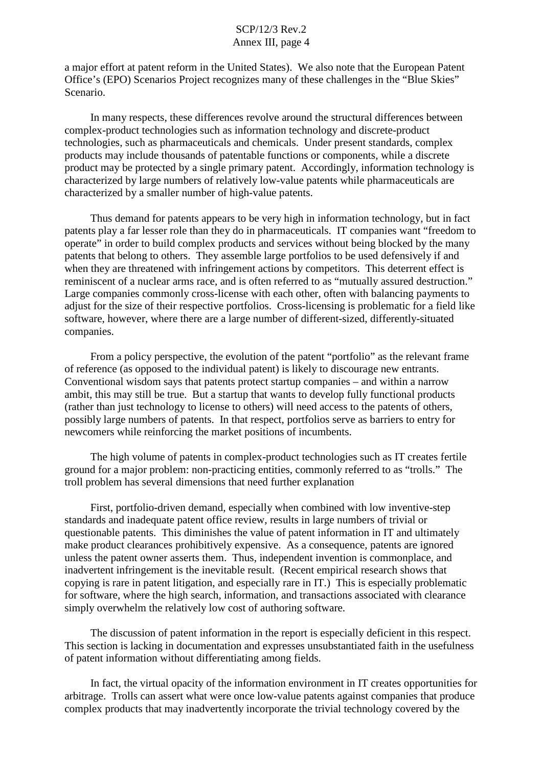a major effort at patent reform in the United States). We also note that the European Patent Office's (EPO) Scenarios Project recognizes many of these challenges in the "Blue Skies" Scenario.

In many respects, these differences revolve around the structural differences between complex-product technologies such as information technology and discrete-product technologies, such as pharmaceuticals and chemicals. Under present standards, complex products may include thousands of patentable functions or components, while a discrete product may be protected by a single primary patent. Accordingly, information technology is characterized by large numbers of relatively low-value patents while pharmaceuticals are characterized by a smaller number of high-value patents.

Thus demand for patents appears to be very high in information technology, but in fact patents play a far lesser role than they do in pharmaceuticals. IT companies want "freedom to operate" in order to build complex products and services without being blocked by the many patents that belong to others. They assemble large portfolios to be used defensively if and when they are threatened with infringement actions by competitors. This deterrent effect is reminiscent of a nuclear arms race, and is often referred to as "mutually assured destruction." Large companies commonly cross-license with each other, often with balancing payments to adjust for the size of their respective portfolios. Cross-licensing is problematic for a field like software, however, where there are a large number of different-sized, differently-situated companies.

From a policy perspective, the evolution of the patent "portfolio" as the relevant frame of reference (as opposed to the individual patent) is likely to discourage new entrants. Conventional wisdom says that patents protect startup companies – and within a narrow ambit, this may still be true. But a startup that wants to develop fully functional products (rather than just technology to license to others) will need access to the patents of others, possibly large numbers of patents. In that respect, portfolios serve as barriers to entry for newcomers while reinforcing the market positions of incumbents.

The high volume of patents in complex-product technologies such as IT creates fertile ground for a major problem: non-practicing entities, commonly referred to as "trolls." The troll problem has several dimensions that need further explanation

First, portfolio-driven demand, especially when combined with low inventive-step standards and inadequate patent office review, results in large numbers of trivial or questionable patents. This diminishes the value of patent information in IT and ultimately make product clearances prohibitively expensive. As a consequence, patents are ignored unless the patent owner asserts them. Thus, independent invention is commonplace, and inadvertent infringement is the inevitable result. (Recent empirical research shows that copying is rare in patent litigation, and especially rare in IT.) This is especially problematic for software, where the high search, information, and transactions associated with clearance simply overwhelm the relatively low cost of authoring software.

The discussion of patent information in the report is especially deficient in this respect. This section is lacking in documentation and expresses unsubstantiated faith in the usefulness of patent information without differentiating among fields.

In fact, the virtual opacity of the information environment in IT creates opportunities for arbitrage. Trolls can assert what were once low-value patents against companies that produce complex products that may inadvertently incorporate the trivial technology covered by the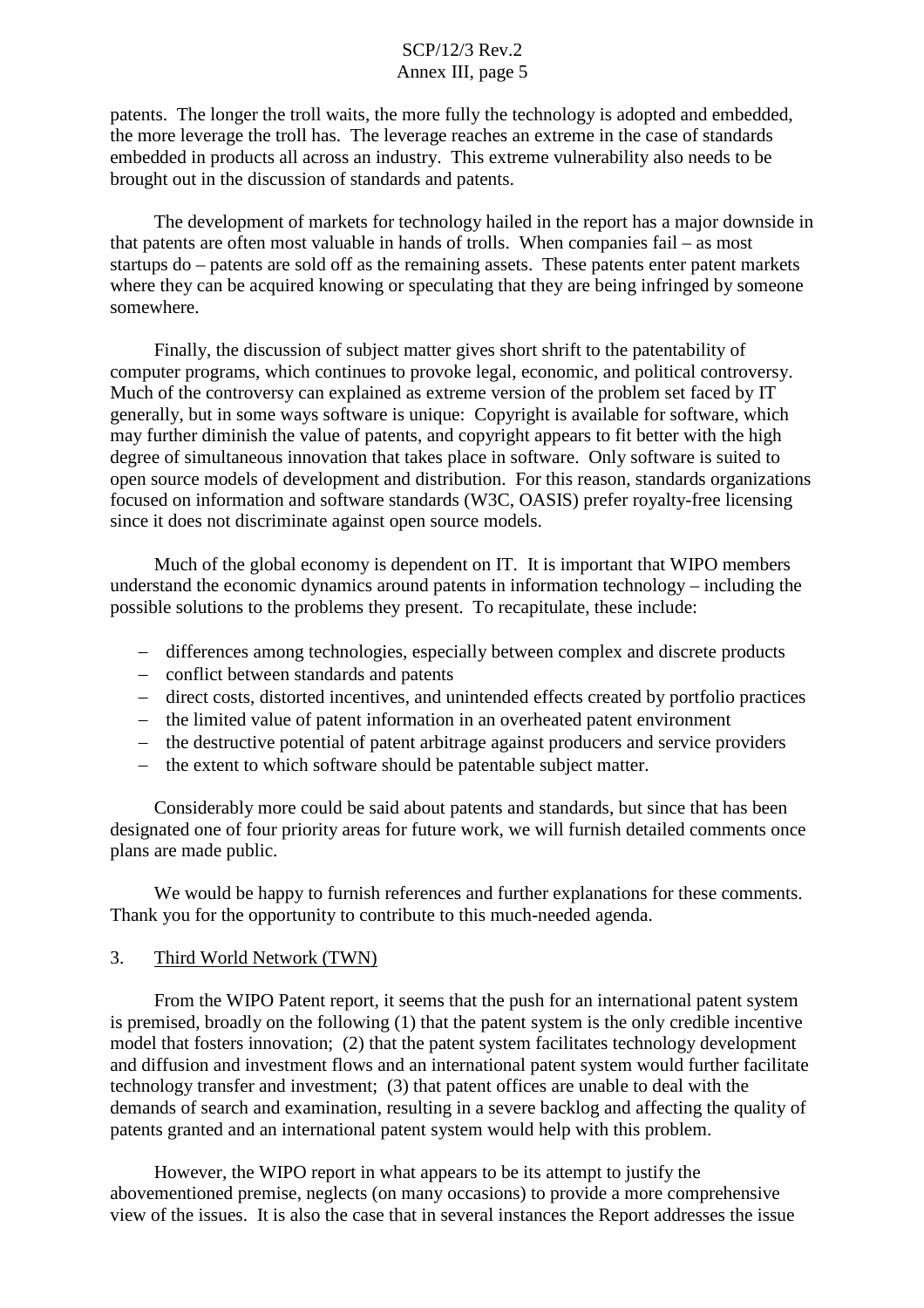patents. The longer the troll waits, the more fully the technology is adopted and embedded, the more leverage the troll has. The leverage reaches an extreme in the case of standards embedded in products all across an industry. This extreme vulnerability also needs to be brought out in the discussion of standards and patents.

The development of markets for technology hailed in the report has a major downside in that patents are often most valuable in hands of trolls. When companies fail – as most startups do – patents are sold off as the remaining assets. These patents enter patent markets where they can be acquired knowing or speculating that they are being infringed by someone somewhere.

Finally, the discussion of subject matter gives short shrift to the patentability of computer programs, which continues to provoke legal, economic, and political controversy. Much of the controversy can explained as extreme version of the problem set faced by IT generally, but in some ways software is unique: Copyright is available for software, which may further diminish the value of patents, and copyright appears to fit better with the high degree of simultaneous innovation that takes place in software. Only software is suited to open source models of development and distribution. For this reason, standards organizations focused on information and software standards (W3C, OASIS) prefer royalty-free licensing since it does not discriminate against open source models.

Much of the global economy is dependent on IT. It is important that WIPO members understand the economic dynamics around patents in information technology – including the possible solutions to the problems they present. To recapitulate, these include:

- differences among technologies, especially between complex and discrete products
- conflict between standards and patents
- direct costs, distorted incentives, and unintended effects created by portfolio practices
- the limited value of patent information in an overheated patent environment
- the destructive potential of patent arbitrage against producers and service providers
- the extent to which software should be patentable subject matter.

Considerably more could be said about patents and standards, but since that has been designated one of four priority areas for future work, we will furnish detailed comments once plans are made public.

We would be happy to furnish references and further explanations for these comments. Thank you for the opportunity to contribute to this much-needed agenda.

3. Third World Network (TWN)

From the WIPO Patent report, it seems that the push for an international patent system is premised, broadly on the following (1) that the patent system is the only credible incentive model that fosters innovation; (2) that the patent system facilitates technology development and diffusion and investment flows and an international patent system would further facilitate technology transfer and investment; (3) that patent offices are unable to deal with the demands of search and examination, resulting in a severe backlog and affecting the quality of patents granted and an international patent system would help with this problem.

However, the WIPO report in what appears to be its attempt to justify the abovementioned premise, neglects (on many occasions) to provide a more comprehensive view of the issues. It is also the case that in several instances the Report addresses the issue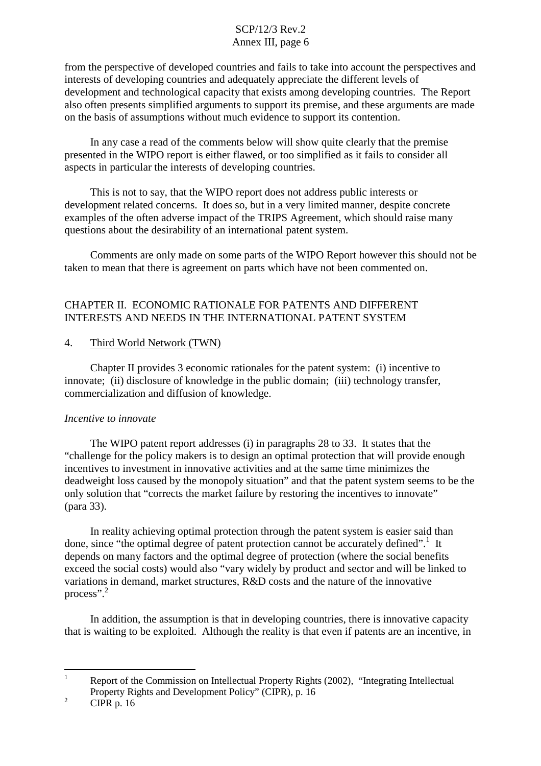from the perspective of developed countries and fails to take into account the perspectives and interests of developing countries and adequately appreciate the different levels of development and technological capacity that exists among developing countries. The Report also often presents simplified arguments to support its premise, and these arguments are made on the basis of assumptions without much evidence to support its contention.

In any case a read of the comments below will show quite clearly that the premise presented in the WIPO report is either flawed, or too simplified as it fails to consider all aspects in particular the interests of developing countries.

This is not to say, that the WIPO report does not address public interests or development related concerns. It does so, but in a very limited manner, despite concrete examples of the often adverse impact of the TRIPS Agreement, which should raise many questions about the desirability of an international patent system.

Comments are only made on some parts of the WIPO Report however this should not be taken to mean that there is agreement on parts which have not been commented on.

## CHAPTER II. ECONOMIC RATIONALE FOR PATENTS AND DIFFERENT INTERESTS AND NEEDS IN THE INTERNATIONAL PATENT SYSTEM

4. Third World Network (TWN)

Chapter II provides 3 economic rationales for the patent system: (i) incentive to innovate; (ii) disclosure of knowledge in the public domain; (iii) technology transfer, commercialization and diffusion of knowledge.

*Incentive to innovate*

The WIPO patent report addresses (i) in paragraphs 28 to 33. It states that the "challenge for the policy makers is to design an optimal protection that will provide enough incentives to investment in innovative activities and at the same time minimizes the deadweight loss caused by the monopoly situation" and that the patent system seems to be the only solution that "corrects the market failure by restoring the incentives to innovate" (para 33).

In reality achieving optimal protection through the patent system is easier said than done, since "the optimal degree of patent protection cannot be accurately defined".[1] It depends on many factors and the optimal degree of protection (where the social benefits exceed the social costs) would also "vary widely by product and sector and will be linked to variations in demand, market structures, R&D costs and the nature of the innovative process".[2]

In addition, the assumption is that in developing countries, there is innovative capacity that is waiting to be exploited. Although the reality is that even if patents are an incentive, in

---

[1] Report of the Commission on Intellectual Property Rights (2002), "Integrating Intellectual Property Rights and Development Policy" (CIPR), p. 16

[2] CIPR p. 16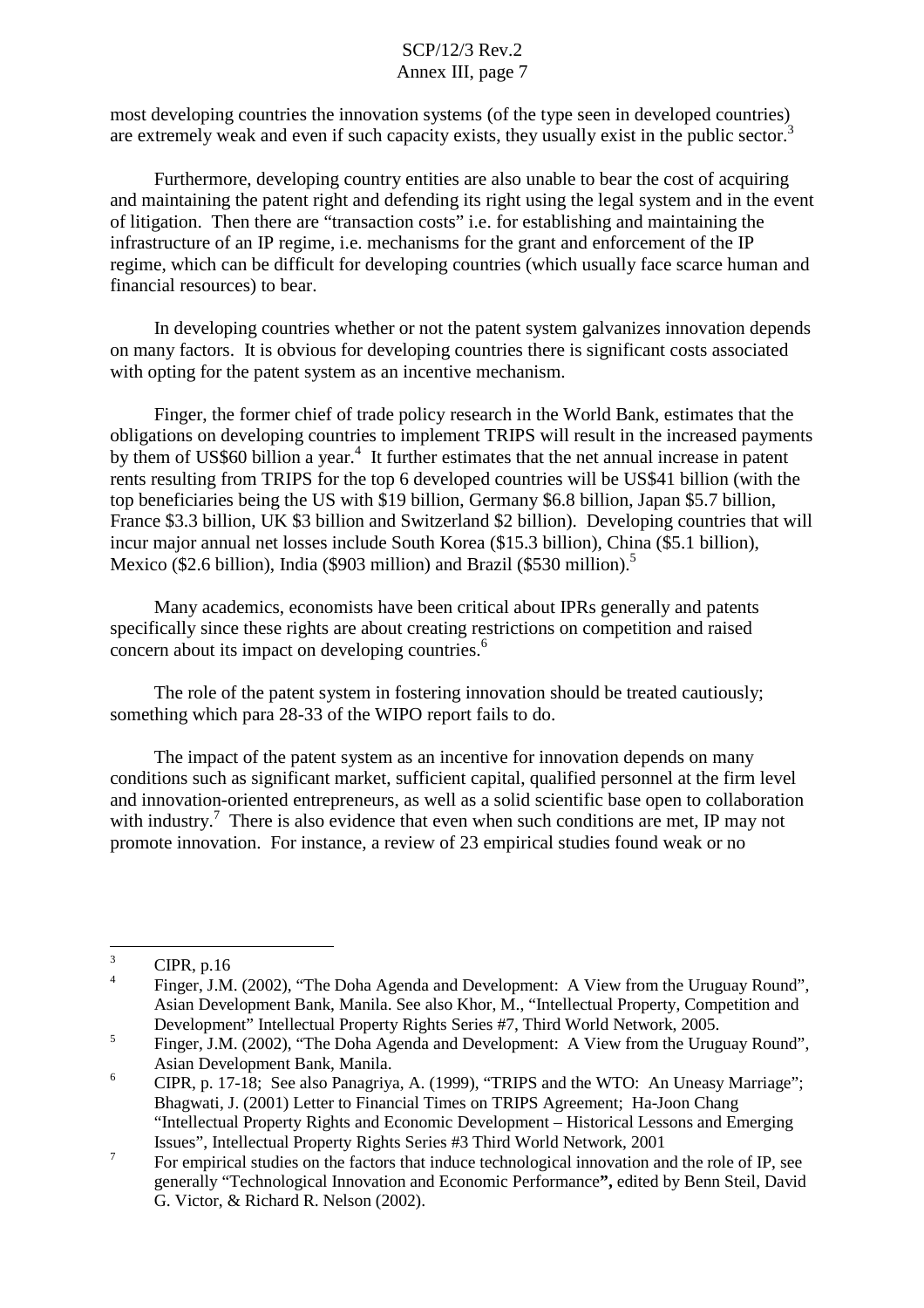most developing countries the innovation systems (of the type seen in developed countries) are extremely weak and even if such capacity exists, they usually exist in the public sector.[3]

Furthermore, developing country entities are also unable to bear the cost of acquiring and maintaining the patent right and defending its right using the legal system and in the event of litigation. Then there are "transaction costs" i.e. for establishing and maintaining the infrastructure of an IP regime, i.e. mechanisms for the grant and enforcement of the IP regime, which can be difficult for developing countries (which usually face scarce human and financial resources) to bear.

In developing countries whether or not the patent system galvanizes innovation depends on many factors. It is obvious for developing countries there is significant costs associated with opting for the patent system as an incentive mechanism.

Finger, the former chief of trade policy research in the World Bank, estimates that the obligations on developing countries to implement TRIPS will result in the increased payments by them of US$60 billion a year.[4] It further estimates that the net annual increase in patent rents resulting from TRIPS for the top 6 developed countries will be US$41 billion (with the top beneficiaries being the US with $19 billion, Germany $6.8 billion, Japan $5.7 billion, France $3.3 billion, UK $3 billion and Switzerland $2 billion). Developing countries that will incur major annual net losses include South Korea ($15.3 billion), China ($5.1 billion), Mexico ($2.6 billion), India ($903 million) and Brazil ($530 million).[5]

Many academics, economists have been critical about IPRs generally and patents specifically since these rights are about creating restrictions on competition and raised concern about its impact on developing countries.[6]

The role of the patent system in fostering innovation should be treated cautiously; something which para 28-33 of the WIPO report fails to do.

The impact of the patent system as an incentive for innovation depends on many conditions such as significant market, sufficient capital, qualified personnel at the firm level and innovation-oriented entrepreneurs, as well as a solid scientific base open to collaboration with industry.[7] There is also evidence that even when such conditions are met, IP may not promote innovation. For instance, a review of 23 empirical studies found weak or no

---

[3] CIPR, p.16

[4] Finger, J.M. (2002), "The Doha Agenda and Development: A View from the Uruguay Round", Asian Development Bank, Manila. See also Khor, M., "Intellectual Property, Competition and Development" Intellectual Property Rights Series #7, Third World Network, 2005.

[5] Finger, J.M. (2002), "The Doha Agenda and Development: A View from the Uruguay Round", Asian Development Bank, Manila.

[6] CIPR, p. 17-18; See also Panagriya, A. (1999), "TRIPS and the WTO: An Uneasy Marriage"; Bhagwati, J. (2001) Letter to Financial Times on TRIPS Agreement; Ha-Joon Chang "Intellectual Property Rights and Economic Development – Historical Lessons and Emerging Issues", Intellectual Property Rights Series #3 Third World Network, 2001

[7] For empirical studies on the factors that induce technological innovation and the role of IP, see generally "Technological Innovation and Economic Performance**",** edited by Benn Steil, David G. Victor, & Richard R. Nelson (2002).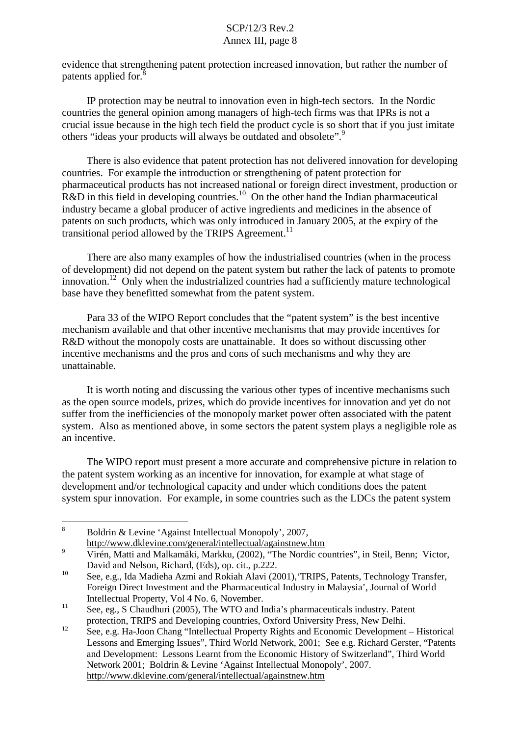evidence that strengthening patent protection increased innovation, but rather the number of patents applied for.[8]

IP protection may be neutral to innovation even in high-tech sectors. In the Nordic countries the general opinion among managers of high-tech firms was that IPRs is not a crucial issue because in the high tech field the product cycle is so short that if you just imitate others "ideas your products will always be outdated and obsolete".[9]

There is also evidence that patent protection has not delivered innovation for developing countries. For example the introduction or strengthening of patent protection for pharmaceutical products has not increased national or foreign direct investment, production or R&D in this field in developing countries.[10] On the other hand the Indian pharmaceutical industry became a global producer of active ingredients and medicines in the absence of patents on such products, which was only introduced in January 2005, at the expiry of the transitional period allowed by the TRIPS Agreement.[11]

There are also many examples of how the industrialised countries (when in the process of development) did not depend on the patent system but rather the lack of patents to promote innovation.[12] Only when the industrialized countries had a sufficiently mature technological base have they benefitted somewhat from the patent system.

Para 33 of the WIPO Report concludes that the "patent system" is the best incentive mechanism available and that other incentive mechanisms that may provide incentives for R&D without the monopoly costs are unattainable. It does so without discussing other incentive mechanisms and the pros and cons of such mechanisms and why they are unattainable.

It is worth noting and discussing the various other types of incentive mechanisms such as the open source models, prizes, which do provide incentives for innovation and yet do not suffer from the inefficiencies of the monopoly market power often associated with the patent system. Also as mentioned above, in some sectors the patent system plays a negligible role as an incentive.

The WIPO report must present a more accurate and comprehensive picture in relation to the patent system working as an incentive for innovation, for example at what stage of development and/or technological capacity and under which conditions does the patent system spur innovation. For example, in some countries such as the LDCs the patent system

---

[8] Boldrin & Levine 'Against Intellectual Monopoly', 2007, http://www.dklevine.com/general/intellectual/againstnew.htm

[9] Virén, Matti and Malkamäki, Markku, (2002), "The Nordic countries", in Steil, Benn; Victor, David and Nelson, Richard, (Eds), op. cit., p.222.

[10] See, e.g., Ida Madieha Azmi and Rokiah Alavi (2001),'TRIPS, Patents, Technology Transfer, Foreign Direct Investment and the Pharmaceutical Industry in Malaysia', Journal of World Intellectual Property, Vol 4 No. 6, November.

[11] See, eg., S Chaudhuri (2005), The WTO and India's pharmaceuticals industry. Patent protection, TRIPS and Developing countries, Oxford University Press, New Delhi.

[12] See, e.g. Ha-Joon Chang "Intellectual Property Rights and Economic Development – Historical Lessons and Emerging Issues", Third World Network, 2001; See e.g. Richard Gerster, "Patents and Development: Lessons Learnt from the Economic History of Switzerland", Third World Network 2001; Boldrin & Levine 'Against Intellectual Monopoly', 2007. http://www.dklevine.com/general/intellectual/againstnew.htm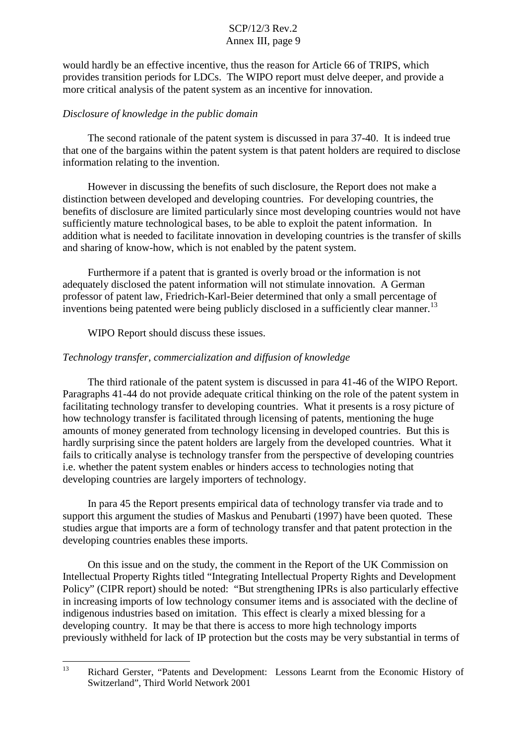would hardly be an effective incentive, thus the reason for Article 66 of TRIPS, which provides transition periods for LDCs. The WIPO report must delve deeper, and provide a more critical analysis of the patent system as an incentive for innovation.

*Disclosure of knowledge in the public domain*

The second rationale of the patent system is discussed in para 37-40. It is indeed true that one of the bargains within the patent system is that patent holders are required to disclose information relating to the invention.

However in discussing the benefits of such disclosure, the Report does not make a distinction between developed and developing countries. For developing countries, the benefits of disclosure are limited particularly since most developing countries would not have sufficiently mature technological bases, to be able to exploit the patent information. In addition what is needed to facilitate innovation in developing countries is the transfer of skills and sharing of know-how, which is not enabled by the patent system.

Furthermore if a patent that is granted is overly broad or the information is not adequately disclosed the patent information will not stimulate innovation. A German professor of patent law, Friedrich-Karl-Beier determined that only a small percentage of inventions being patented were being publicly disclosed in a sufficiently clear manner.[13]

WIPO Report should discuss these issues.

*Technology transfer, commercialization and diffusion of knowledge*

The third rationale of the patent system is discussed in para 41-46 of the WIPO Report. Paragraphs 41-44 do not provide adequate critical thinking on the role of the patent system in facilitating technology transfer to developing countries. What it presents is a rosy picture of how technology transfer is facilitated through licensing of patents, mentioning the huge amounts of money generated from technology licensing in developed countries. But this is hardly surprising since the patent holders are largely from the developed countries. What it fails to critically analyse is technology transfer from the perspective of developing countries i.e. whether the patent system enables or hinders access to technologies noting that developing countries are largely importers of technology.

In para 45 the Report presents empirical data of technology transfer via trade and to support this argument the studies of Maskus and Penubarti (1997) have been quoted. These studies argue that imports are a form of technology transfer and that patent protection in the developing countries enables these imports.

On this issue and on the study, the comment in the Report of the UK Commission on Intellectual Property Rights titled "Integrating Intellectual Property Rights and Development Policy" (CIPR report) should be noted: "But strengthening IPRs is also particularly effective in increasing imports of low technology consumer items and is associated with the decline of indigenous industries based on imitation. This effect is clearly a mixed blessing for a developing country. It may be that there is access to more high technology imports previously withheld for lack of IP protection but the costs may be very substantial in terms of

---

[13] Richard Gerster, "Patents and Development: Lessons Learnt from the Economic History of Switzerland", Third World Network 2001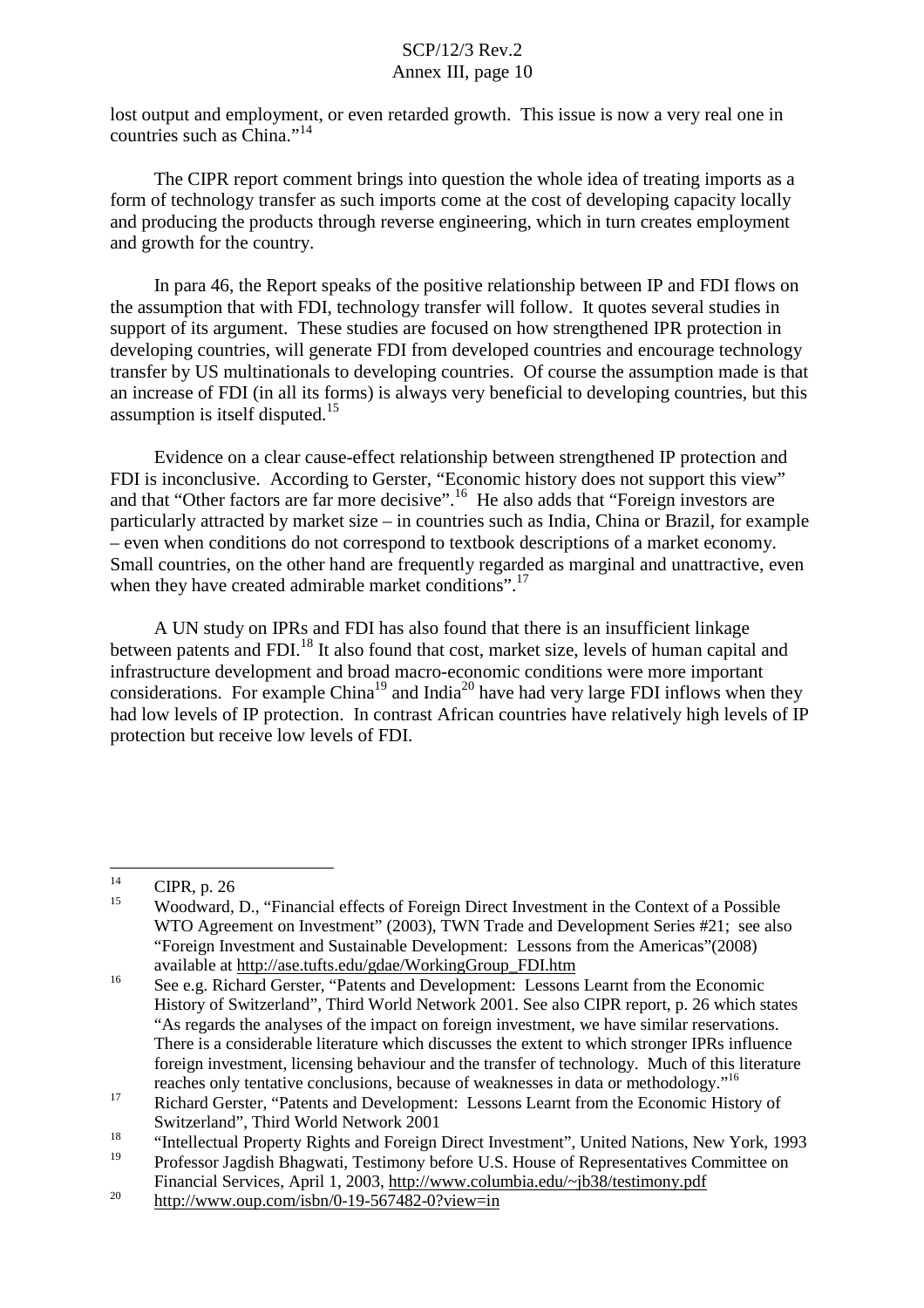lost output and employment, or even retarded growth. This issue is now a very real one in countries such as China."[14]

The CIPR report comment brings into question the whole idea of treating imports as a form of technology transfer as such imports come at the cost of developing capacity locally and producing the products through reverse engineering, which in turn creates employment and growth for the country.

In para 46, the Report speaks of the positive relationship between IP and FDI flows on the assumption that with FDI, technology transfer will follow. It quotes several studies in support of its argument. These studies are focused on how strengthened IPR protection in developing countries, will generate FDI from developed countries and encourage technology transfer by US multinationals to developing countries. Of course the assumption made is that an increase of FDI (in all its forms) is always very beneficial to developing countries, but this assumption is itself disputed.[15]

Evidence on a clear cause-effect relationship between strengthened IP protection and FDI is inconclusive. According to Gerster, "Economic history does not support this view" and that "Other factors are far more decisive".[16] He also adds that "Foreign investors are particularly attracted by market size – in countries such as India, China or Brazil, for example – even when conditions do not correspond to textbook descriptions of a market economy. Small countries, on the other hand are frequently regarded as marginal and unattractive, even when they have created admirable market conditions".[17]

A UN study on IPRs and FDI has also found that there is an insufficient linkage between patents and FDI.[18] It also found that cost, market size, levels of human capital and infrastructure development and broad macro-economic conditions were more important considerations. For example China[19] and India[20] have had very large FDI inflows when they had low levels of IP protection. In contrast African countries have relatively high levels of IP protection but receive low levels of FDI.

---

[14] CIPR, p. 26

[15] Woodward, D., "Financial effects of Foreign Direct Investment in the Context of a Possible WTO Agreement on Investment" (2003), TWN Trade and Development Series #21; see also "Foreign Investment and Sustainable Development: Lessons from the Americas"(2008) available at http://ase.tufts.edu/gdae/WorkingGroup_FDI.htm

[16] See e.g. Richard Gerster, "Patents and Development: Lessons Learnt from the Economic History of Switzerland", Third World Network 2001. See also CIPR report, p. 26 which states "As regards the analyses of the impact on foreign investment, we have similar reservations. There is a considerable literature which discusses the extent to which stronger IPRs influence foreign investment, licensing behaviour and the transfer of technology. Much of this literature reaches only tentative conclusions, because of weaknesses in data or methodology."[16]

[17] Richard Gerster, "Patents and Development: Lessons Learnt from the Economic History of Switzerland", Third World Network 2001

[18] "Intellectual Property Rights and Foreign Direct Investment", United Nations, New York, 1993

[19] Professor Jagdish Bhagwati, Testimony before U.S. House of Representatives Committee on Financial Services, April 1, 2003, http://www.columbia.edu/~jb38/testimony.pdf

[20] http://www.oup.com/isbn/0-19-567482-0?view=in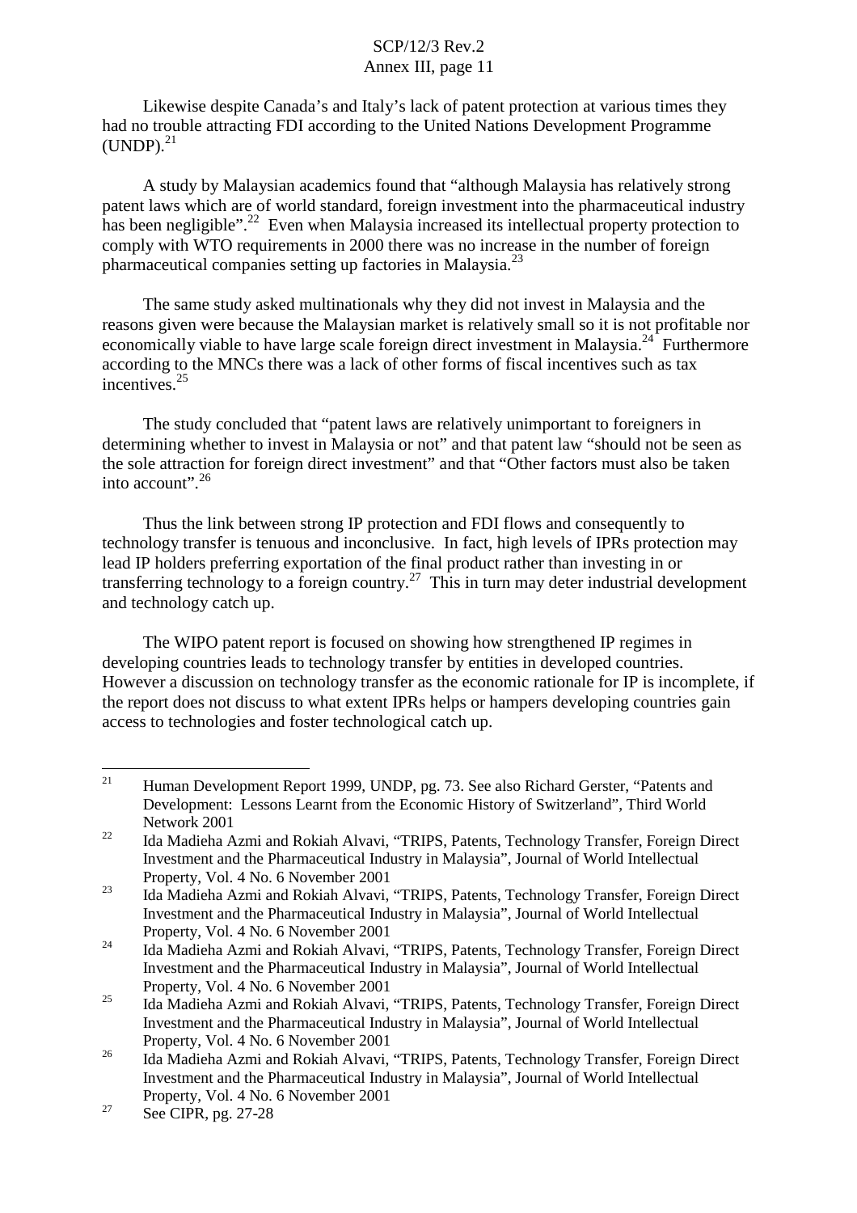Likewise despite Canada's and Italy's lack of patent protection at various times they had no trouble attracting FDI according to the United Nations Development Programme (UNDP).[21]

A study by Malaysian academics found that "although Malaysia has relatively strong patent laws which are of world standard, foreign investment into the pharmaceutical industry has been negligible".[22] Even when Malaysia increased its intellectual property protection to comply with WTO requirements in 2000 there was no increase in the number of foreign pharmaceutical companies setting up factories in Malaysia.[23]

The same study asked multinationals why they did not invest in Malaysia and the reasons given were because the Malaysian market is relatively small so it is not profitable nor economically viable to have large scale foreign direct investment in Malaysia.[24] Furthermore according to the MNCs there was a lack of other forms of fiscal incentives such as tax incentives.[25]

The study concluded that "patent laws are relatively unimportant to foreigners in determining whether to invest in Malaysia or not" and that patent law "should not be seen as the sole attraction for foreign direct investment" and that "Other factors must also be taken into account".[26]

Thus the link between strong IP protection and FDI flows and consequently to technology transfer is tenuous and inconclusive. In fact, high levels of IPRs protection may lead IP holders preferring exportation of the final product rather than investing in or transferring technology to a foreign country.[27] This in turn may deter industrial development and technology catch up.

The WIPO patent report is focused on showing how strengthened IP regimes in developing countries leads to technology transfer by entities in developed countries. However a discussion on technology transfer as the economic rationale for IP is incomplete, if the report does not discuss to what extent IPRs helps or hampers developing countries gain access to technologies and foster technological catch up.

---

[21] Human Development Report 1999, UNDP, pg. 73. See also Richard Gerster, "Patents and Development: Lessons Learnt from the Economic History of Switzerland", Third World Network 2001

[22] Ida Madieha Azmi and Rokiah Alvavi, "TRIPS, Patents, Technology Transfer, Foreign Direct Investment and the Pharmaceutical Industry in Malaysia", Journal of World Intellectual Property, Vol. 4 No. 6 November 2001

[23] Ida Madieha Azmi and Rokiah Alvavi, "TRIPS, Patents, Technology Transfer, Foreign Direct Investment and the Pharmaceutical Industry in Malaysia", Journal of World Intellectual Property, Vol. 4 No. 6 November 2001

[24] Ida Madieha Azmi and Rokiah Alvavi, "TRIPS, Patents, Technology Transfer, Foreign Direct Investment and the Pharmaceutical Industry in Malaysia", Journal of World Intellectual Property, Vol. 4 No. 6 November 2001

[25] Ida Madieha Azmi and Rokiah Alvavi, "TRIPS, Patents, Technology Transfer, Foreign Direct Investment and the Pharmaceutical Industry in Malaysia", Journal of World Intellectual Property, Vol. 4 No. 6 November 2001

[26] Ida Madieha Azmi and Rokiah Alvavi, "TRIPS, Patents, Technology Transfer, Foreign Direct Investment and the Pharmaceutical Industry in Malaysia", Journal of World Intellectual Property, Vol. 4 No. 6 November 2001

[27] See CIPR, pg. 27-28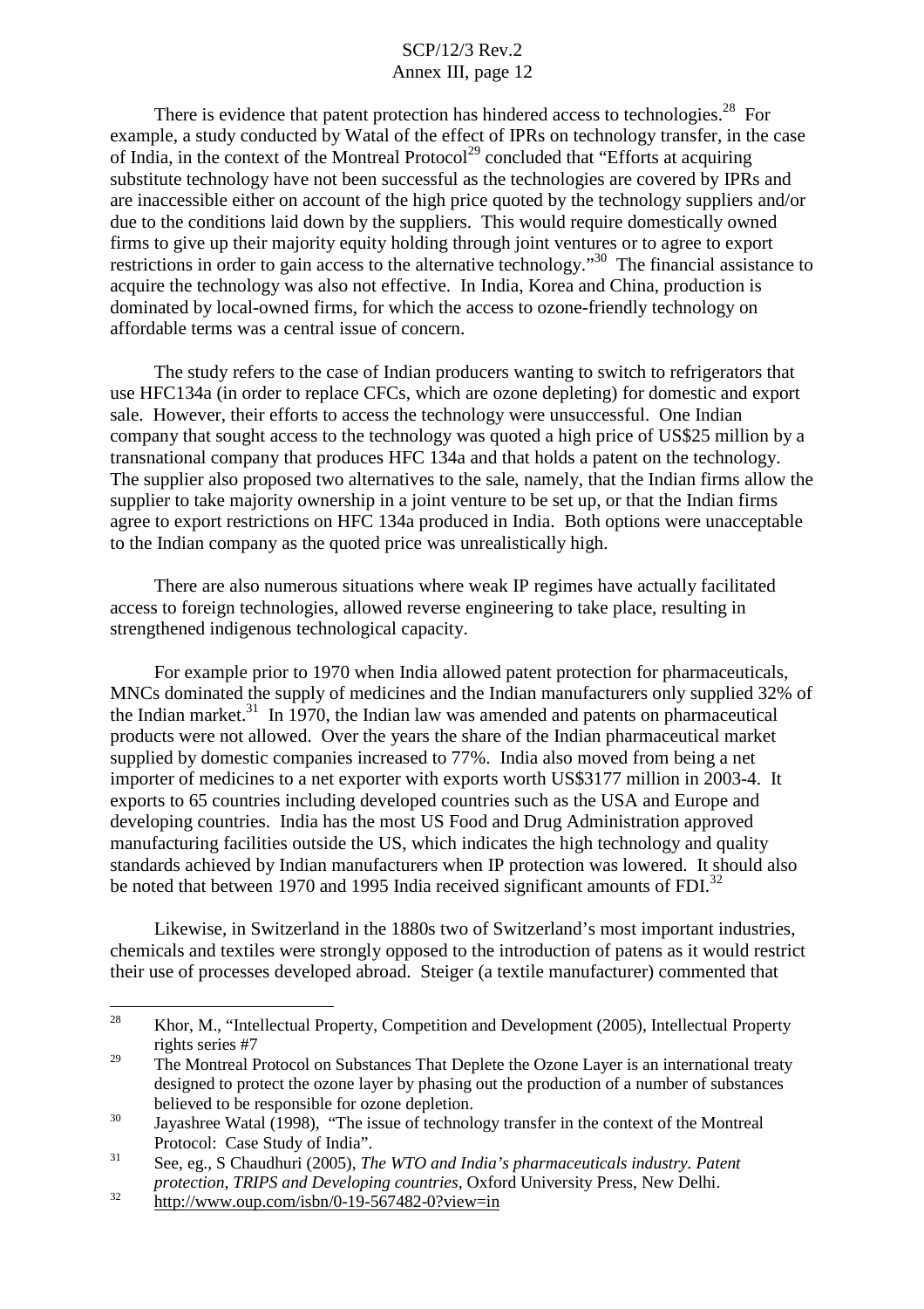There is evidence that patent protection has hindered access to technologies.[28] For example, a study conducted by Watal of the effect of IPRs on technology transfer, in the case of India, in the context of the Montreal Protocol[29] concluded that "Efforts at acquiring substitute technology have not been successful as the technologies are covered by IPRs and are inaccessible either on account of the high price quoted by the technology suppliers and/or due to the conditions laid down by the suppliers. This would require domestically owned firms to give up their majority equity holding through joint ventures or to agree to export restrictions in order to gain access to the alternative technology."[30] The financial assistance to acquire the technology was also not effective. In India, Korea and China, production is dominated by local-owned firms, for which the access to ozone-friendly technology on affordable terms was a central issue of concern.

The study refers to the case of Indian producers wanting to switch to refrigerators that use HFC134a (in order to replace CFCs, which are ozone depleting) for domestic and export sale. However, their efforts to access the technology were unsuccessful. One Indian company that sought access to the technology was quoted a high price of US$25 million by a transnational company that produces HFC 134a and that holds a patent on the technology. The supplier also proposed two alternatives to the sale, namely, that the Indian firms allow the supplier to take majority ownership in a joint venture to be set up, or that the Indian firms agree to export restrictions on HFC 134a produced in India. Both options were unacceptable to the Indian company as the quoted price was unrealistically high.

There are also numerous situations where weak IP regimes have actually facilitated access to foreign technologies, allowed reverse engineering to take place, resulting in strengthened indigenous technological capacity.

For example prior to 1970 when India allowed patent protection for pharmaceuticals, MNCs dominated the supply of medicines and the Indian manufacturers only supplied 32% of the Indian market.[31] In 1970, the Indian law was amended and patents on pharmaceutical products were not allowed. Over the years the share of the Indian pharmaceutical market supplied by domestic companies increased to 77%. India also moved from being a net importer of medicines to a net exporter with exports worth US$3177 million in 2003-4. It exports to 65 countries including developed countries such as the USA and Europe and developing countries. India has the most US Food and Drug Administration approved manufacturing facilities outside the US, which indicates the high technology and quality standards achieved by Indian manufacturers when IP protection was lowered. It should also be noted that between 1970 and 1995 India received significant amounts of FDI.[32]

Likewise, in Switzerland in the 1880s two of Switzerland's most important industries, chemicals and textiles were strongly opposed to the introduction of patens as it would restrict their use of processes developed abroad. Steiger (a textile manufacturer) commented that

---

[28] Khor, M., "Intellectual Property, Competition and Development (2005), Intellectual Property rights series #7

[29] The Montreal Protocol on Substances That Deplete the Ozone Layer is an international treaty designed to protect the ozone layer by phasing out the production of a number of substances believed to be responsible for ozone depletion.

[30] Jayashree Watal (1998), "The issue of technology transfer in the context of the Montreal Protocol: Case Study of India".

[31] See, eg., S Chaudhuri (2005), *The WTO and India's pharmaceuticals industry. Patent protection, TRIPS and Developing countries*, Oxford University Press, New Delhi.

[32] http://www.oup.com/isbn/0-19-567482-0?view=in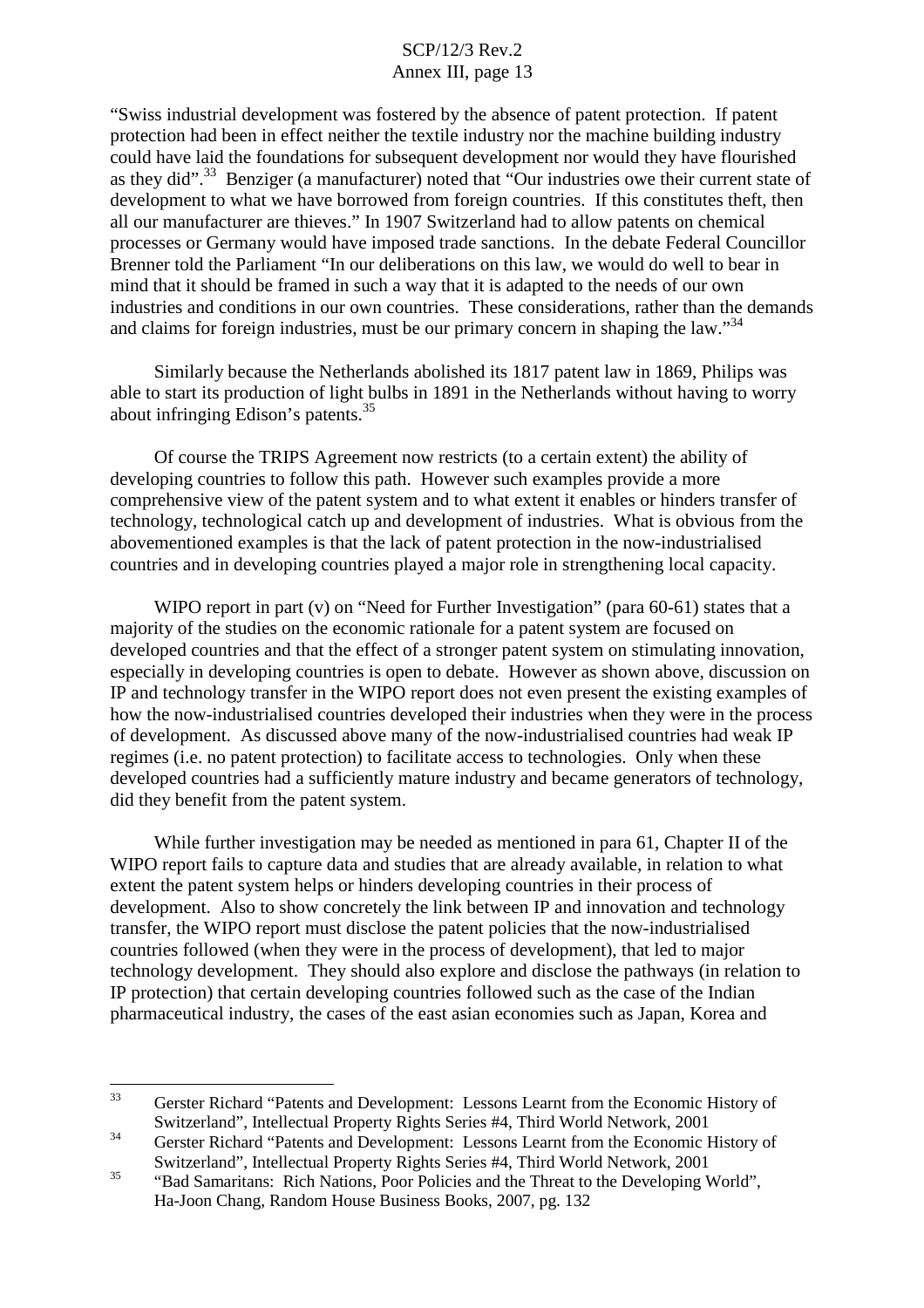"Swiss industrial development was fostered by the absence of patent protection. If patent protection had been in effect neither the textile industry nor the machine building industry could have laid the foundations for subsequent development nor would they have flourished as they did".[33] Benziger (a manufacturer) noted that "Our industries owe their current state of development to what we have borrowed from foreign countries. If this constitutes theft, then all our manufacturer are thieves." In 1907 Switzerland had to allow patents on chemical processes or Germany would have imposed trade sanctions. In the debate Federal Councillor Brenner told the Parliament "In our deliberations on this law, we would do well to bear in mind that it should be framed in such a way that it is adapted to the needs of our own industries and conditions in our own countries. These considerations, rather than the demands and claims for foreign industries, must be our primary concern in shaping the law."[34]

Similarly because the Netherlands abolished its 1817 patent law in 1869, Philips was able to start its production of light bulbs in 1891 in the Netherlands without having to worry about infringing Edison's patents.[35]

Of course the TRIPS Agreement now restricts (to a certain extent) the ability of developing countries to follow this path. However such examples provide a more comprehensive view of the patent system and to what extent it enables or hinders transfer of technology, technological catch up and development of industries. What is obvious from the abovementioned examples is that the lack of patent protection in the now-industrialised countries and in developing countries played a major role in strengthening local capacity.

WIPO report in part (v) on "Need for Further Investigation" (para 60-61) states that a majority of the studies on the economic rationale for a patent system are focused on developed countries and that the effect of a stronger patent system on stimulating innovation, especially in developing countries is open to debate. However as shown above, discussion on IP and technology transfer in the WIPO report does not even present the existing examples of how the now-industrialised countries developed their industries when they were in the process of development. As discussed above many of the now-industrialised countries had weak IP regimes (i.e. no patent protection) to facilitate access to technologies. Only when these developed countries had a sufficiently mature industry and became generators of technology, did they benefit from the patent system.

While further investigation may be needed as mentioned in para 61, Chapter II of the WIPO report fails to capture data and studies that are already available, in relation to what extent the patent system helps or hinders developing countries in their process of development. Also to show concretely the link between IP and innovation and technology transfer, the WIPO report must disclose the patent policies that the now-industrialised countries followed (when they were in the process of development), that led to major technology development. They should also explore and disclose the pathways (in relation to IP protection) that certain developing countries followed such as the case of the Indian pharmaceutical industry, the cases of the east asian economies such as Japan, Korea and

---

[33] Gerster Richard "Patents and Development: Lessons Learnt from the Economic History of Switzerland", Intellectual Property Rights Series #4, Third World Network, 2001

[34] Gerster Richard "Patents and Development: Lessons Learnt from the Economic History of Switzerland", Intellectual Property Rights Series #4, Third World Network, 2001

[35] "Bad Samaritans: Rich Nations, Poor Policies and the Threat to the Developing World", Ha-Joon Chang, Random House Business Books, 2007, pg. 132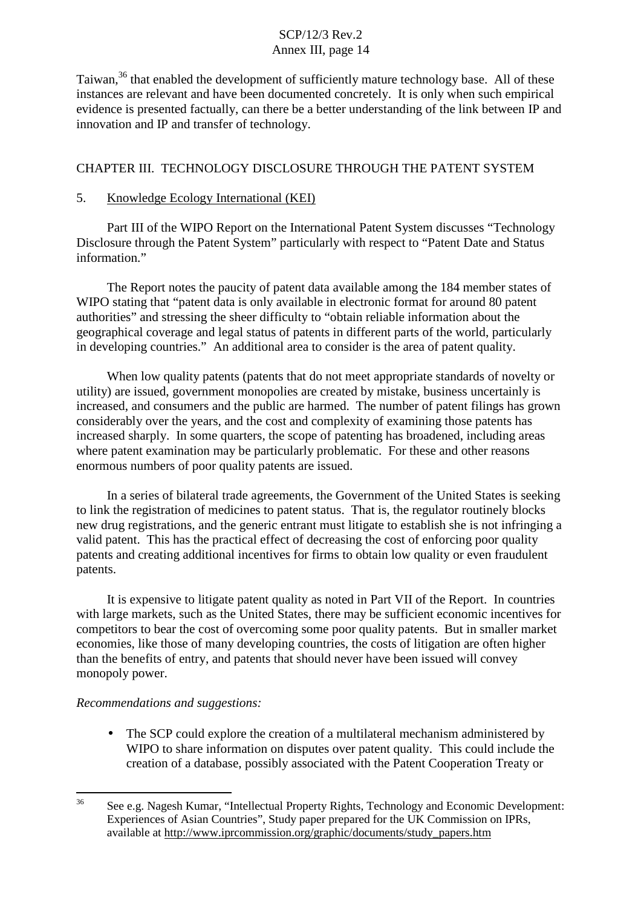Taiwan,[36] that enabled the development of sufficiently mature technology base. All of these instances are relevant and have been documented concretely. It is only when such empirical evidence is presented factually, can there be a better understanding of the link between IP and innovation and IP and transfer of technology.

## CHAPTER III. TECHNOLOGY DISCLOSURE THROUGH THE PATENT SYSTEM

### 5. Knowledge Ecology International (KEI)

Part III of the WIPO Report on the International Patent System discusses "Technology Disclosure through the Patent System" particularly with respect to "Patent Date and Status information."

The Report notes the paucity of patent data available among the 184 member states of WIPO stating that "patent data is only available in electronic format for around 80 patent authorities" and stressing the sheer difficulty to "obtain reliable information about the geographical coverage and legal status of patents in different parts of the world, particularly in developing countries." An additional area to consider is the area of patent quality.

When low quality patents (patents that do not meet appropriate standards of novelty or utility) are issued, government monopolies are created by mistake, business uncertainly is increased, and consumers and the public are harmed. The number of patent filings has grown considerably over the years, and the cost and complexity of examining those patents has increased sharply. In some quarters, the scope of patenting has broadened, including areas where patent examination may be particularly problematic. For these and other reasons enormous numbers of poor quality patents are issued.

In a series of bilateral trade agreements, the Government of the United States is seeking to link the registration of medicines to patent status. That is, the regulator routinely blocks new drug registrations, and the generic entrant must litigate to establish she is not infringing a valid patent. This has the practical effect of decreasing the cost of enforcing poor quality patents and creating additional incentives for firms to obtain low quality or even fraudulent patents.

It is expensive to litigate patent quality as noted in Part VII of the Report. In countries with large markets, such as the United States, there may be sufficient economic incentives for competitors to bear the cost of overcoming some poor quality patents. But in smaller market economies, like those of many developing countries, the costs of litigation are often higher than the benefits of entry, and patents that should never have been issued will convey monopoly power.

*Recommendations and suggestions:*

- The SCP could explore the creation of a multilateral mechanism administered by WIPO to share information on disputes over patent quality. This could include the creation of a database, possibly associated with the Patent Cooperation Treaty or

---

[36] See e.g. Nagesh Kumar, "Intellectual Property Rights, Technology and Economic Development: Experiences of Asian Countries", Study paper prepared for the UK Commission on IPRs, available at http://www.iprcommission.org/graphic/documents/study_papers.htm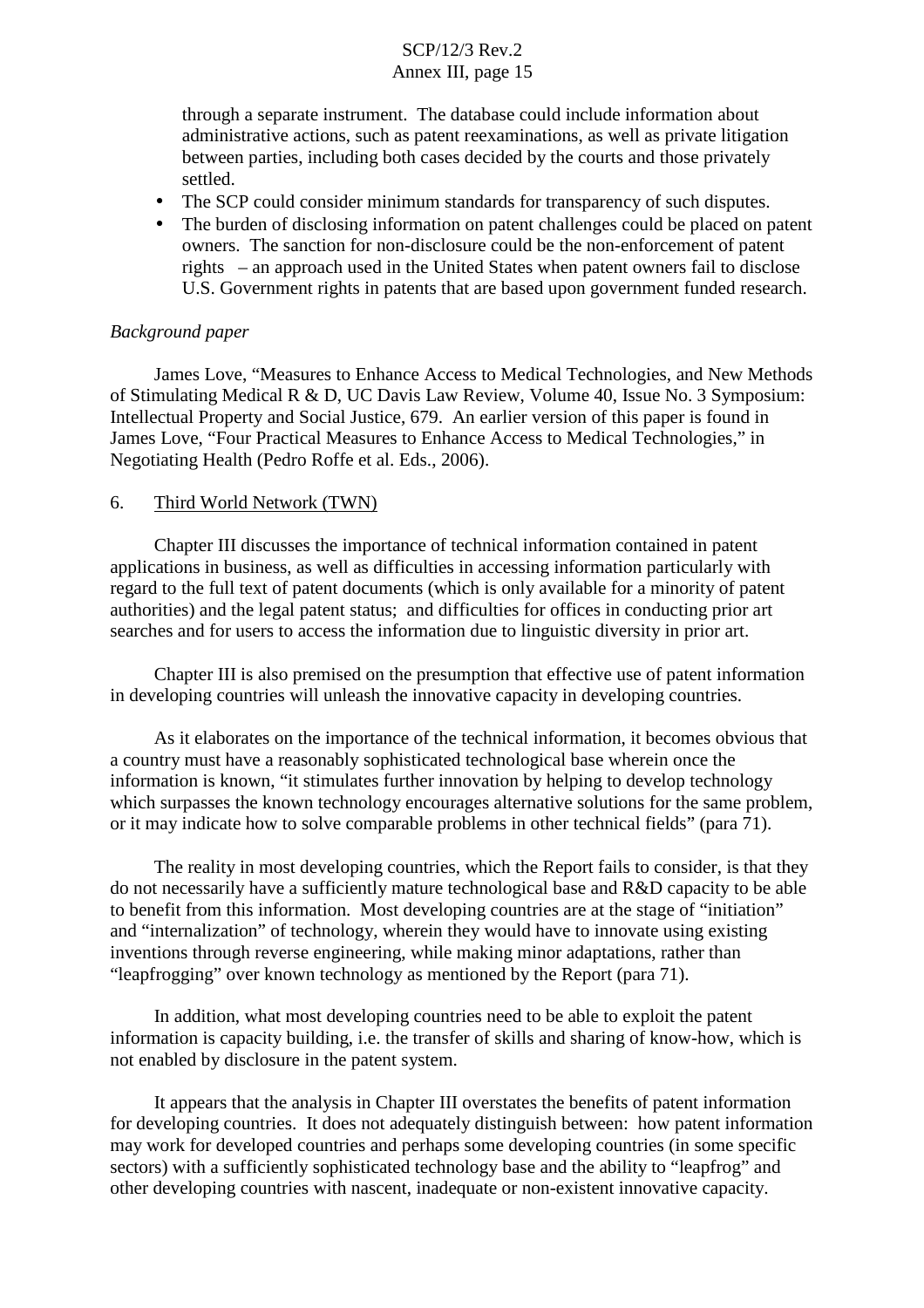through a separate instrument. The database could include information about administrative actions, such as patent reexaminations, as well as private litigation between parties, including both cases decided by the courts and those privately settled.

- The SCP could consider minimum standards for transparency of such disputes.
- The burden of disclosing information on patent challenges could be placed on patent owners. The sanction for non-disclosure could be the non-enforcement of patent rights – an approach used in the United States when patent owners fail to disclose U.S. Government rights in patents that are based upon government funded research.

*Background paper*

James Love, "Measures to Enhance Access to Medical Technologies, and New Methods of Stimulating Medical R & D, UC Davis Law Review, Volume 40, Issue No. 3 Symposium: Intellectual Property and Social Justice, 679. An earlier version of this paper is found in James Love, "Four Practical Measures to Enhance Access to Medical Technologies," in Negotiating Health (Pedro Roffe et al. Eds., 2006).

6. Third World Network (TWN)

Chapter III discusses the importance of technical information contained in patent applications in business, as well as difficulties in accessing information particularly with regard to the full text of patent documents (which is only available for a minority of patent authorities) and the legal patent status; and difficulties for offices in conducting prior art searches and for users to access the information due to linguistic diversity in prior art.

Chapter III is also premised on the presumption that effective use of patent information in developing countries will unleash the innovative capacity in developing countries.

As it elaborates on the importance of the technical information, it becomes obvious that a country must have a reasonably sophisticated technological base wherein once the information is known, "it stimulates further innovation by helping to develop technology which surpasses the known technology encourages alternative solutions for the same problem, or it may indicate how to solve comparable problems in other technical fields" (para 71).

The reality in most developing countries, which the Report fails to consider, is that they do not necessarily have a sufficiently mature technological base and R&D capacity to be able to benefit from this information. Most developing countries are at the stage of "initiation" and "internalization" of technology, wherein they would have to innovate using existing inventions through reverse engineering, while making minor adaptations, rather than "leapfrogging" over known technology as mentioned by the Report (para 71).

In addition, what most developing countries need to be able to exploit the patent information is capacity building, i.e. the transfer of skills and sharing of know-how, which is not enabled by disclosure in the patent system.

It appears that the analysis in Chapter III overstates the benefits of patent information for developing countries. It does not adequately distinguish between: how patent information may work for developed countries and perhaps some developing countries (in some specific sectors) with a sufficiently sophisticated technology base and the ability to "leapfrog" and other developing countries with nascent, inadequate or non-existent innovative capacity.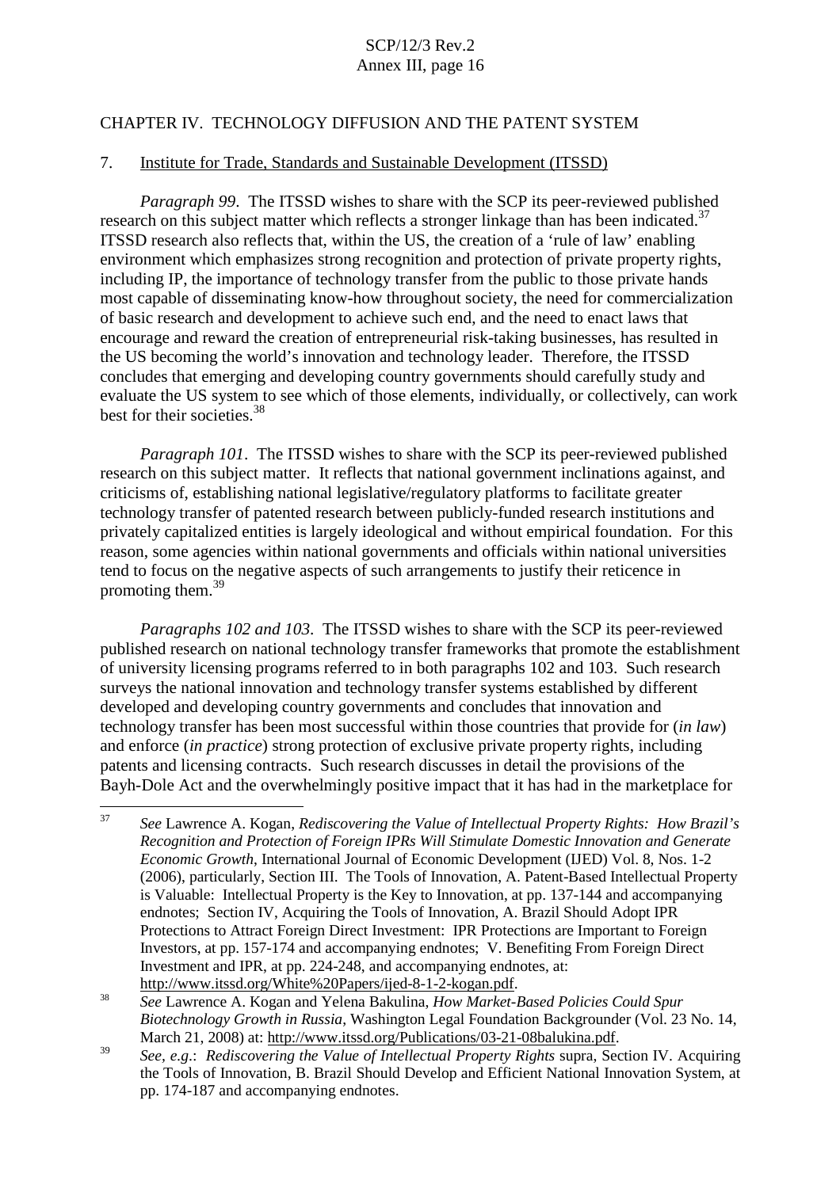## CHAPTER IV. TECHNOLOGY DIFFUSION AND THE PATENT SYSTEM

7. Institute for Trade, Standards and Sustainable Development (ITSSD)

*Paragraph 99*. The ITSSD wishes to share with the SCP its peer-reviewed published research on this subject matter which reflects a stronger linkage than has been indicated.[37] ITSSD research also reflects that, within the US, the creation of a 'rule of law' enabling environment which emphasizes strong recognition and protection of private property rights, including IP, the importance of technology transfer from the public to those private hands most capable of disseminating know-how throughout society, the need for commercialization of basic research and development to achieve such end, and the need to enact laws that encourage and reward the creation of entrepreneurial risk-taking businesses, has resulted in the US becoming the world's innovation and technology leader. Therefore, the ITSSD concludes that emerging and developing country governments should carefully study and evaluate the US system to see which of those elements, individually, or collectively, can work best for their societies.[38]

*Paragraph 101*. The ITSSD wishes to share with the SCP its peer-reviewed published research on this subject matter. It reflects that national government inclinations against, and criticisms of, establishing national legislative/regulatory platforms to facilitate greater technology transfer of patented research between publicly-funded research institutions and privately capitalized entities is largely ideological and without empirical foundation. For this reason, some agencies within national governments and officials within national universities tend to focus on the negative aspects of such arrangements to justify their reticence in promoting them.[39]

*Paragraphs 102 and 103*. The ITSSD wishes to share with the SCP its peer-reviewed published research on national technology transfer frameworks that promote the establishment of university licensing programs referred to in both paragraphs 102 and 103. Such research surveys the national innovation and technology transfer systems established by different developed and developing country governments and concludes that innovation and technology transfer has been most successful within those countries that provide for (*in law*) and enforce (*in practice*) strong protection of exclusive private property rights, including patents and licensing contracts. Such research discusses in detail the provisions of the Bayh-Dole Act and the overwhelmingly positive impact that it has had in the marketplace for

---

[37] *See* Lawrence A. Kogan, *Rediscovering the Value of Intellectual Property Rights: How Brazil's Recognition and Protection of Foreign IPRs Will Stimulate Domestic Innovation and Generate Economic Growth*, International Journal of Economic Development (IJED) Vol. 8, Nos. 1-2 (2006), particularly, Section III. The Tools of Innovation, A. Patent-Based Intellectual Property is Valuable: Intellectual Property is the Key to Innovation, at pp. 137-144 and accompanying endnotes; Section IV, Acquiring the Tools of Innovation, A. Brazil Should Adopt IPR Protections to Attract Foreign Direct Investment: IPR Protections are Important to Foreign Investors, at pp. 157-174 and accompanying endnotes; V. Benefiting From Foreign Direct Investment and IPR, at pp. 224-248, and accompanying endnotes, at: http://www.itssd.org/White%20Papers/ijed-8-1-2-kogan.pdf.

[38] *See* Lawrence A. Kogan and Yelena Bakulina, *How Market-Based Policies Could Spur Biotechnology Growth in Russia*, Washington Legal Foundation Backgrounder (Vol. 23 No. 14, March 21, 2008) at: http://www.itssd.org/Publications/03-21-08balukina.pdf.

[39] *See, e.g.*: *Rediscovering the Value of Intellectual Property Rights* supra, Section IV. Acquiring the Tools of Innovation, B. Brazil Should Develop and Efficient National Innovation System, at pp. 174-187 and accompanying endnotes.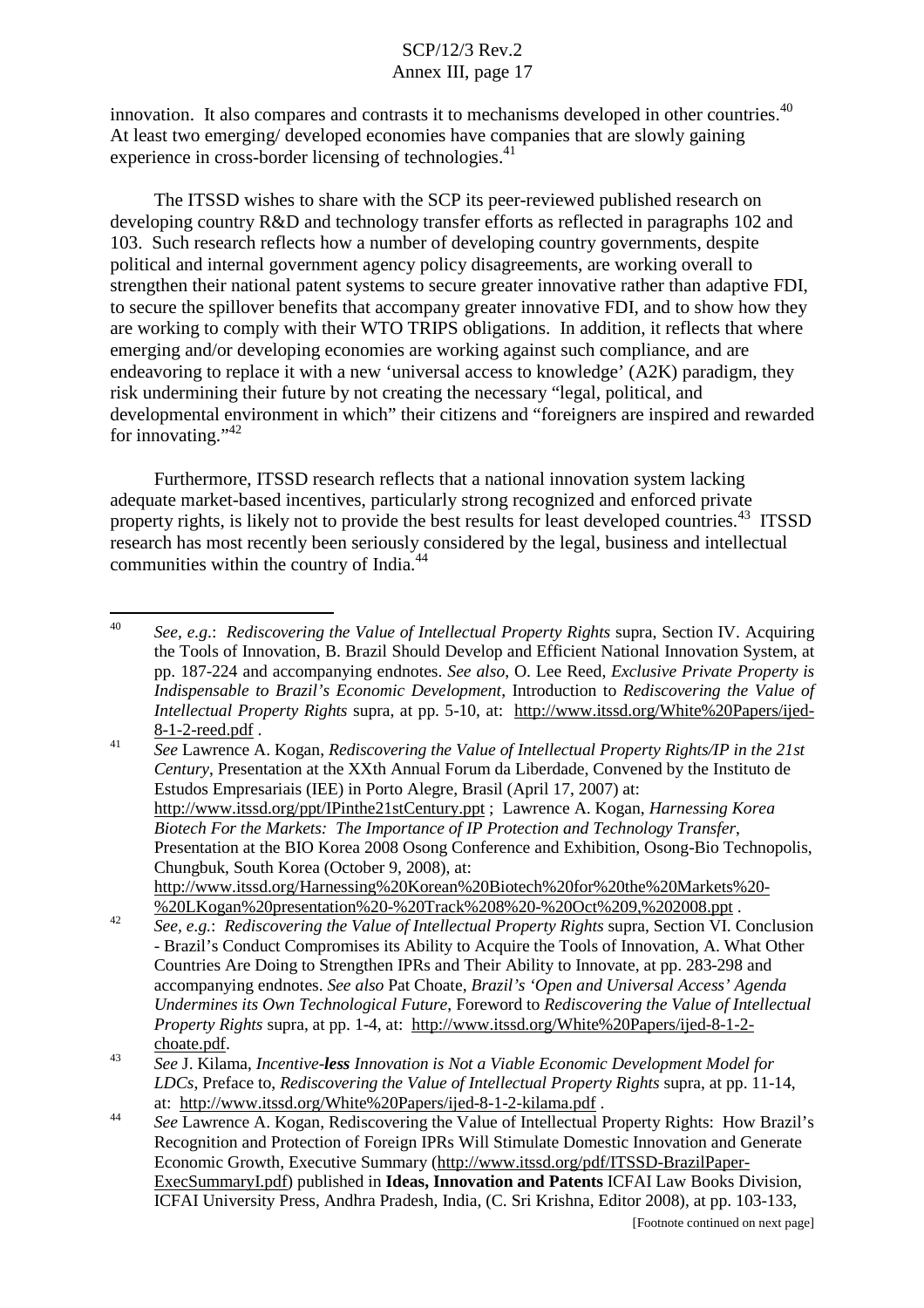innovation. It also compares and contrasts it to mechanisms developed in other countries.[40] At least two emerging/ developed economies have companies that are slowly gaining experience in cross-border licensing of technologies.[41]

The ITSSD wishes to share with the SCP its peer-reviewed published research on developing country R&D and technology transfer efforts as reflected in paragraphs 102 and 103. Such research reflects how a number of developing country governments, despite political and internal government agency policy disagreements, are working overall to strengthen their national patent systems to secure greater innovative rather than adaptive FDI, to secure the spillover benefits that accompany greater innovative FDI, and to show how they are working to comply with their WTO TRIPS obligations. In addition, it reflects that where emerging and/or developing economies are working against such compliance, and are endeavoring to replace it with a new 'universal access to knowledge' (A2K) paradigm, they risk undermining their future by not creating the necessary "legal, political, and developmental environment in which" their citizens and "foreigners are inspired and rewarded for innovating."[42]

Furthermore, ITSSD research reflects that a national innovation system lacking adequate market-based incentives, particularly strong recognized and enforced private property rights, is likely not to provide the best results for least developed countries.[43] ITSSD research has most recently been seriously considered by the legal, business and intellectual communities within the country of India.[44]

---

[40] *See, e.g.*: *Rediscovering the Value of Intellectual Property Rights* supra, Section IV. Acquiring the Tools of Innovation, B. Brazil Should Develop and Efficient National Innovation System, at pp. 187-224 and accompanying endnotes. *See also*, O. Lee Reed, *Exclusive Private Property is Indispensable to Brazil's Economic Development*, Introduction to *Rediscovering the Value of Intellectual Property Rights* supra, at pp. 5-10, at: http://www.itssd.org/White%20Papers/ijed-8-1-2-reed.pdf .

[41] *See* Lawrence A. Kogan, *Rediscovering the Value of Intellectual Property Rights/IP in the 21st Century*, Presentation at the XXth Annual Forum da Liberdade, Convened by the Instituto de Estudos Empresariais (IEE) in Porto Alegre, Brasil (April 17, 2007) at: http://www.itssd.org/ppt/IPinthe21stCentury.ppt ; Lawrence A. Kogan, *Harnessing Korea Biotech For the Markets: The Importance of IP Protection and Technology Transfer*, Presentation at the BIO Korea 2008 Osong Conference and Exhibition, Osong-Bio Technopolis, Chungbuk, South Korea (October 9, 2008), at: http://www.itssd.org/Harnessing%20Korean%20Biotech%20for%20the%20Markets%20-%20LKogan%20presentation%20-%20Track%208%20-%20Oct%209,%202008.ppt .

[42] *See, e.g.*: *Rediscovering the Value of Intellectual Property Rights* supra, Section VI. Conclusion - Brazil's Conduct Compromises its Ability to Acquire the Tools of Innovation, A. What Other Countries Are Doing to Strengthen IPRs and Their Ability to Innovate, at pp. 283-298 and accompanying endnotes. *See also* Pat Choate, *Brazil's 'Open and Universal Access' Agenda Undermines its Own Technological Future*, Foreword to *Rediscovering the Value of Intellectual Property Rights* supra, at pp. 1-4, at: http://www.itssd.org/White%20Papers/ijed-8-1-2-choate.pdf.

[43] *See* J. Kilama, *Incentive-**less** Innovation is Not a Viable Economic Development Model for LDCs*, Preface to, *Rediscovering the Value of Intellectual Property Rights* supra, at pp. 11-14, at: http://www.itssd.org/White%20Papers/ijed-8-1-2-kilama.pdf .

[44] *See* Lawrence A. Kogan, Rediscovering the Value of Intellectual Property Rights: How Brazil's Recognition and Protection of Foreign IPRs Will Stimulate Domestic Innovation and Generate Economic Growth, Executive Summary (http://www.itssd.org/pdf/ITSSD-BrazilPaper-ExecSummaryI.pdf) published in **Ideas, Innovation and Patents** ICFAI Law Books Division, ICFAI University Press, Andhra Pradesh, India, (C. Sri Krishna, Editor 2008), at pp. 103-133,

[Footnote continued on next page]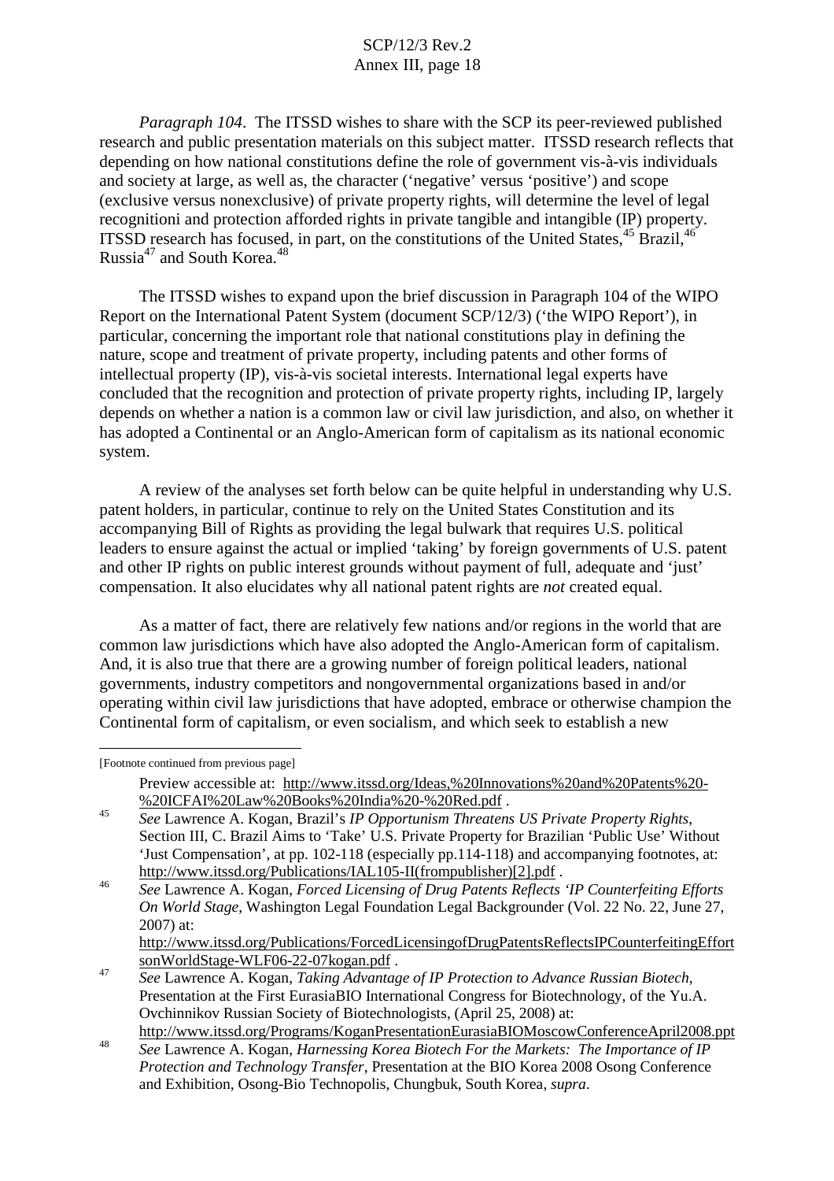*Paragraph 104*. The ITSSD wishes to share with the SCP its peer-reviewed published research and public presentation materials on this subject matter. ITSSD research reflects that depending on how national constitutions define the role of government vis-à-vis individuals and society at large, as well as, the character ('negative' versus 'positive') and scope (exclusive versus nonexclusive) of private property rights, will determine the level of legal recognitioni and protection afforded rights in private tangible and intangible (IP) property. ITSSD research has focused, in part, on the constitutions of the United States,[45] Brazil,[46] Russia[47] and South Korea.[48]

The ITSSD wishes to expand upon the brief discussion in Paragraph 104 of the WIPO Report on the International Patent System (document SCP/12/3) ('the WIPO Report'), in particular, concerning the important role that national constitutions play in defining the nature, scope and treatment of private property, including patents and other forms of intellectual property (IP), vis-à-vis societal interests. International legal experts have concluded that the recognition and protection of private property rights, including IP, largely depends on whether a nation is a common law or civil law jurisdiction, and also, on whether it has adopted a Continental or an Anglo-American form of capitalism as its national economic system.

A review of the analyses set forth below can be quite helpful in understanding why U.S. patent holders, in particular, continue to rely on the United States Constitution and its accompanying Bill of Rights as providing the legal bulwark that requires U.S. political leaders to ensure against the actual or implied 'taking' by foreign governments of U.S. patent and other IP rights on public interest grounds without payment of full, adequate and 'just' compensation. It also elucidates why all national patent rights are *not* created equal.

As a matter of fact, there are relatively few nations and/or regions in the world that are common law jurisdictions which have also adopted the Anglo-American form of capitalism. And, it is also true that there are a growing number of foreign political leaders, national governments, industry competitors and nongovernmental organizations based in and/or operating within civil law jurisdictions that have adopted, embrace or otherwise champion the Continental form of capitalism, or even socialism, and which seek to establish a new

---

[Footnote continued from previous page]

Preview accessible at: http://www.itssd.org/Ideas,%20Innovations%20and%20Patents%20-%20ICFAI%20Law%20Books%20India%20-%20Red.pdf .

[45] *See* Lawrence A. Kogan, Brazil's *IP Opportunism Threatens US Private Property Rights*, Section III, C. Brazil Aims to 'Take' U.S. Private Property for Brazilian 'Public Use' Without 'Just Compensation', at pp. 102-118 (especially pp.114-118) and accompanying footnotes, at: http://www.itssd.org/Publications/IAL105-II(frompublisher)[2].pdf .

[46] *See* Lawrence A. Kogan, *Forced Licensing of Drug Patents Reflects 'IP Counterfeiting Efforts On World Stage*, Washington Legal Foundation Legal Backgrounder (Vol. 22 No. 22, June 27, 2007) at: http://www.itssd.org/Publications/ForcedLicensingofDrugPatentsReflectsIPCounterfeitingEffortsonWorldStage-WLF06-22-07kogan.pdf .

[47] *See* Lawrence A. Kogan, *Taking Advantage of IP Protection to Advance Russian Biotech*, Presentation at the First EurasiaBIO International Congress for Biotechnology, of the Yu.A. Ovchinnikov Russian Society of Biotechnologists, (April 25, 2008) at: http://www.itssd.org/Programs/KoganPresentationEurasiaBIOMoscowConferenceApril2008.ppt

[48] *See* Lawrence A. Kogan, *Harnessing Korea Biotech For the Markets: The Importance of IP Protection and Technology Transfer*, Presentation at the BIO Korea 2008 Osong Conference and Exhibition, Osong-Bio Technopolis, Chungbuk, South Korea, *supra*.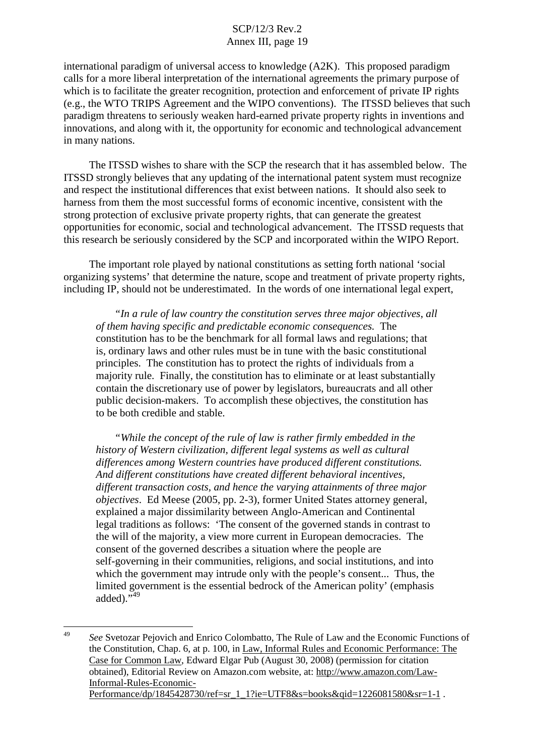international paradigm of universal access to knowledge (A2K). This proposed paradigm calls for a more liberal interpretation of the international agreements the primary purpose of which is to facilitate the greater recognition, protection and enforcement of private IP rights (e.g., the WTO TRIPS Agreement and the WIPO conventions). The ITSSD believes that such paradigm threatens to seriously weaken hard-earned private property rights in inventions and innovations, and along with it, the opportunity for economic and technological advancement in many nations.

The ITSSD wishes to share with the SCP the research that it has assembled below. The ITSSD strongly believes that any updating of the international patent system must recognize and respect the institutional differences that exist between nations. It should also seek to harness from them the most successful forms of economic incentive, consistent with the strong protection of exclusive private property rights, that can generate the greatest opportunities for economic, social and technological advancement. The ITSSD requests that this research be seriously considered by the SCP and incorporated within the WIPO Report.

The important role played by national constitutions as setting forth national 'social organizing systems' that determine the nature, scope and treatment of private property rights, including IP, should not be underestimated. In the words of one international legal expert,

> "*In a rule of law country the constitution serves three major objectives, all of them having specific and predictable economic consequences.* The constitution has to be the benchmark for all formal laws and regulations; that is, ordinary laws and other rules must be in tune with the basic constitutional principles. The constitution has to protect the rights of individuals from a majority rule. Finally, the constitution has to eliminate or at least substantially contain the discretionary use of power by legislators, bureaucrats and all other public decision-makers. To accomplish these objectives, the constitution has to be both credible and stable.
>
> "*While the concept of the rule of law is rather firmly embedded in the history of Western civilization, different legal systems as well as cultural differences among Western countries have produced different constitutions. And different constitutions have created different behavioral incentives, different transaction costs, and hence the varying attainments of three major objectives*. Ed Meese (2005, pp. 2-3), former United States attorney general, explained a major dissimilarity between Anglo-American and Continental legal traditions as follows: 'The consent of the governed stands in contrast to the will of the majority, a view more current in European democracies. The consent of the governed describes a situation where the people are self-governing in their communities, religions, and social institutions, and into which the government may intrude only with the people's consent... Thus, the limited government is the essential bedrock of the American polity' (emphasis added)."[49]

---

[49] *See* Svetozar Pejovich and Enrico Colombatto, The Rule of Law and the Economic Functions of the Constitution, Chap. 6, at p. 100, in Law, Informal Rules and Economic Performance: The Case for Common Law, Edward Elgar Pub (August 30, 2008) (permission for citation obtained), Editorial Review on Amazon.com website, at: http://www.amazon.com/Law-Informal-Rules-Economic-Performance/dp/1845428730/ref=sr_1_1?ie=UTF8&s=books&qid=1226081580&sr=1-1 .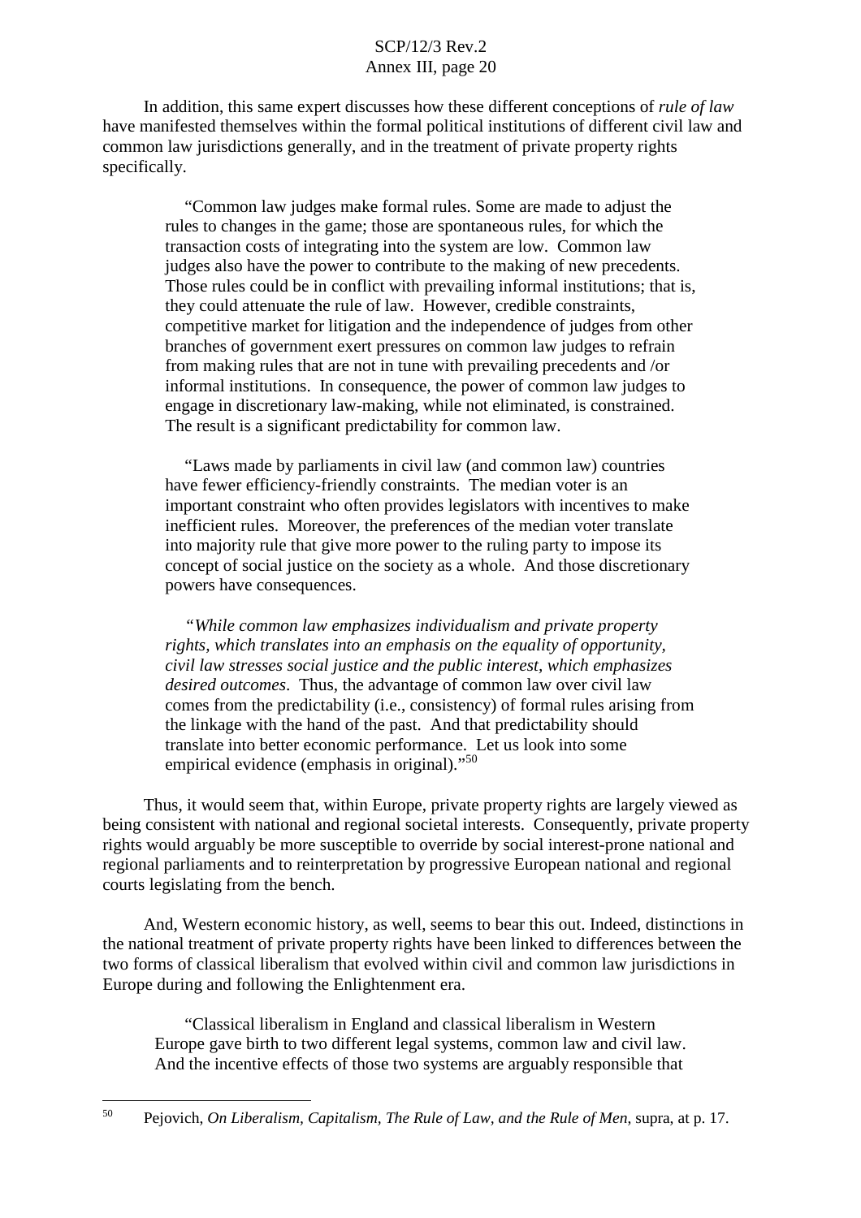In addition, this same expert discusses how these different conceptions of *rule of law* have manifested themselves within the formal political institutions of different civil law and common law jurisdictions generally, and in the treatment of private property rights specifically.

> "Common law judges make formal rules. Some are made to adjust the rules to changes in the game; those are spontaneous rules, for which the transaction costs of integrating into the system are low. Common law judges also have the power to contribute to the making of new precedents. Those rules could be in conflict with prevailing informal institutions; that is, they could attenuate the rule of law. However, credible constraints, competitive market for litigation and the independence of judges from other branches of government exert pressures on common law judges to refrain from making rules that are not in tune with prevailing precedents and /or informal institutions. In consequence, the power of common law judges to engage in discretionary law-making, while not eliminated, is constrained. The result is a significant predictability for common law.
>
> "Laws made by parliaments in civil law (and common law) countries have fewer efficiency-friendly constraints. The median voter is an important constraint who often provides legislators with incentives to make inefficient rules. Moreover, the preferences of the median voter translate into majority rule that give more power to the ruling party to impose its concept of social justice on the society as a whole. And those discretionary powers have consequences.
>
> "*While common law emphasizes individualism and private property rights, which translates into an emphasis on the equality of opportunity, civil law stresses social justice and the public interest, which emphasizes desired outcomes*. Thus, the advantage of common law over civil law comes from the predictability (i.e., consistency) of formal rules arising from the linkage with the hand of the past. And that predictability should translate into better economic performance. Let us look into some empirical evidence (emphasis in original)."[50]

Thus, it would seem that, within Europe, private property rights are largely viewed as being consistent with national and regional societal interests. Consequently, private property rights would arguably be more susceptible to override by social interest-prone national and regional parliaments and to reinterpretation by progressive European national and regional courts legislating from the bench.

And, Western economic history, as well, seems to bear this out. Indeed, distinctions in the national treatment of private property rights have been linked to differences between the two forms of classical liberalism that evolved within civil and common law jurisdictions in Europe during and following the Enlightenment era.

> "Classical liberalism in England and classical liberalism in Western Europe gave birth to two different legal systems, common law and civil law. And the incentive effects of those two systems are arguably responsible that

---

[50] Pejovich, *On Liberalism, Capitalism, The Rule of Law, and the Rule of Men*, supra, at p. 17.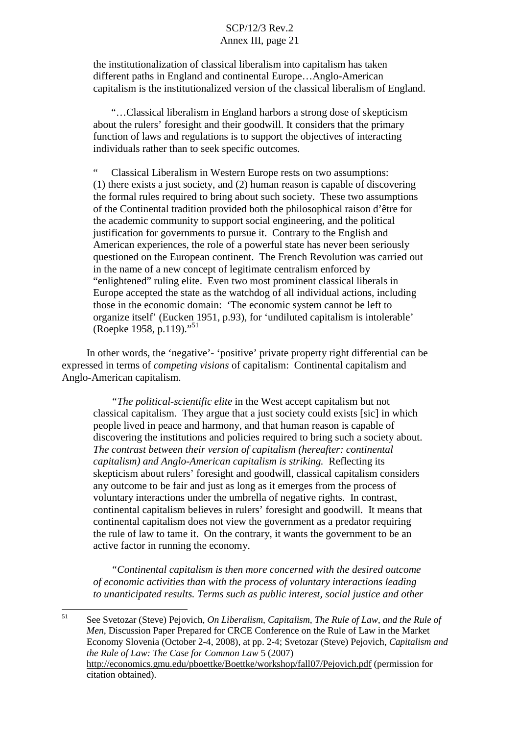> the institutionalization of classical liberalism into capitalism has taken different paths in England and continental Europe…Anglo-American capitalism is the institutionalized version of the classical liberalism of England.
>
> "…Classical liberalism in England harbors a strong dose of skepticism about the rulers' foresight and their goodwill. It considers that the primary function of laws and regulations is to support the objectives of interacting individuals rather than to seek specific outcomes.
>
> " Classical Liberalism in Western Europe rests on two assumptions: (1) there exists a just society, and (2) human reason is capable of discovering the formal rules required to bring about such society. These two assumptions of the Continental tradition provided both the philosophical raison d'être for the academic community to support social engineering, and the political justification for governments to pursue it. Contrary to the English and American experiences, the role of a powerful state has never been seriously questioned on the European continent. The French Revolution was carried out in the name of a new concept of legitimate centralism enforced by "enlightened" ruling elite. Even two most prominent classical liberals in Europe accepted the state as the watchdog of all individual actions, including those in the economic domain: 'The economic system cannot be left to organize itself' (Eucken 1951, p.93), for 'undiluted capitalism is intolerable' (Roepke 1958, p.119)."[51]

In other words, the 'negative'- 'positive' private property right differential can be expressed in terms of *competing visions* of capitalism: Continental capitalism and Anglo-American capitalism.

> "*The political-scientific elite* in the West accept capitalism but not classical capitalism. They argue that a just society could exists [sic] in which people lived in peace and harmony, and that human reason is capable of discovering the institutions and policies required to bring such a society about. *The contrast between their version of capitalism (hereafter: continental capitalism) and Anglo-American capitalism is striking.* Reflecting its skepticism about rulers' foresight and goodwill, classical capitalism considers any outcome to be fair and just as long as it emerges from the process of voluntary interactions under the umbrella of negative rights. In contrast, continental capitalism believes in rulers' foresight and goodwill. It means that continental capitalism does not view the government as a predator requiring the rule of law to tame it. On the contrary, it wants the government to be an active factor in running the economy.
>
> "*Continental capitalism is then more concerned with the desired outcome of economic activities than with the process of voluntary interactions leading to unanticipated results. Terms such as public interest, social justice and other*

---

[51] See Svetozar (Steve) Pejovich, *On Liberalism, Capitalism, The Rule of Law, and the Rule of Men*, Discussion Paper Prepared for CRCE Conference on the Rule of Law in the Market Economy Slovenia (October 2-4, 2008), at pp. 2-4; Svetozar (Steve) Pejovich, *Capitalism and the Rule of Law: The Case for Common Law* 5 (2007) http://economics.gmu.edu/pboettke/Boettke/workshop/fall07/Pejovich.pdf (permission for citation obtained).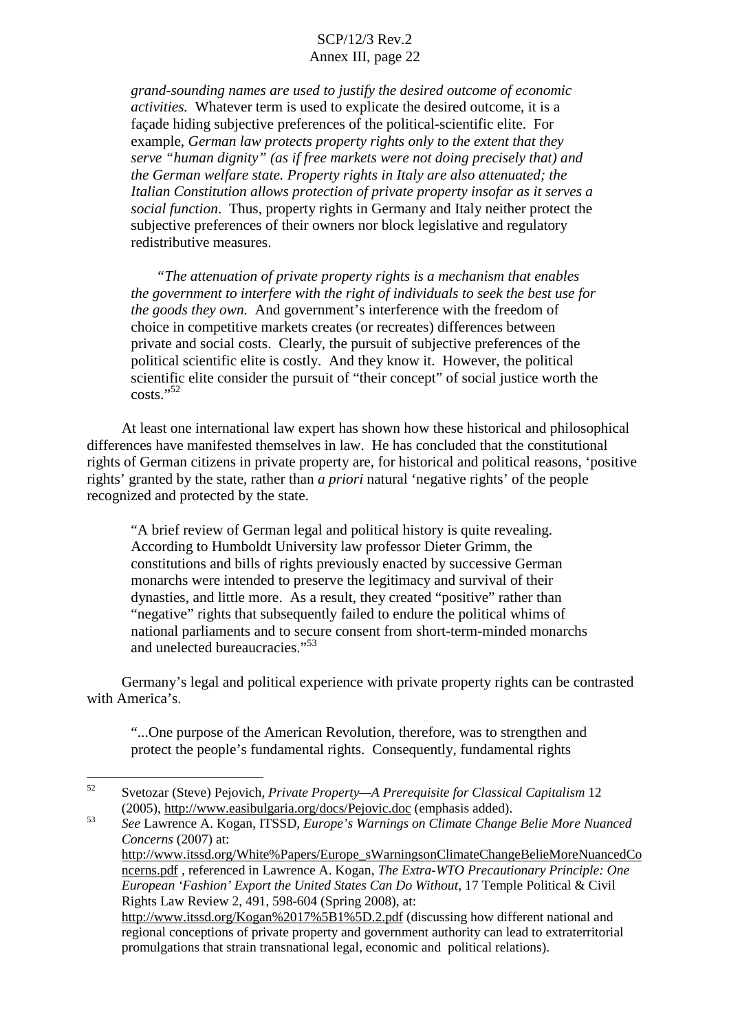> *grand-sounding names are used to justify the desired outcome of economic activities.* Whatever term is used to explicate the desired outcome, it is a façade hiding subjective preferences of the political-scientific elite. For example, *German law protects property rights only to the extent that they serve "human dignity" (as if free markets were not doing precisely that) and the German welfare state. Property rights in Italy are also attenuated; the Italian Constitution allows protection of private property insofar as it serves a social function*. Thus, property rights in Germany and Italy neither protect the subjective preferences of their owners nor block legislative and regulatory redistributive measures.
>
> "*The attenuation of private property rights is a mechanism that enables the government to interfere with the right of individuals to seek the best use for the goods they own.* And government's interference with the freedom of choice in competitive markets creates (or recreates) differences between private and social costs. Clearly, the pursuit of subjective preferences of the political scientific elite is costly. And they know it. However, the political scientific elite consider the pursuit of "their concept" of social justice worth the costs."[52]

At least one international law expert has shown how these historical and philosophical differences have manifested themselves in law. He has concluded that the constitutional rights of German citizens in private property are, for historical and political reasons, 'positive rights' granted by the state, rather than *a priori* natural 'negative rights' of the people recognized and protected by the state.

> "A brief review of German legal and political history is quite revealing. According to Humboldt University law professor Dieter Grimm, the constitutions and bills of rights previously enacted by successive German monarchs were intended to preserve the legitimacy and survival of their dynasties, and little more. As a result, they created "positive" rather than "negative" rights that subsequently failed to endure the political whims of national parliaments and to secure consent from short-term-minded monarchs and unelected bureaucracies."[53]

Germany's legal and political experience with private property rights can be contrasted with America's.

> "...One purpose of the American Revolution, therefore, was to strengthen and protect the people's fundamental rights. Consequently, fundamental rights

---

[52] Svetozar (Steve) Pejovich, *Private Property—A Prerequisite for Classical Capitalism* 12 (2005), http://www.easibulgaria.org/docs/Pejovic.doc (emphasis added).

[53] *See* Lawrence A. Kogan, ITSSD, *Europe's Warnings on Climate Change Belie More Nuanced Concerns* (2007) at: http://www.itssd.org/White%Papers/Europe_sWarningsonClimateChangeBelieMoreNuancedConcerns.pdf , referenced in Lawrence A. Kogan, *The Extra-WTO Precautionary Principle: One European 'Fashion' Export the United States Can Do Without*, 17 Temple Political & Civil Rights Law Review 2, 491, 598-604 (Spring 2008), at: http://www.itssd.org/Kogan%2017%5B1%5D.2.pdf (discussing how different national and regional conceptions of private property and government authority can lead to extraterritorial promulgations that strain transnational legal, economic and political relations).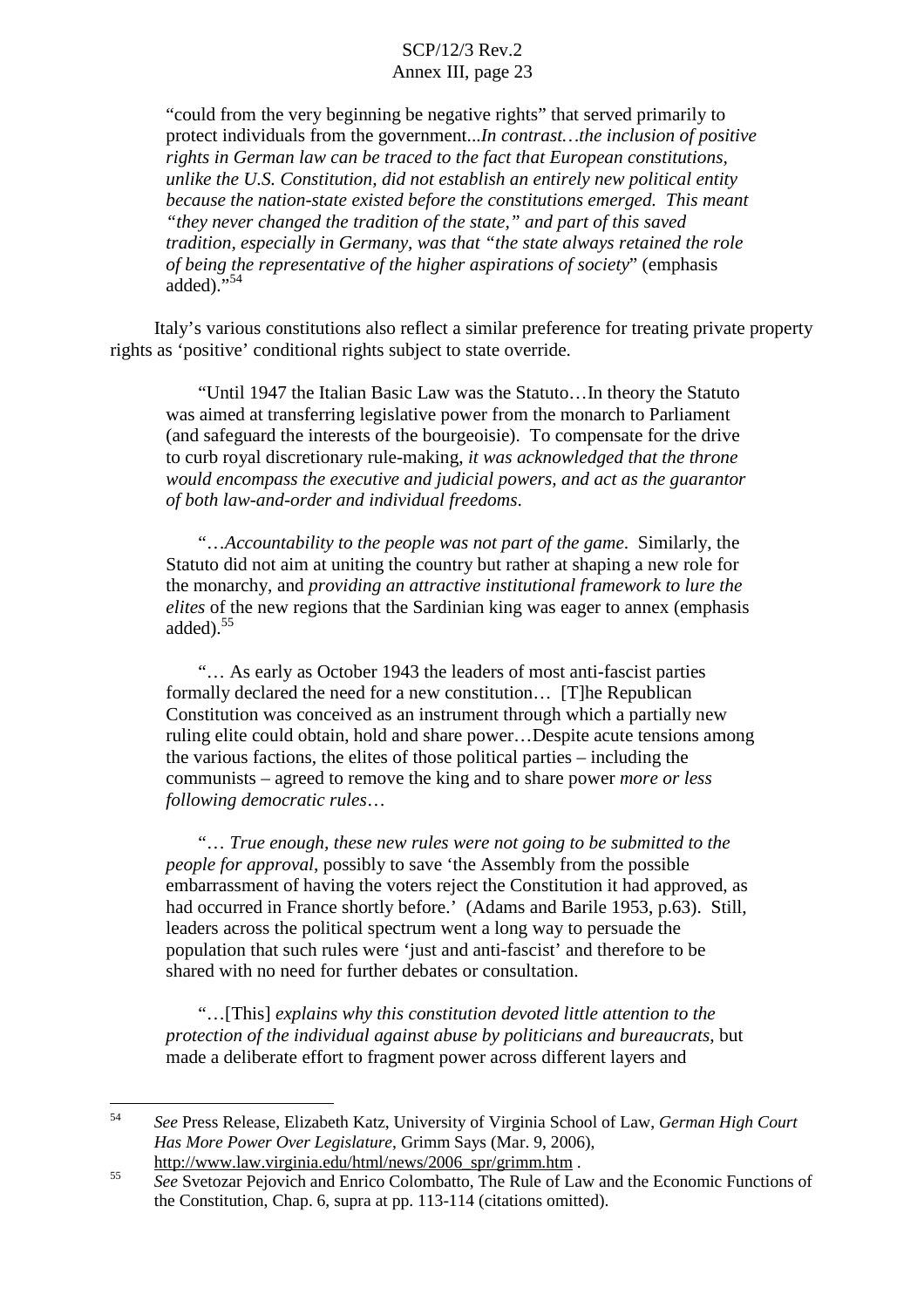"could from the very beginning be negative rights" that served primarily to protect individuals from the government...*In contrast…the inclusion of positive rights in German law can be traced to the fact that European constitutions, unlike the U.S. Constitution, did not establish an entirely new political entity because the nation-state existed before the constitutions emerged. This meant "they never changed the tradition of the state," and part of this saved tradition, especially in Germany, was that "the state always retained the role of being the representative of the higher aspirations of society*" (emphasis added)."[54]

Italy's various constitutions also reflect a similar preference for treating private property rights as 'positive' conditional rights subject to state override.

> "Until 1947 the Italian Basic Law was the Statuto…In theory the Statuto was aimed at transferring legislative power from the monarch to Parliament (and safeguard the interests of the bourgeoisie). To compensate for the drive to curb royal discretionary rule-making, *it was acknowledged that the throne would encompass the executive and judicial powers, and act as the guarantor of both law-and-order and individual freedoms*.
>
> "…*Accountability to the people was not part of the game*. Similarly, the Statuto did not aim at uniting the country but rather at shaping a new role for the monarchy, and *providing an attractive institutional framework to lure the elites* of the new regions that the Sardinian king was eager to annex (emphasis added).[55]
>
> "… As early as October 1943 the leaders of most anti-fascist parties formally declared the need for a new constitution… [T]he Republican Constitution was conceived as an instrument through which a partially new ruling elite could obtain, hold and share power…Despite acute tensions among the various factions, the elites of those political parties – including the communists – agreed to remove the king and to share power *more or less following democratic rules*…
>
> "… *True enough, these new rules were not going to be submitted to the people for approval*, possibly to save 'the Assembly from the possible embarrassment of having the voters reject the Constitution it had approved, as had occurred in France shortly before.' (Adams and Barile 1953, p.63). Still, leaders across the political spectrum went a long way to persuade the population that such rules were 'just and anti-fascist' and therefore to be shared with no need for further debates or consultation.
>
> "…[This] *explains why this constitution devoted little attention to the protection of the individual against abuse by politicians and bureaucrats*, but made a deliberate effort to fragment power across different layers and

---

[54] *See* Press Release, Elizabeth Katz, University of Virginia School of Law, *German High Court Has More Power Over Legislature*, Grimm Says (Mar. 9, 2006), http://www.law.virginia.edu/html/news/2006_spr/grimm.htm .

[55] *See* Svetozar Pejovich and Enrico Colombatto, The Rule of Law and the Economic Functions of the Constitution, Chap. 6, supra at pp. 113-114 (citations omitted).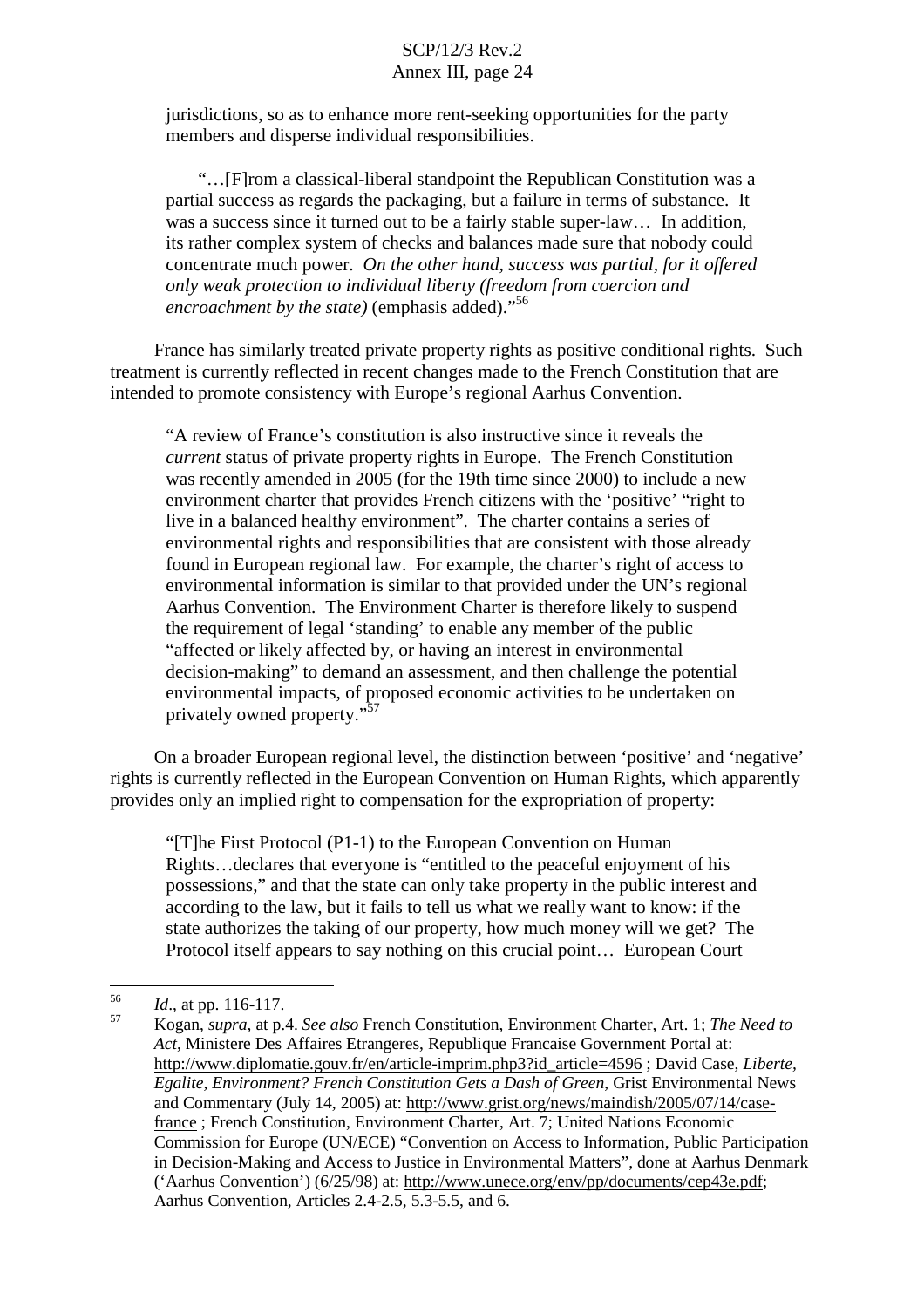jurisdictions, so as to enhance more rent-seeking opportunities for the party members and disperse individual responsibilities.

> "…[F]rom a classical-liberal standpoint the Republican Constitution was a partial success as regards the packaging, but a failure in terms of substance. It was a success since it turned out to be a fairly stable super-law… In addition, its rather complex system of checks and balances made sure that nobody could concentrate much power. *On the other hand, success was partial, for it offered only weak protection to individual liberty (freedom from coercion and encroachment by the state)* (emphasis added)."[56]

France has similarly treated private property rights as positive conditional rights. Such treatment is currently reflected in recent changes made to the French Constitution that are intended to promote consistency with Europe's regional Aarhus Convention.

> "A review of France's constitution is also instructive since it reveals the *current* status of private property rights in Europe. The French Constitution was recently amended in 2005 (for the 19th time since 2000) to include a new environment charter that provides French citizens with the 'positive' "right to live in a balanced healthy environment". The charter contains a series of environmental rights and responsibilities that are consistent with those already found in European regional law. For example, the charter's right of access to environmental information is similar to that provided under the UN's regional Aarhus Convention. The Environment Charter is therefore likely to suspend the requirement of legal 'standing' to enable any member of the public "affected or likely affected by, or having an interest in environmental decision-making" to demand an assessment, and then challenge the potential environmental impacts, of proposed economic activities to be undertaken on privately owned property."[57]

On a broader European regional level, the distinction between 'positive' and 'negative' rights is currently reflected in the European Convention on Human Rights, which apparently provides only an implied right to compensation for the expropriation of property:

> "[T]he First Protocol (P1-1) to the European Convention on Human Rights…declares that everyone is "entitled to the peaceful enjoyment of his possessions," and that the state can only take property in the public interest and according to the law, but it fails to tell us what we really want to know: if the state authorizes the taking of our property, how much money will we get? The Protocol itself appears to say nothing on this crucial point… European Court

---

[56] *Id*., at pp. 116-117.

[57] Kogan, *supra*, at p.4. *See also* French Constitution, Environment Charter, Art. 1; *The Need to Act*, Ministere Des Affaires Etrangeres, Republique Francaise Government Portal at: http://www.diplomatie.gouv.fr/en/article-imprim.php3?id_article=4596 ; David Case, *Liberte, Egalite, Environment? French Constitution Gets a Dash of Green*, Grist Environmental News and Commentary (July 14, 2005) at: http://www.grist.org/news/maindish/2005/07/14/case-france ; French Constitution, Environment Charter, Art. 7; United Nations Economic Commission for Europe (UN/ECE) "Convention on Access to Information, Public Participation in Decision-Making and Access to Justice in Environmental Matters", done at Aarhus Denmark ('Aarhus Convention') (6/25/98) at: http://www.unece.org/env/pp/documents/cep43e.pdf; Aarhus Convention, Articles 2.4-2.5, 5.3-5.5, and 6.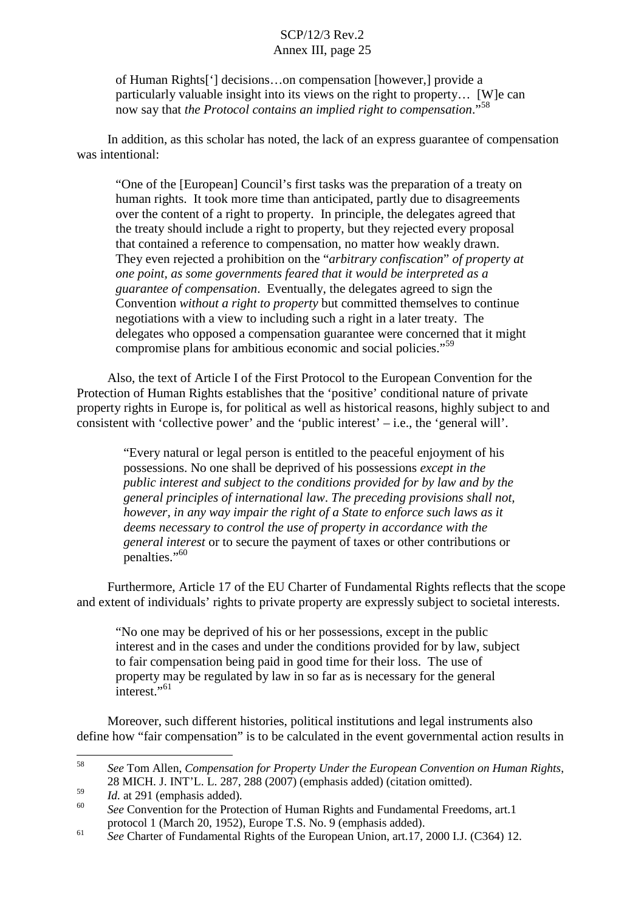> of Human Rights['] decisions…on compensation [however,] provide a particularly valuable insight into its views on the right to property… [W]e can now say that *the Protocol contains an implied right to compensation*."[58]

In addition, as this scholar has noted, the lack of an express guarantee of compensation was intentional:

> "One of the [European] Council's first tasks was the preparation of a treaty on human rights. It took more time than anticipated, partly due to disagreements over the content of a right to property. In principle, the delegates agreed that the treaty should include a right to property, but they rejected every proposal that contained a reference to compensation, no matter how weakly drawn. They even rejected a prohibition on the "*arbitrary confiscation*" *of property at one point, as some governments feared that it would be interpreted as a guarantee of compensation*. Eventually, the delegates agreed to sign the Convention *without a right to property* but committed themselves to continue negotiations with a view to including such a right in a later treaty. The delegates who opposed a compensation guarantee were concerned that it might compromise plans for ambitious economic and social policies."[59]

Also, the text of Article I of the First Protocol to the European Convention for the Protection of Human Rights establishes that the 'positive' conditional nature of private property rights in Europe is, for political as well as historical reasons, highly subject to and consistent with 'collective power' and the 'public interest' – i.e., the 'general will'.

> "Every natural or legal person is entitled to the peaceful enjoyment of his possessions. No one shall be deprived of his possessions *except in the public interest and subject to the conditions provided for by law and by the general principles of international law. The preceding provisions shall not, however, in any way impair the right of a State to enforce such laws as it deems necessary to control the use of property in accordance with the general interest* or to secure the payment of taxes or other contributions or penalties."[60]

Furthermore, Article 17 of the EU Charter of Fundamental Rights reflects that the scope and extent of individuals' rights to private property are expressly subject to societal interests.

> "No one may be deprived of his or her possessions, except in the public interest and in the cases and under the conditions provided for by law, subject to fair compensation being paid in good time for their loss. The use of property may be regulated by law in so far as is necessary for the general interest."[61]

Moreover, such different histories, political institutions and legal instruments also define how "fair compensation" is to be calculated in the event governmental action results in

---

[58] *See* Tom Allen, *Compensation for Property Under the European Convention on Human Rights*, 28 MICH. J. INT'L. L. 287, 288 (2007) (emphasis added) (citation omitted).

[59] *Id.* at 291 (emphasis added).

[60] *See* Convention for the Protection of Human Rights and Fundamental Freedoms, art.1 protocol 1 (March 20, 1952), Europe T.S. No. 9 (emphasis added).

[61] *See* Charter of Fundamental Rights of the European Union, art.17, 2000 I.J. (C364) 12.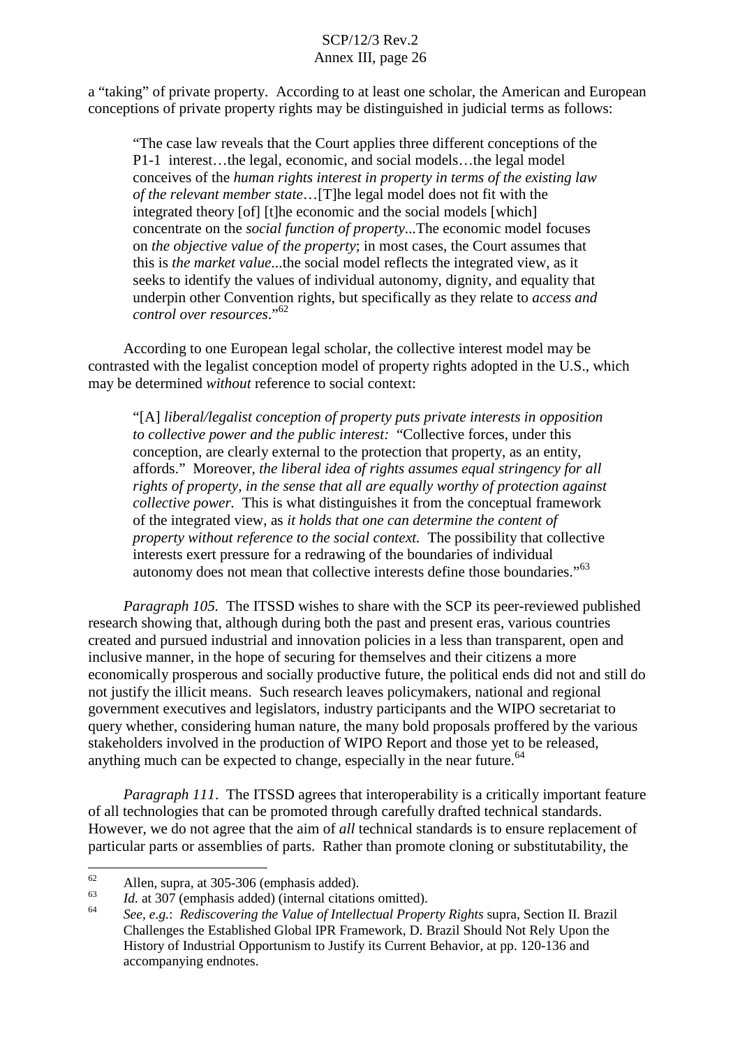a "taking" of private property. According to at least one scholar, the American and European conceptions of private property rights may be distinguished in judicial terms as follows:

> "The case law reveals that the Court applies three different conceptions of the P1-1 interest…the legal, economic, and social models…the legal model conceives of the *human rights interest in property in terms of the existing law of the relevant member state*…[T]he legal model does not fit with the integrated theory [of] [t]he economic and the social models [which] concentrate on the *social function of property*...The economic model focuses on *the objective value of the property*; in most cases, the Court assumes that this is *the market value*...the social model reflects the integrated view, as it seeks to identify the values of individual autonomy, dignity, and equality that underpin other Convention rights, but specifically as they relate to *access and control over resources*."[62]

According to one European legal scholar, the collective interest model may be contrasted with the legalist conception model of property rights adopted in the U.S., which may be determined *without* reference to social context:

> "[A] *liberal/legalist conception of property puts private interests in opposition to collective power and the public interest:* "Collective forces, under this conception, are clearly external to the protection that property, as an entity, affords." Moreover, *the liberal idea of rights assumes equal stringency for all rights of property, in the sense that all are equally worthy of protection against collective power.* This is what distinguishes it from the conceptual framework of the integrated view, as *it holds that one can determine the content of property without reference to the social context.* The possibility that collective interests exert pressure for a redrawing of the boundaries of individual autonomy does not mean that collective interests define those boundaries."[63]

*Paragraph 105.* The ITSSD wishes to share with the SCP its peer-reviewed published research showing that, although during both the past and present eras, various countries created and pursued industrial and innovation policies in a less than transparent, open and inclusive manner, in the hope of securing for themselves and their citizens a more economically prosperous and socially productive future, the political ends did not and still do not justify the illicit means. Such research leaves policymakers, national and regional government executives and legislators, industry participants and the WIPO secretariat to query whether, considering human nature, the many bold proposals proffered by the various stakeholders involved in the production of WIPO Report and those yet to be released, anything much can be expected to change, especially in the near future.[64]

*Paragraph 111.* The ITSSD agrees that interoperability is a critically important feature of all technologies that can be promoted through carefully drafted technical standards. However, we do not agree that the aim of *all* technical standards is to ensure replacement of particular parts or assemblies of parts. Rather than promote cloning or substitutability, the

---

[62] Allen, supra, at 305-306 (emphasis added).

[63] *Id.* at 307 (emphasis added) (internal citations omitted).

[64] *See, e.g.*: *Rediscovering the Value of Intellectual Property Rights* supra, Section II. Brazil Challenges the Established Global IPR Framework, D. Brazil Should Not Rely Upon the History of Industrial Opportunism to Justify its Current Behavior, at pp. 120-136 and accompanying endnotes.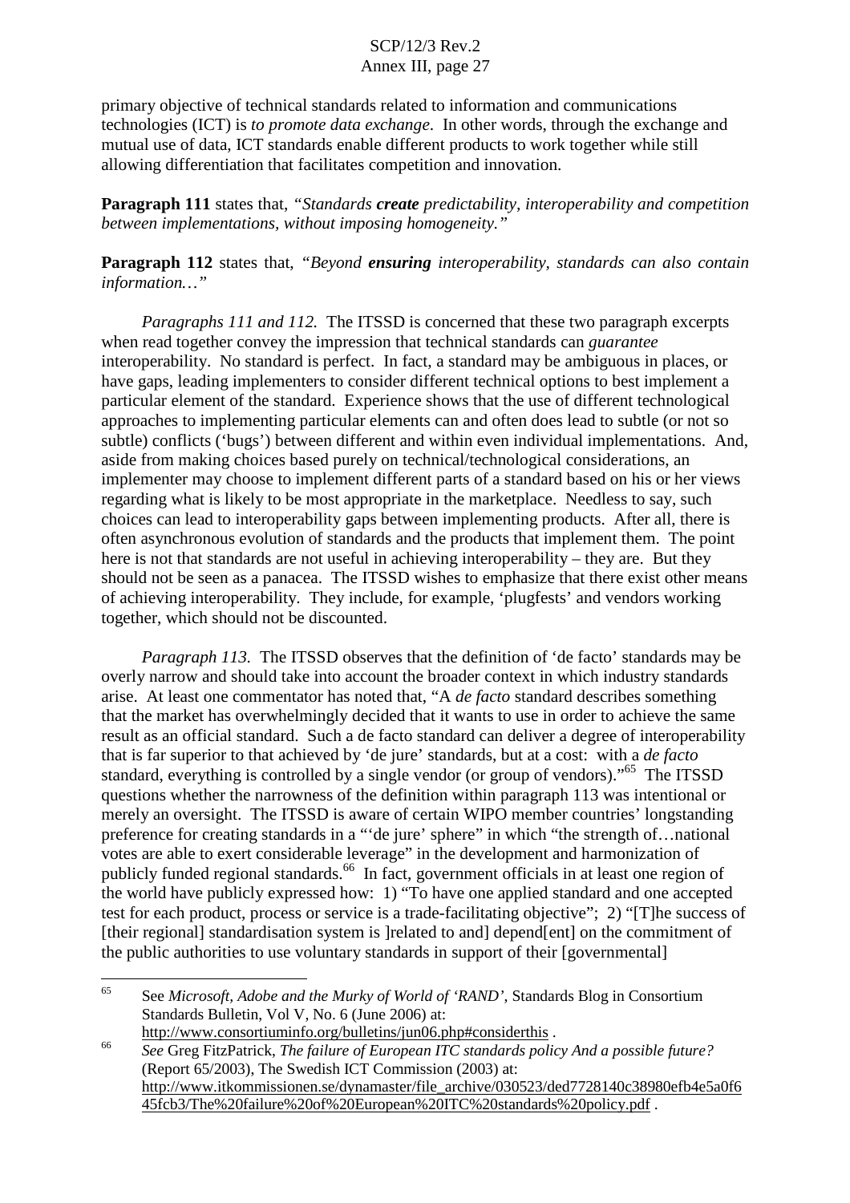primary objective of technical standards related to information and communications technologies (ICT) is *to promote data exchange*. In other words, through the exchange and mutual use of data, ICT standards enable different products to work together while still allowing differentiation that facilitates competition and innovation.

**Paragraph 111** states that, *"Standards **create** predictability, interoperability and competition between implementations, without imposing homogeneity."*

**Paragraph 112** states that, *"Beyond **ensuring** interoperability, standards can also contain information…"*

*Paragraphs 111 and 112.* The ITSSD is concerned that these two paragraph excerpts when read together convey the impression that technical standards can *guarantee* interoperability. No standard is perfect. In fact, a standard may be ambiguous in places, or have gaps, leading implementers to consider different technical options to best implement a particular element of the standard. Experience shows that the use of different technological approaches to implementing particular elements can and often does lead to subtle (or not so subtle) conflicts ('bugs') between different and within even individual implementations. And, aside from making choices based purely on technical/technological considerations, an implementer may choose to implement different parts of a standard based on his or her views regarding what is likely to be most appropriate in the marketplace. Needless to say, such choices can lead to interoperability gaps between implementing products. After all, there is often asynchronous evolution of standards and the products that implement them. The point here is not that standards are not useful in achieving interoperability – they are. But they should not be seen as a panacea. The ITSSD wishes to emphasize that there exist other means of achieving interoperability. They include, for example, 'plugfests' and vendors working together, which should not be discounted.

*Paragraph 113.* The ITSSD observes that the definition of 'de facto' standards may be overly narrow and should take into account the broader context in which industry standards arise. At least one commentator has noted that, "A *de facto* standard describes something that the market has overwhelmingly decided that it wants to use in order to achieve the same result as an official standard. Such a de facto standard can deliver a degree of interoperability that is far superior to that achieved by 'de jure' standards, but at a cost: with a *de facto* standard, everything is controlled by a single vendor (or group of vendors)."[65] The ITSSD questions whether the narrowness of the definition within paragraph 113 was intentional or merely an oversight. The ITSSD is aware of certain WIPO member countries' longstanding preference for creating standards in a "'de jure' sphere" in which "the strength of…national votes are able to exert considerable leverage" in the development and harmonization of publicly funded regional standards.[66] In fact, government officials in at least one region of the world have publicly expressed how: 1) "To have one applied standard and one accepted test for each product, process or service is a trade-facilitating objective"; 2) "[T]he success of [their regional] standardisation system is ]related to and] depend[ent] on the commitment of the public authorities to use voluntary standards in support of their [governmental]

---

[65] See *Microsoft, Adobe and the Murky of World of 'RAND'*, Standards Blog in Consortium Standards Bulletin, Vol V, No. 6 (June 2006) at: http://www.consortiuminfo.org/bulletins/jun06.php#considerthis .

[66] *See* Greg FitzPatrick, *The failure of European ITC standards policy And a possible future?* (Report 65/2003), The Swedish ICT Commission (2003) at: http://www.itkommissionen.se/dynamaster/file_archive/030523/ded7728140c38980efb4e5a0f645fcb3/The%20failure%20of%20European%20ITC%20standards%20policy.pdf .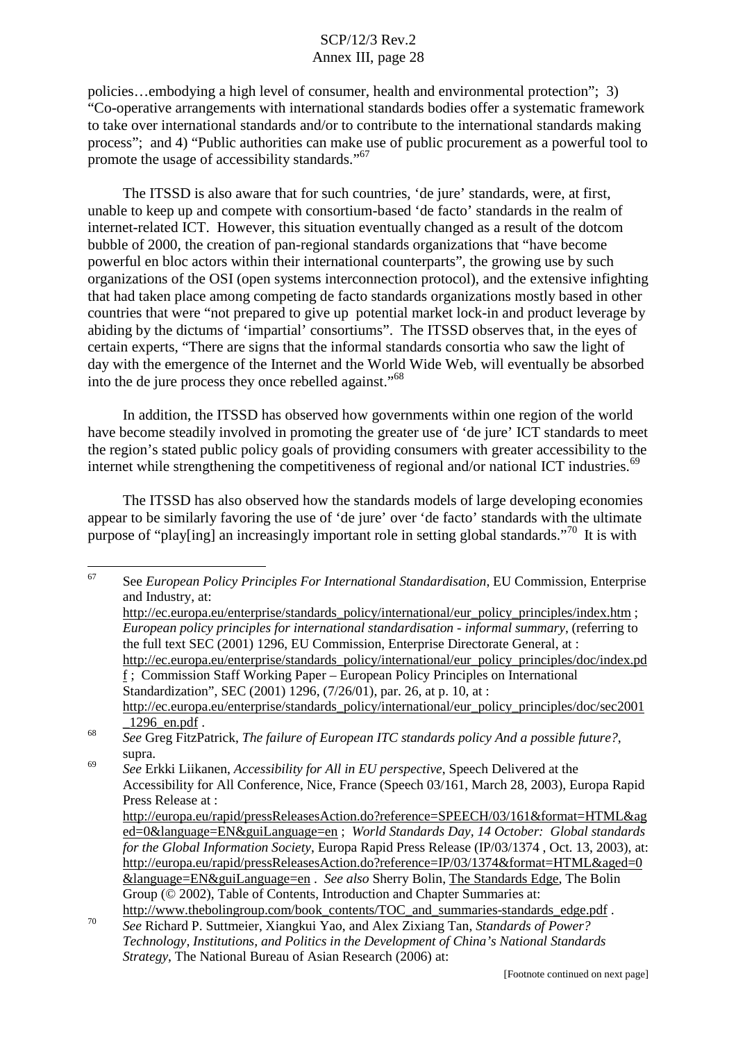policies…embodying a high level of consumer, health and environmental protection"; 3) "Co-operative arrangements with international standards bodies offer a systematic framework to take over international standards and/or to contribute to the international standards making process"; and 4) "Public authorities can make use of public procurement as a powerful tool to promote the usage of accessibility standards."[67]

The ITSSD is also aware that for such countries, 'de jure' standards, were, at first, unable to keep up and compete with consortium-based 'de facto' standards in the realm of internet-related ICT. However, this situation eventually changed as a result of the dotcom bubble of 2000, the creation of pan-regional standards organizations that "have become powerful en bloc actors within their international counterparts", the growing use by such organizations of the OSI (open systems interconnection protocol), and the extensive infighting that had taken place among competing de facto standards organizations mostly based in other countries that were "not prepared to give up potential market lock-in and product leverage by abiding by the dictums of 'impartial' consortiums". The ITSSD observes that, in the eyes of certain experts, "There are signs that the informal standards consortia who saw the light of day with the emergence of the Internet and the World Wide Web, will eventually be absorbed into the de jure process they once rebelled against."[68]

In addition, the ITSSD has observed how governments within one region of the world have become steadily involved in promoting the greater use of 'de jure' ICT standards to meet the region's stated public policy goals of providing consumers with greater accessibility to the internet while strengthening the competitiveness of regional and/or national ICT industries.[69]

The ITSSD has also observed how the standards models of large developing economies appear to be similarly favoring the use of 'de jure' over 'de facto' standards with the ultimate purpose of "play[ing] an increasingly important role in setting global standards."[70] It is with

---

[67] See *European Policy Principles For International Standardisation*, EU Commission, Enterprise and Industry, at: http://ec.europa.eu/enterprise/standards_policy/international/eur_policy_principles/index.htm ; *European policy principles for international standardisation - informal summary*, (referring to the full text SEC (2001) 1296, EU Commission, Enterprise Directorate General, at : http://ec.europa.eu/enterprise/standards_policy/international/eur_policy_principles/doc/index.pdf ; Commission Staff Working Paper – European Policy Principles on International Standardization", SEC (2001) 1296, (7/26/01), par. 26, at p. 10, at : http://ec.europa.eu/enterprise/standards_policy/international/eur_policy_principles/doc/sec2001_1296_en.pdf .

[68] *See* Greg FitzPatrick, *The failure of European ITC standards policy And a possible future?*, supra.

[69] *See* Erkki Liikanen, *Accessibility for All in EU perspective*, Speech Delivered at the Accessibility for All Conference, Nice, France (Speech 03/161, March 28, 2003), Europa Rapid Press Release at : http://europa.eu/rapid/pressReleasesAction.do?reference=SPEECH/03/161&format=HTML&aged=0&language=EN&guiLanguage=en ; *World Standards Day, 14 October: Global standards for the Global Information Society*, Europa Rapid Press Release (IP/03/1374 , Oct. 13, 2003), at: http://europa.eu/rapid/pressReleasesAction.do?reference=IP/03/1374&format=HTML&aged=0&language=EN&guiLanguage=en . *See also* Sherry Bolin, The Standards Edge, The Bolin Group (© 2002), Table of Contents, Introduction and Chapter Summaries at: http://www.thebolingroup.com/book_contents/TOC_and_summaries-standards_edge.pdf .

[70] *See* Richard P. Suttmeier, Xiangkui Yao, and Alex Zixiang Tan, *Standards of Power? Technology, Institutions, and Politics in the Development of China's National Standards Strategy*, The National Bureau of Asian Research (2006) at:

[Footnote continued on next page]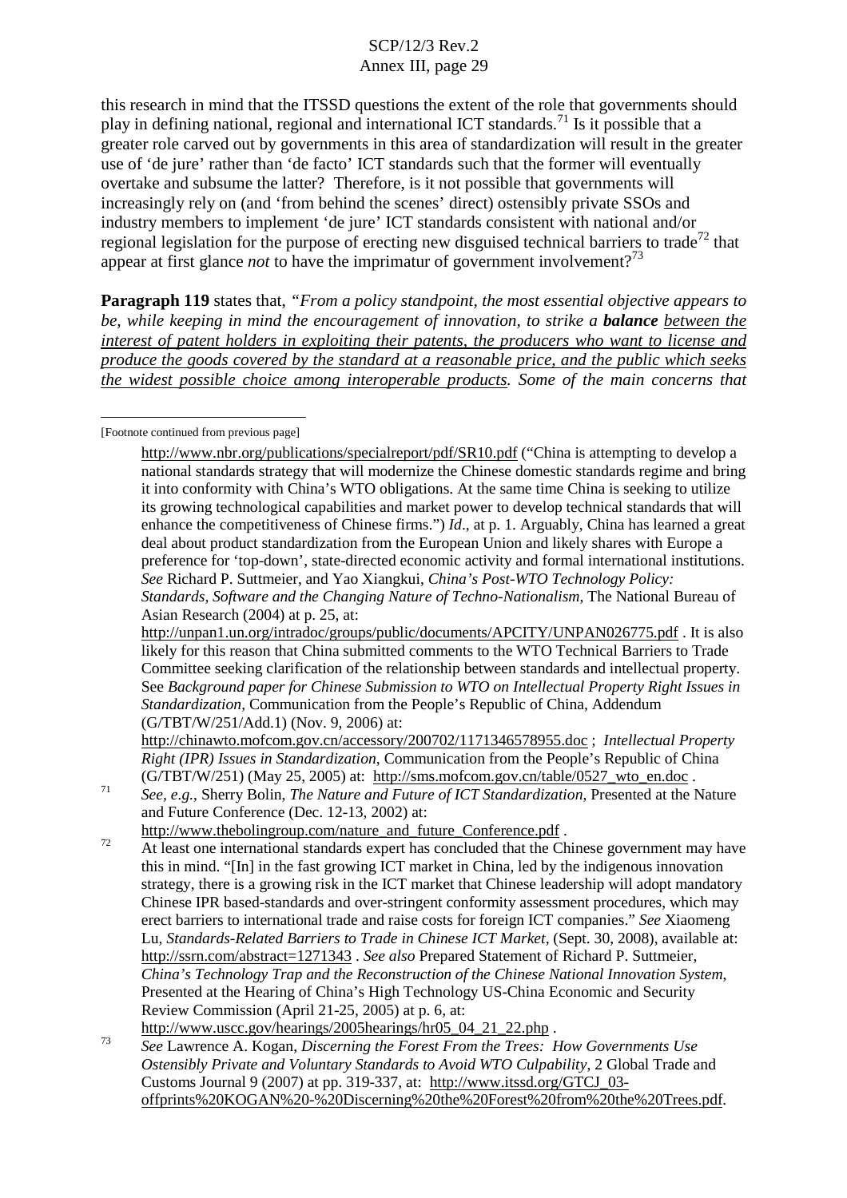this research in mind that the ITSSD questions the extent of the role that governments should play in defining national, regional and international ICT standards.[71] Is it possible that a greater role carved out by governments in this area of standardization will result in the greater use of 'de jure' rather than 'de facto' ICT standards such that the former will eventually overtake and subsume the latter? Therefore, is it not possible that governments will increasingly rely on (and 'from behind the scenes' direct) ostensibly private SSOs and industry members to implement 'de jure' ICT standards consistent with national and/or regional legislation for the purpose of erecting new disguised technical barriers to trade[72] that appear at first glance *not* to have the imprimatur of government involvement?[73]

**Paragraph 119** states that, *"From a policy standpoint, the most essential objective appears to be, while keeping in mind the encouragement of innovation, to strike a **balance** <u>between the interest of patent holders in exploiting their patents, the producers who want to license and produce the goods covered by the standard at a reasonable price, and the public which seeks the widest possible choice among interoperable products</u>. Some of the main concerns that*

---

[Footnote continued from previous page]

http://www.nbr.org/publications/specialreport/pdf/SR10.pdf ("China is attempting to develop a national standards strategy that will modernize the Chinese domestic standards regime and bring it into conformity with China's WTO obligations. At the same time China is seeking to utilize its growing technological capabilities and market power to develop technical standards that will enhance the competitiveness of Chinese firms.") *Id*., at p. 1. Arguably, China has learned a great deal about product standardization from the European Union and likely shares with Europe a preference for 'top-down', state-directed economic activity and formal international institutions. *See* Richard P. Suttmeier, and Yao Xiangkui, *China's Post-WTO Technology Policy: Standards, Software and the Changing Nature of Techno-Nationalism*, The National Bureau of Asian Research (2004) at p. 25, at: http://unpan1.un.org/intradoc/groups/public/documents/APCITY/UNPAN026775.pdf . It is also likely for this reason that China submitted comments to the WTO Technical Barriers to Trade Committee seeking clarification of the relationship between standards and intellectual property. See *Background paper for Chinese Submission to WTO on Intellectual Property Right Issues in Standardization*, Communication from the People's Republic of China, Addendum (G/TBT/W/251/Add.1) (Nov. 9, 2006) at: http://chinawto.mofcom.gov.cn/accessory/200702/1171346578955.doc ; *Intellectual Property Right (IPR) Issues in Standardization*, Communication from the People's Republic of China (G/TBT/W/251) (May 25, 2005) at: http://sms.mofcom.gov.cn/table/0527_wto_en.doc .

[71] *See, e.g.*, Sherry Bolin, *The Nature and Future of ICT Standardization*, Presented at the Nature and Future Conference (Dec. 12-13, 2002) at: http://www.thebolingroup.com/nature_and_future_Conference.pdf .

[72] At least one international standards expert has concluded that the Chinese government may have this in mind. "[In] in the fast growing ICT market in China, led by the indigenous innovation strategy, there is a growing risk in the ICT market that Chinese leadership will adopt mandatory Chinese IPR based-standards and over-stringent conformity assessment procedures, which may erect barriers to international trade and raise costs for foreign ICT companies." *See* Xiaomeng Lu, *Standards-Related Barriers to Trade in Chinese ICT Market*, (Sept. 30, 2008), available at: http://ssrn.com/abstract=1271343 . *See also* Prepared Statement of Richard P. Suttmeier, *China's Technology Trap and the Reconstruction of the Chinese National Innovation System*, Presented at the Hearing of China's High Technology US-China Economic and Security Review Commission (April 21-25, 2005) at p. 6, at: http://www.uscc.gov/hearings/2005hearings/hr05_04_21_22.php .

[73] *See* Lawrence A. Kogan, *Discerning the Forest From the Trees: How Governments Use Ostensibly Private and Voluntary Standards to Avoid WTO Culpability*, 2 Global Trade and Customs Journal 9 (2007) at pp. 319-337, at: http://www.itssd.org/GTCJ_03-offprints%20KOGAN%20-%20Discerning%20the%20Forest%20from%20the%20Trees.pdf.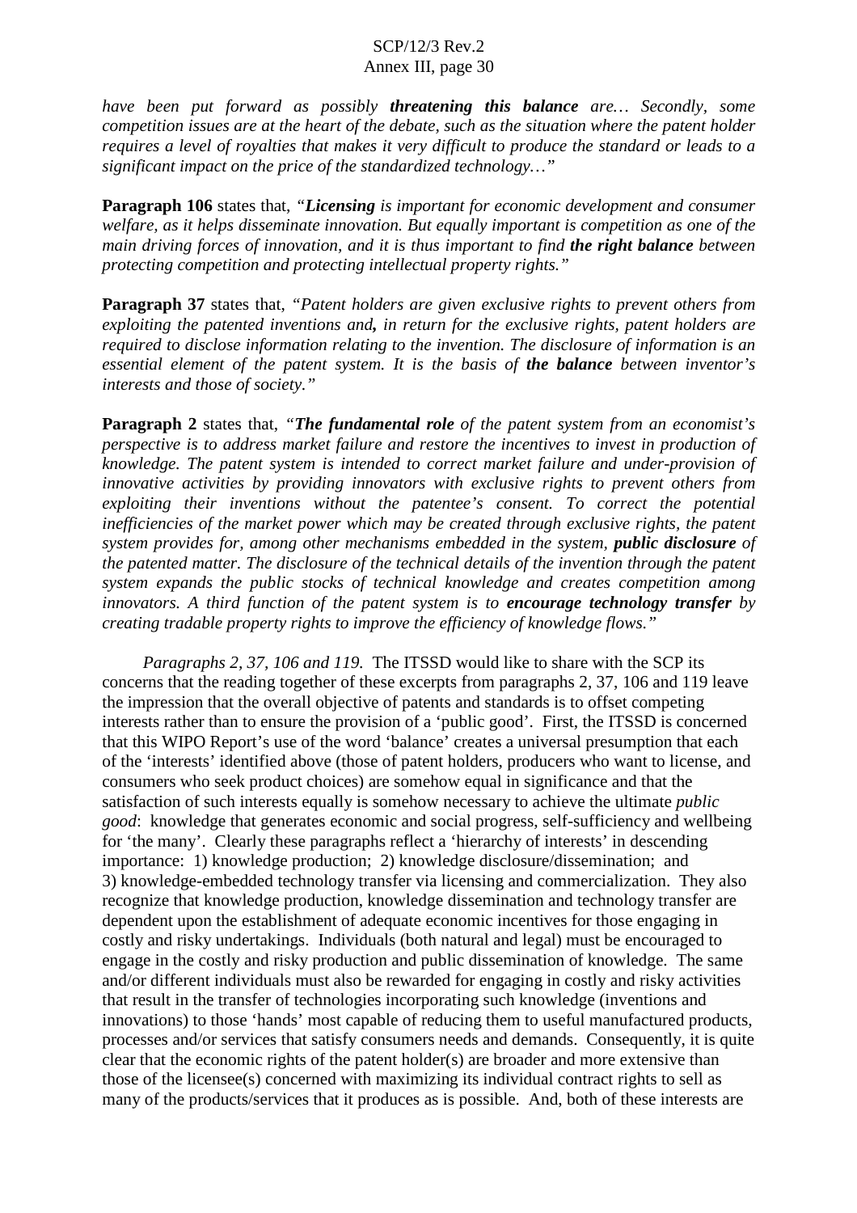*have been put forward as possibly **threatening this balance** are… Secondly, some competition issues are at the heart of the debate, such as the situation where the patent holder requires a level of royalties that makes it very difficult to produce the standard or leads to a significant impact on the price of the standardized technology…"*

**Paragraph 106** states that, *"**Licensing** is important for economic development and consumer welfare, as it helps disseminate innovation. But equally important is competition as one of the main driving forces of innovation, and it is thus important to find **the right balance** between protecting competition and protecting intellectual property rights."*

**Paragraph 37** states that, *"Patent holders are given exclusive rights to prevent others from exploiting the patented inventions and**,** in return for the exclusive rights, patent holders are required to disclose information relating to the invention. The disclosure of information is an essential element of the patent system. It is the basis of **the balance** between inventor's interests and those of society."*

**Paragraph 2** states that, *"**The fundamental role** of the patent system from an economist's perspective is to address market failure and restore the incentives to invest in production of knowledge. The patent system is intended to correct market failure and under-provision of innovative activities by providing innovators with exclusive rights to prevent others from exploiting their inventions without the patentee's consent. To correct the potential inefficiencies of the market power which may be created through exclusive rights, the patent system provides for, among other mechanisms embedded in the system, **public disclosure** of the patented matter. The disclosure of the technical details of the invention through the patent system expands the public stocks of technical knowledge and creates competition among innovators. A third function of the patent system is to **encourage technology transfer** by creating tradable property rights to improve the efficiency of knowledge flows."*

*Paragraphs 2, 37, 106 and 119.* The ITSSD would like to share with the SCP its concerns that the reading together of these excerpts from paragraphs 2, 37, 106 and 119 leave the impression that the overall objective of patents and standards is to offset competing interests rather than to ensure the provision of a 'public good'. First, the ITSSD is concerned that this WIPO Report's use of the word 'balance' creates a universal presumption that each of the 'interests' identified above (those of patent holders, producers who want to license, and consumers who seek product choices) are somehow equal in significance and that the satisfaction of such interests equally is somehow necessary to achieve the ultimate *public good*: knowledge that generates economic and social progress, self-sufficiency and wellbeing for 'the many'. Clearly these paragraphs reflect a 'hierarchy of interests' in descending importance: 1) knowledge production; 2) knowledge disclosure/dissemination; and 3) knowledge-embedded technology transfer via licensing and commercialization. They also recognize that knowledge production, knowledge dissemination and technology transfer are dependent upon the establishment of adequate economic incentives for those engaging in costly and risky undertakings. Individuals (both natural and legal) must be encouraged to engage in the costly and risky production and public dissemination of knowledge. The same and/or different individuals must also be rewarded for engaging in costly and risky activities that result in the transfer of technologies incorporating such knowledge (inventions and innovations) to those 'hands' most capable of reducing them to useful manufactured products, processes and/or services that satisfy consumers needs and demands. Consequently, it is quite clear that the economic rights of the patent holder(s) are broader and more extensive than those of the licensee(s) concerned with maximizing its individual contract rights to sell as many of the products/services that it produces as is possible. And, both of these interests are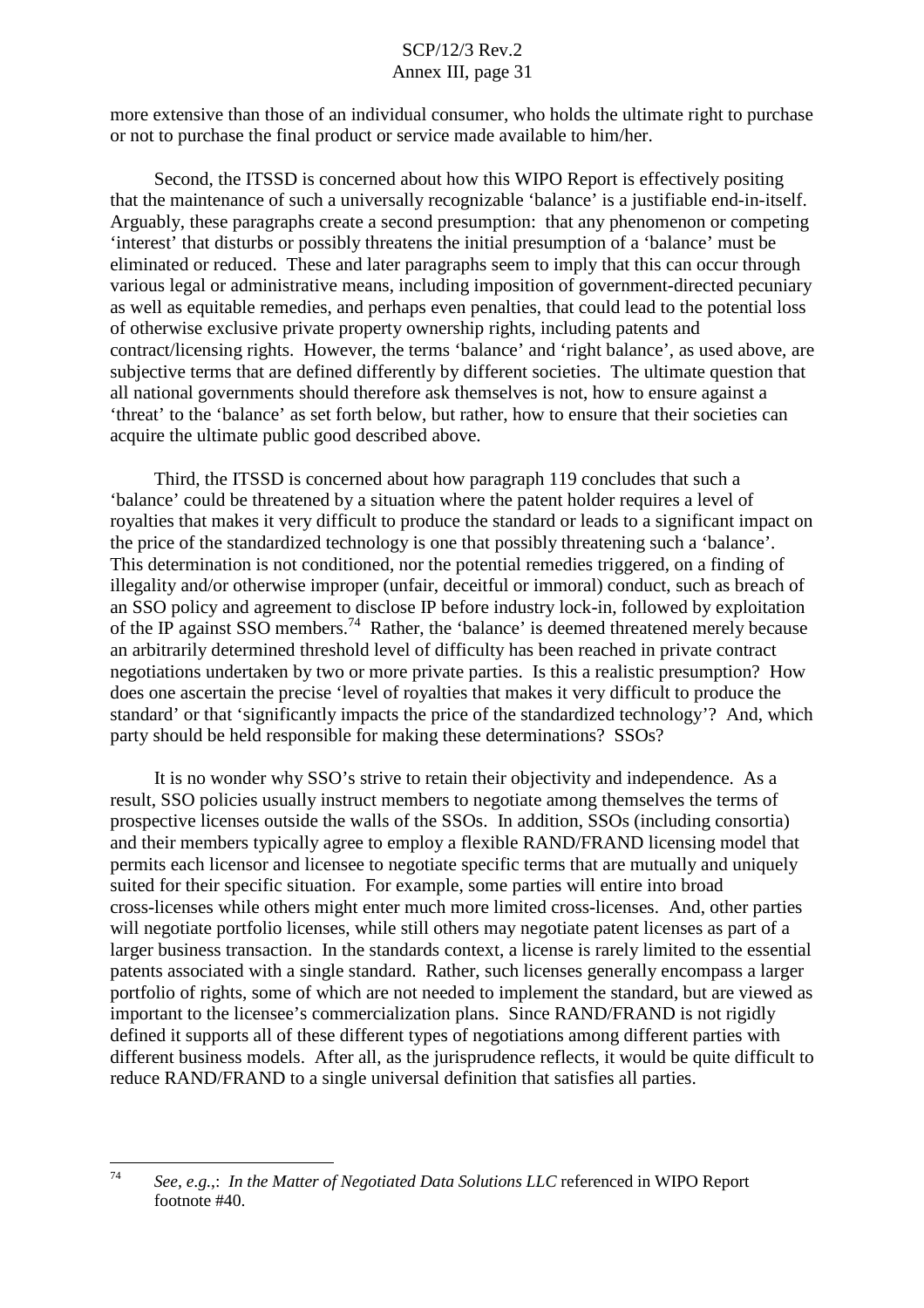more extensive than those of an individual consumer, who holds the ultimate right to purchase or not to purchase the final product or service made available to him/her.

Second, the ITSSD is concerned about how this WIPO Report is effectively positing that the maintenance of such a universally recognizable 'balance' is a justifiable end-in-itself. Arguably, these paragraphs create a second presumption: that any phenomenon or competing 'interest' that disturbs or possibly threatens the initial presumption of a 'balance' must be eliminated or reduced. These and later paragraphs seem to imply that this can occur through various legal or administrative means, including imposition of government-directed pecuniary as well as equitable remedies, and perhaps even penalties, that could lead to the potential loss of otherwise exclusive private property ownership rights, including patents and contract/licensing rights. However, the terms 'balance' and 'right balance', as used above, are subjective terms that are defined differently by different societies. The ultimate question that all national governments should therefore ask themselves is not, how to ensure against a 'threat' to the 'balance' as set forth below, but rather, how to ensure that their societies can acquire the ultimate public good described above.

Third, the ITSSD is concerned about how paragraph 119 concludes that such a 'balance' could be threatened by a situation where the patent holder requires a level of royalties that makes it very difficult to produce the standard or leads to a significant impact on the price of the standardized technology is one that possibly threatening such a 'balance'. This determination is not conditioned, nor the potential remedies triggered, on a finding of illegality and/or otherwise improper (unfair, deceitful or immoral) conduct, such as breach of an SSO policy and agreement to disclose IP before industry lock-in, followed by exploitation of the IP against SSO members.[74] Rather, the 'balance' is deemed threatened merely because an arbitrarily determined threshold level of difficulty has been reached in private contract negotiations undertaken by two or more private parties. Is this a realistic presumption? How does one ascertain the precise 'level of royalties that makes it very difficult to produce the standard' or that 'significantly impacts the price of the standardized technology'? And, which party should be held responsible for making these determinations? SSOs?

It is no wonder why SSO's strive to retain their objectivity and independence. As a result, SSO policies usually instruct members to negotiate among themselves the terms of prospective licenses outside the walls of the SSOs. In addition, SSOs (including consortia) and their members typically agree to employ a flexible RAND/FRAND licensing model that permits each licensor and licensee to negotiate specific terms that are mutually and uniquely suited for their specific situation. For example, some parties will entire into broad cross-licenses while others might enter much more limited cross-licenses. And, other parties will negotiate portfolio licenses, while still others may negotiate patent licenses as part of a larger business transaction. In the standards context, a license is rarely limited to the essential patents associated with a single standard. Rather, such licenses generally encompass a larger portfolio of rights, some of which are not needed to implement the standard, but are viewed as important to the licensee's commercialization plans. Since RAND/FRAND is not rigidly defined it supports all of these different types of negotiations among different parties with different business models. After all, as the jurisprudence reflects, it would be quite difficult to reduce RAND/FRAND to a single universal definition that satisfies all parties.

---

[74] *See, e.g.,*: *In the Matter of Negotiated Data Solutions LLC* referenced in WIPO Report footnote #40.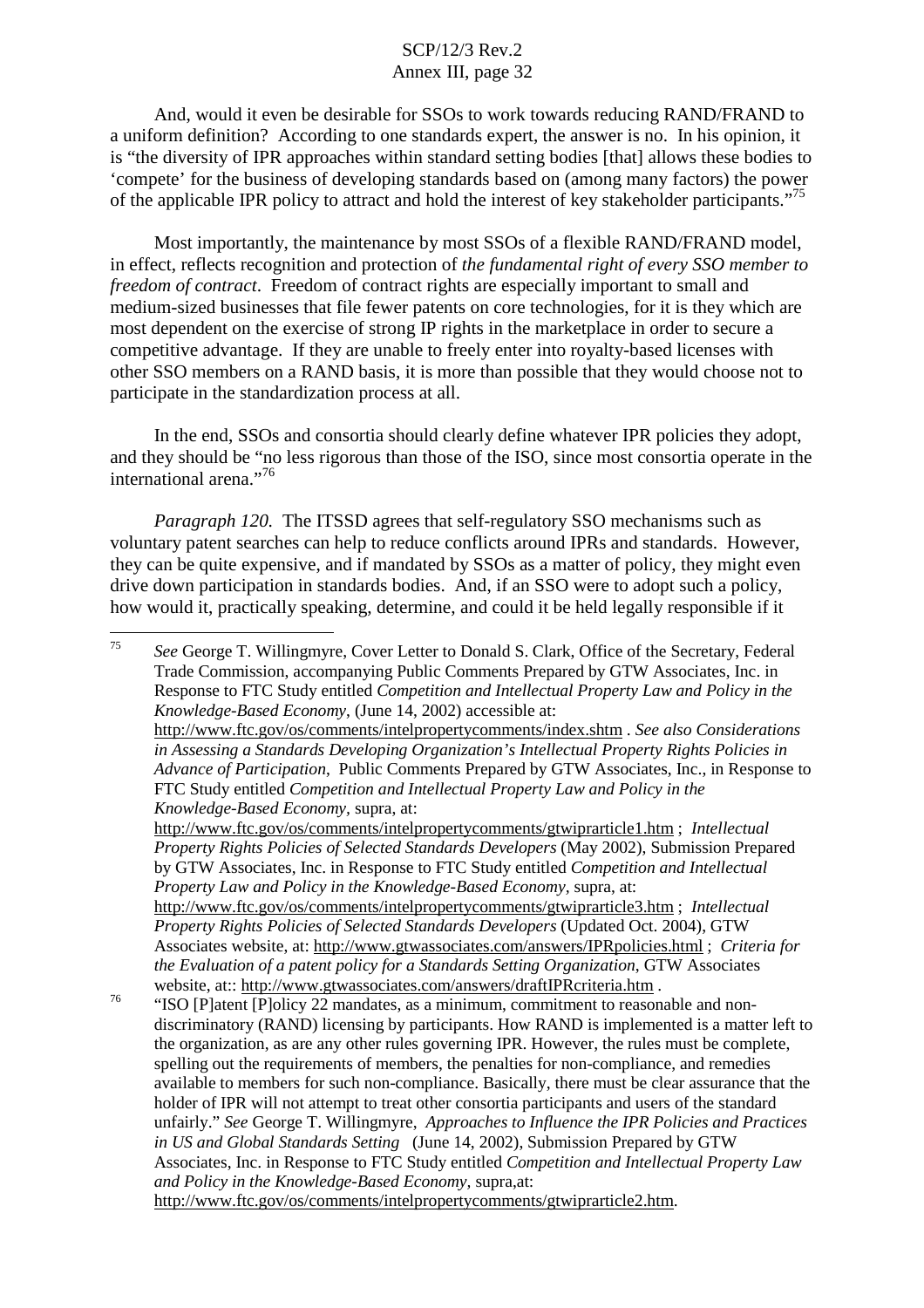And, would it even be desirable for SSOs to work towards reducing RAND/FRAND to a uniform definition? According to one standards expert, the answer is no. In his opinion, it is "the diversity of IPR approaches within standard setting bodies [that] allows these bodies to 'compete' for the business of developing standards based on (among many factors) the power of the applicable IPR policy to attract and hold the interest of key stakeholder participants."[75]

Most importantly, the maintenance by most SSOs of a flexible RAND/FRAND model, in effect, reflects recognition and protection of *the fundamental right of every SSO member to freedom of contract*. Freedom of contract rights are especially important to small and medium-sized businesses that file fewer patents on core technologies, for it is they which are most dependent on the exercise of strong IP rights in the marketplace in order to secure a competitive advantage. If they are unable to freely enter into royalty-based licenses with other SSO members on a RAND basis, it is more than possible that they would choose not to participate in the standardization process at all.

In the end, SSOs and consortia should clearly define whatever IPR policies they adopt, and they should be "no less rigorous than those of the ISO, since most consortia operate in the international arena."[76]

*Paragraph 120.* The ITSSD agrees that self-regulatory SSO mechanisms such as voluntary patent searches can help to reduce conflicts around IPRs and standards. However, they can be quite expensive, and if mandated by SSOs as a matter of policy, they might even drive down participation in standards bodies. And, if an SSO were to adopt such a policy, how would it, practically speaking, determine, and could it be held legally responsible if it

---

[75] *See* George T. Willingmyre, Cover Letter to Donald S. Clark, Office of the Secretary, Federal Trade Commission, accompanying Public Comments Prepared by GTW Associates, Inc. in Response to FTC Study entitled *Competition and Intellectual Property Law and Policy in the Knowledge-Based Economy*, (June 14, 2002) accessible at: http://www.ftc.gov/os/comments/intelpropertycomments/index.shtm . *See also Considerations in Assessing a Standards Developing Organization's Intellectual Property Rights Policies in Advance of Participation*, Public Comments Prepared by GTW Associates, Inc., in Response to FTC Study entitled *Competition and Intellectual Property Law and Policy in the Knowledge-Based Economy*, supra, at: http://www.ftc.gov/os/comments/intelpropertycomments/gtwiprarticle1.htm ; *Intellectual Property Rights Policies of Selected Standards Developers* (May 2002), Submission Prepared by GTW Associates, Inc. in Response to FTC Study entitled *Competition and Intellectual Property Law and Policy in the Knowledge-Based Economy*, supra, at: http://www.ftc.gov/os/comments/intelpropertycomments/gtwiprarticle3.htm ; *Intellectual Property Rights Policies of Selected Standards Developers* (Updated Oct. 2004), GTW Associates website, at: http://www.gtwassociates.com/answers/IPRpolicies.html ; *Criteria for the Evaluation of a patent policy for a Standards Setting Organization*, GTW Associates website, at:: http://www.gtwassociates.com/answers/draftIPRcriteria.htm .

[76] "ISO [P]atent [P]olicy 22 mandates, as a minimum, commitment to reasonable and non-discriminatory (RAND) licensing by participants. How RAND is implemented is a matter left to the organization, as are any other rules governing IPR. However, the rules must be complete, spelling out the requirements of members, the penalties for non-compliance, and remedies available to members for such non-compliance. Basically, there must be clear assurance that the holder of IPR will not attempt to treat other consortia participants and users of the standard unfairly." *See* George T. Willingmyre, *Approaches to Influence the IPR Policies and Practices in US and Global Standards Setting* (June 14, 2002), Submission Prepared by GTW Associates, Inc. in Response to FTC Study entitled *Competition and Intellectual Property Law and Policy in the Knowledge-Based Economy*, supra,at: http://www.ftc.gov/os/comments/intelpropertycomments/gtwiprarticle2.htm.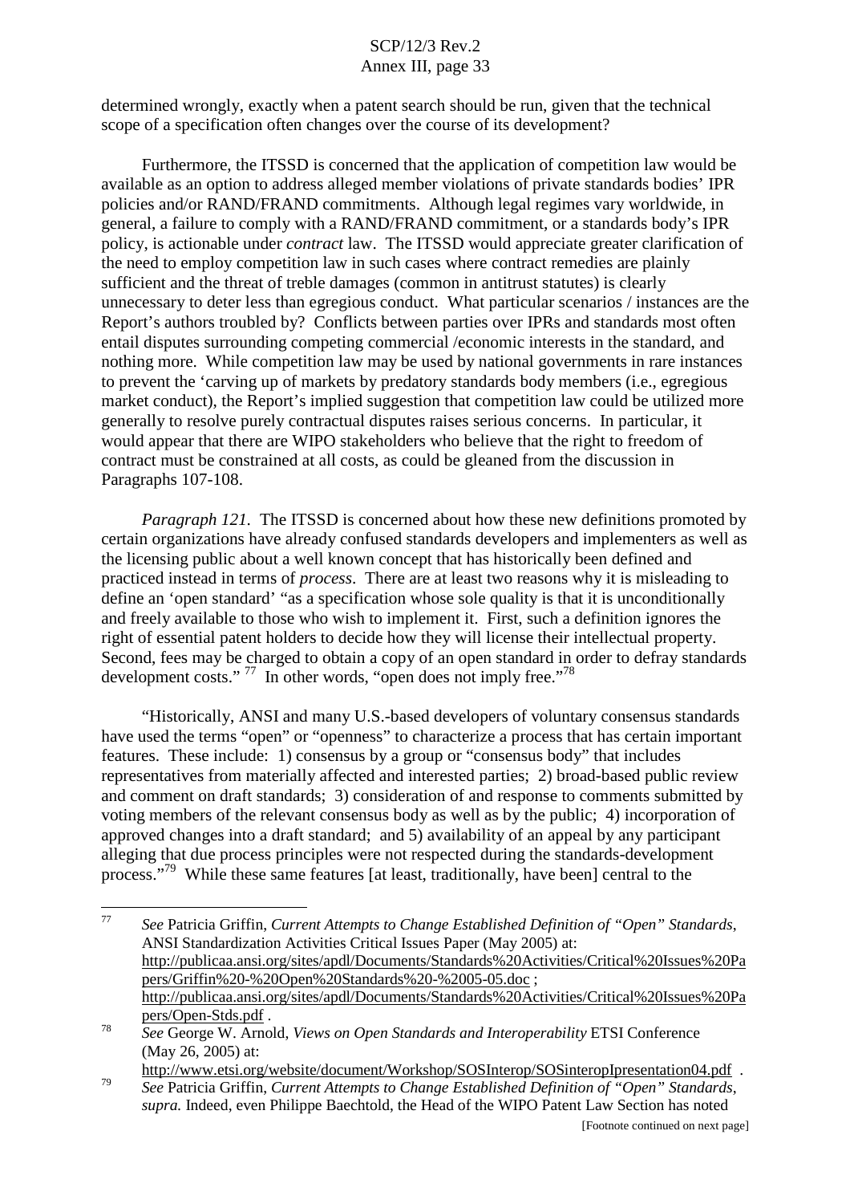determined wrongly, exactly when a patent search should be run, given that the technical scope of a specification often changes over the course of its development?

Furthermore, the ITSSD is concerned that the application of competition law would be available as an option to address alleged member violations of private standards bodies' IPR policies and/or RAND/FRAND commitments. Although legal regimes vary worldwide, in general, a failure to comply with a RAND/FRAND commitment, or a standards body's IPR policy, is actionable under *contract* law. The ITSSD would appreciate greater clarification of the need to employ competition law in such cases where contract remedies are plainly sufficient and the threat of treble damages (common in antitrust statutes) is clearly unnecessary to deter less than egregious conduct. What particular scenarios / instances are the Report's authors troubled by? Conflicts between parties over IPRs and standards most often entail disputes surrounding competing commercial /economic interests in the standard, and nothing more. While competition law may be used by national governments in rare instances to prevent the 'carving up of markets by predatory standards body members (i.e., egregious market conduct), the Report's implied suggestion that competition law could be utilized more generally to resolve purely contractual disputes raises serious concerns. In particular, it would appear that there are WIPO stakeholders who believe that the right to freedom of contract must be constrained at all costs, as could be gleaned from the discussion in Paragraphs 107-108.

*Paragraph 121.* The ITSSD is concerned about how these new definitions promoted by certain organizations have already confused standards developers and implementers as well as the licensing public about a well known concept that has historically been defined and practiced instead in terms of *process*. There are at least two reasons why it is misleading to define an 'open standard' "as a specification whose sole quality is that it is unconditionally and freely available to those who wish to implement it. First, such a definition ignores the right of essential patent holders to decide how they will license their intellectual property. Second, fees may be charged to obtain a copy of an open standard in order to defray standards development costs." [77] In other words, "open does not imply free."[78]

"Historically, ANSI and many U.S.-based developers of voluntary consensus standards have used the terms "open" or "openness" to characterize a process that has certain important features. These include: 1) consensus by a group or "consensus body" that includes representatives from materially affected and interested parties; 2) broad-based public review and comment on draft standards; 3) consideration of and response to comments submitted by voting members of the relevant consensus body as well as by the public; 4) incorporation of approved changes into a draft standard; and 5) availability of an appeal by any participant alleging that due process principles were not respected during the standards-development process."[79] While these same features [at least, traditionally, have been] central to the

---

[77] *See* Patricia Griffin, *Current Attempts to Change Established Definition of "Open" Standards*, ANSI Standardization Activities Critical Issues Paper (May 2005) at: http://publicaa.ansi.org/sites/apdl/Documents/Standards%20Activities/Critical%20Issues%20Papers/Griffin%20-%20Open%20Standards%20-%2005-05.doc ; http://publicaa.ansi.org/sites/apdl/Documents/Standards%20Activities/Critical%20Issues%20Papers/Open-Stds.pdf .

[78] *See* George W. Arnold, *Views on Open Standards and Interoperability* ETSI Conference (May 26, 2005) at: http://www.etsi.org/website/document/Workshop/SOSInterop/SOSinteropIpresentation04.pdf .

[79] *See* Patricia Griffin, *Current Attempts to Change Established Definition of "Open" Standards*, *supra.* Indeed, even Philippe Baechtold, the Head of the WIPO Patent Law Section has noted

[Footnote continued on next page]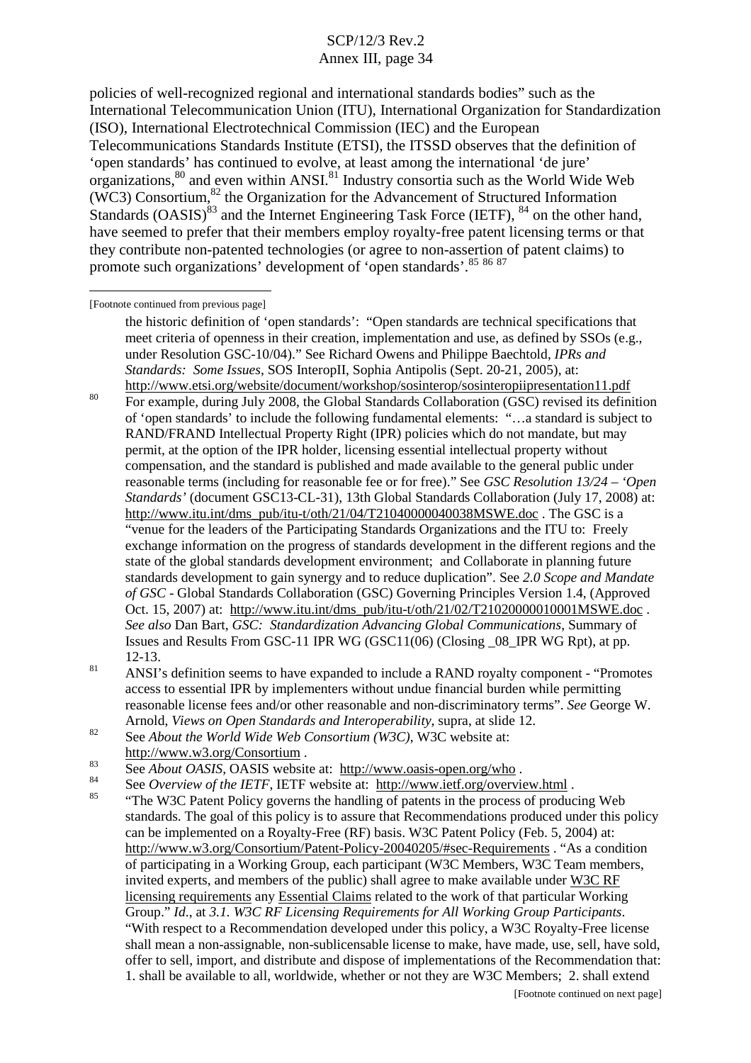policies of well-recognized regional and international standards bodies" such as the International Telecommunication Union (ITU), International Organization for Standardization (ISO), International Electrotechnical Commission (IEC) and the European Telecommunications Standards Institute (ETSI), the ITSSD observes that the definition of 'open standards' has continued to evolve, at least among the international 'de jure' organizations,[80] and even within ANSI.[81] Industry consortia such as the World Wide Web (WC3) Consortium,[82] the Organization for the Advancement of Structured Information Standards (OASIS)[83] and the Internet Engineering Task Force (IETF), [84] on the other hand, have seemed to prefer that their members employ royalty-free patent licensing terms or that they contribute non-patented technologies (or agree to non-assertion of patent claims) to promote such organizations' development of 'open standards'.[85] [86] [87]

---

[Footnote continued from previous page]

the historic definition of 'open standards': "Open standards are technical specifications that meet criteria of openness in their creation, implementation and use, as defined by SSOs (e.g., under Resolution GSC-10/04)." See Richard Owens and Philippe Baechtold, *IPRs and Standards: Some Issues*, SOS InteropII, Sophia Antipolis (Sept. 20-21, 2005), at: http://www.etsi.org/website/document/workshop/sosinterop/sosinteropiipresentation11.pdf

[80] For example, during July 2008, the Global Standards Collaboration (GSC) revised its definition of 'open standards' to include the following fundamental elements: "…a standard is subject to RAND/FRAND Intellectual Property Right (IPR) policies which do not mandate, but may permit, at the option of the IPR holder, licensing essential intellectual property without compensation, and the standard is published and made available to the general public under reasonable terms (including for reasonable fee or for free)." See *GSC Resolution 13/24 – 'Open Standards'* (document GSC13-CL-31), 13th Global Standards Collaboration (July 17, 2008) at: http://www.itu.int/dms_pub/itu-t/oth/21/04/T21040000040038MSWE.doc . The GSC is a "venue for the leaders of the Participating Standards Organizations and the ITU to: Freely exchange information on the progress of standards development in the different regions and the state of the global standards development environment; and Collaborate in planning future standards development to gain synergy and to reduce duplication". See *2.0 Scope and Mandate of GSC* - Global Standards Collaboration (GSC) Governing Principles Version 1.4, (Approved Oct. 15, 2007) at: http://www.itu.int/dms_pub/itu-t/oth/21/02/T21020000010001MSWE.doc . *See also* Dan Bart, *GSC: Standardization Advancing Global Communications*, Summary of Issues and Results From GSC-11 IPR WG (GSC11(06) (Closing _08_IPR WG Rpt), at pp. 12-13.

[81] ANSI's definition seems to have expanded to include a RAND royalty component - "Promotes access to essential IPR by implementers without undue financial burden while permitting reasonable license fees and/or other reasonable and non-discriminatory terms". *See* George W. Arnold, *Views on Open Standards and Interoperability*, supra, at slide 12.

[82] See *About the World Wide Web Consortium (W3C)*, W3C website at: http://www.w3.org/Consortium .

[83] See *About OASIS*, OASIS website at: http://www.oasis-open.org/who .

[84] See *Overview of the IETF*, IETF website at: http://www.ietf.org/overview.html .

[85] "The W3C Patent Policy governs the handling of patents in the process of producing Web standards. The goal of this policy is to assure that Recommendations produced under this policy can be implemented on a Royalty-Free (RF) basis. W3C Patent Policy (Feb. 5, 2004) at: http://www.w3.org/Consortium/Patent-Policy-20040205/#sec-Requirements . "As a condition of participating in a Working Group, each participant (W3C Members, W3C Team members, invited experts, and members of the public) shall agree to make available under W3C RF licensing requirements any Essential Claims related to the work of that particular Working Group." *Id*., at *3.1. W3C RF Licensing Requirements for All Working Group Participants*. "With respect to a Recommendation developed under this policy, a W3C Royalty-Free license shall mean a non-assignable, non-sublicensable license to make, have made, use, sell, have sold, offer to sell, import, and distribute and dispose of implementations of the Recommendation that: 1. shall be available to all, worldwide, whether or not they are W3C Members; 2. shall extend

[Footnote continued on next page]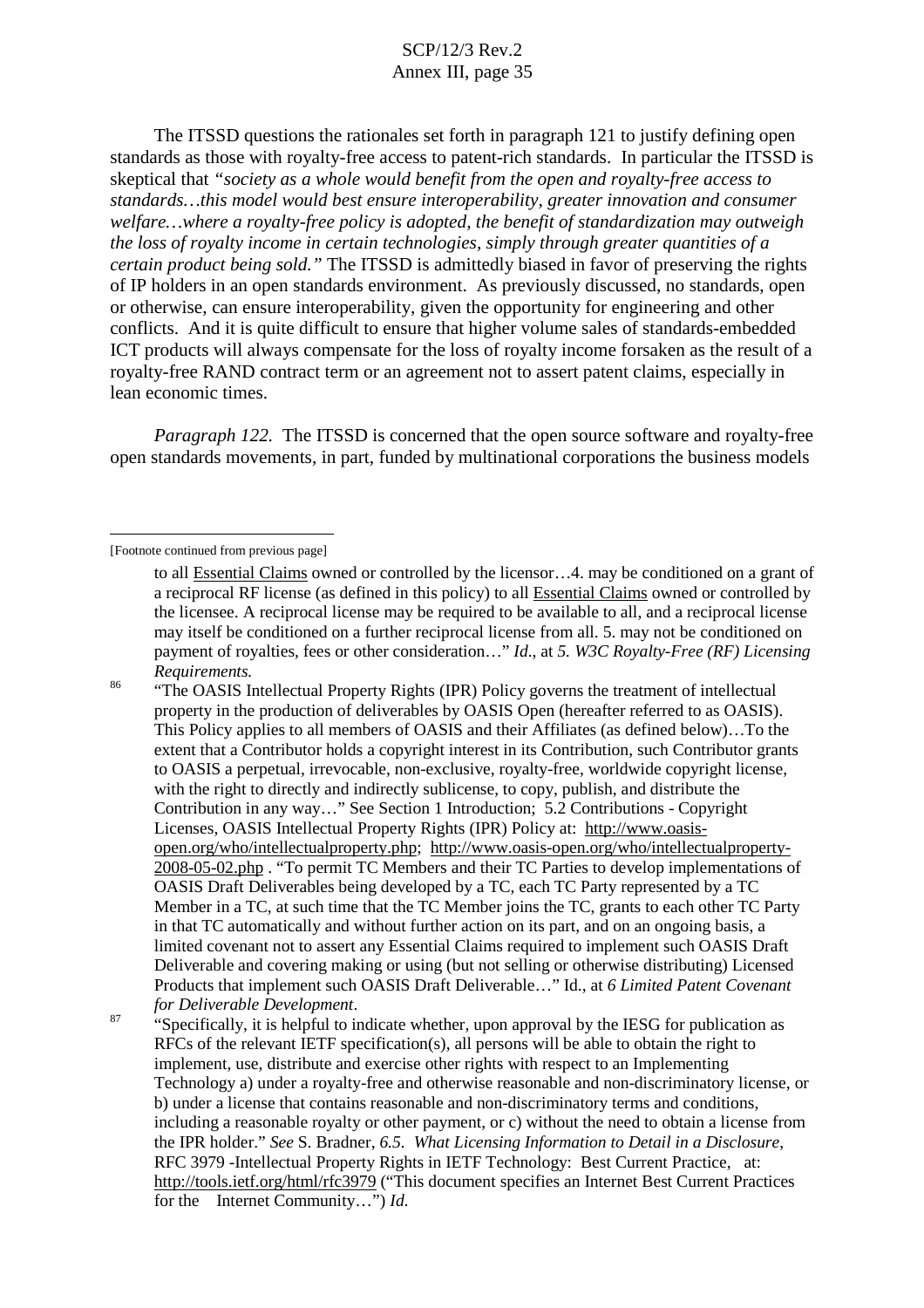The ITSSD questions the rationales set forth in paragraph 121 to justify defining open standards as those with royalty-free access to patent-rich standards. In particular the ITSSD is skeptical that *"society as a whole would benefit from the open and royalty-free access to standards…this model would best ensure interoperability, greater innovation and consumer welfare…where a royalty-free policy is adopted, the benefit of standardization may outweigh the loss of royalty income in certain technologies, simply through greater quantities of a certain product being sold."* The ITSSD is admittedly biased in favor of preserving the rights of IP holders in an open standards environment. As previously discussed, no standards, open or otherwise, can ensure interoperability, given the opportunity for engineering and other conflicts. And it is quite difficult to ensure that higher volume sales of standards-embedded ICT products will always compensate for the loss of royalty income forsaken as the result of a royalty-free RAND contract term or an agreement not to assert patent claims, especially in lean economic times.

*Paragraph 122.* The ITSSD is concerned that the open source software and royalty-free open standards movements, in part, funded by multinational corporations the business models

---

[Footnote continued from previous page]

to all Essential Claims owned or controlled by the licensor…4. may be conditioned on a grant of a reciprocal RF license (as defined in this policy) to all Essential Claims owned or controlled by the licensee. A reciprocal license may be required to be available to all, and a reciprocal license may itself be conditioned on a further reciprocal license from all. 5. may not be conditioned on payment of royalties, fees or other consideration…" *Id*., at *5. W3C Royalty-Free (RF) Licensing Requirements.*

[86] "The OASIS Intellectual Property Rights (IPR) Policy governs the treatment of intellectual property in the production of deliverables by OASIS Open (hereafter referred to as OASIS). This Policy applies to all members of OASIS and their Affiliates (as defined below)…To the extent that a Contributor holds a copyright interest in its Contribution, such Contributor grants to OASIS a perpetual, irrevocable, non-exclusive, royalty-free, worldwide copyright license, with the right to directly and indirectly sublicense, to copy, publish, and distribute the Contribution in any way…" See Section 1 Introduction; 5.2 Contributions - Copyright Licenses, OASIS Intellectual Property Rights (IPR) Policy at: http://www.oasis-open.org/who/intellectualproperty.php; http://www.oasis-open.org/who/intellectualproperty-2008-05-02.php . "To permit TC Members and their TC Parties to develop implementations of OASIS Draft Deliverables being developed by a TC, each TC Party represented by a TC Member in a TC, at such time that the TC Member joins the TC, grants to each other TC Party in that TC automatically and without further action on its part, and on an ongoing basis, a limited covenant not to assert any Essential Claims required to implement such OASIS Draft Deliverable and covering making or using (but not selling or otherwise distributing) Licensed Products that implement such OASIS Draft Deliverable…" Id., at *6 Limited Patent Covenant for Deliverable Development*.

[87] "Specifically, it is helpful to indicate whether, upon approval by the IESG for publication as RFCs of the relevant IETF specification(s), all persons will be able to obtain the right to implement, use, distribute and exercise other rights with respect to an Implementing Technology a) under a royalty-free and otherwise reasonable and non-discriminatory license, or b) under a license that contains reasonable and non-discriminatory terms and conditions, including a reasonable royalty or other payment, or c) without the need to obtain a license from the IPR holder." *See* S. Bradner, *6.5. What Licensing Information to Detail in a Disclosure*, RFC 3979 -Intellectual Property Rights in IETF Technology: Best Current Practice, at: http://tools.ietf.org/html/rfc3979 ("This document specifies an Internet Best Current Practices for the Internet Community…") *Id.*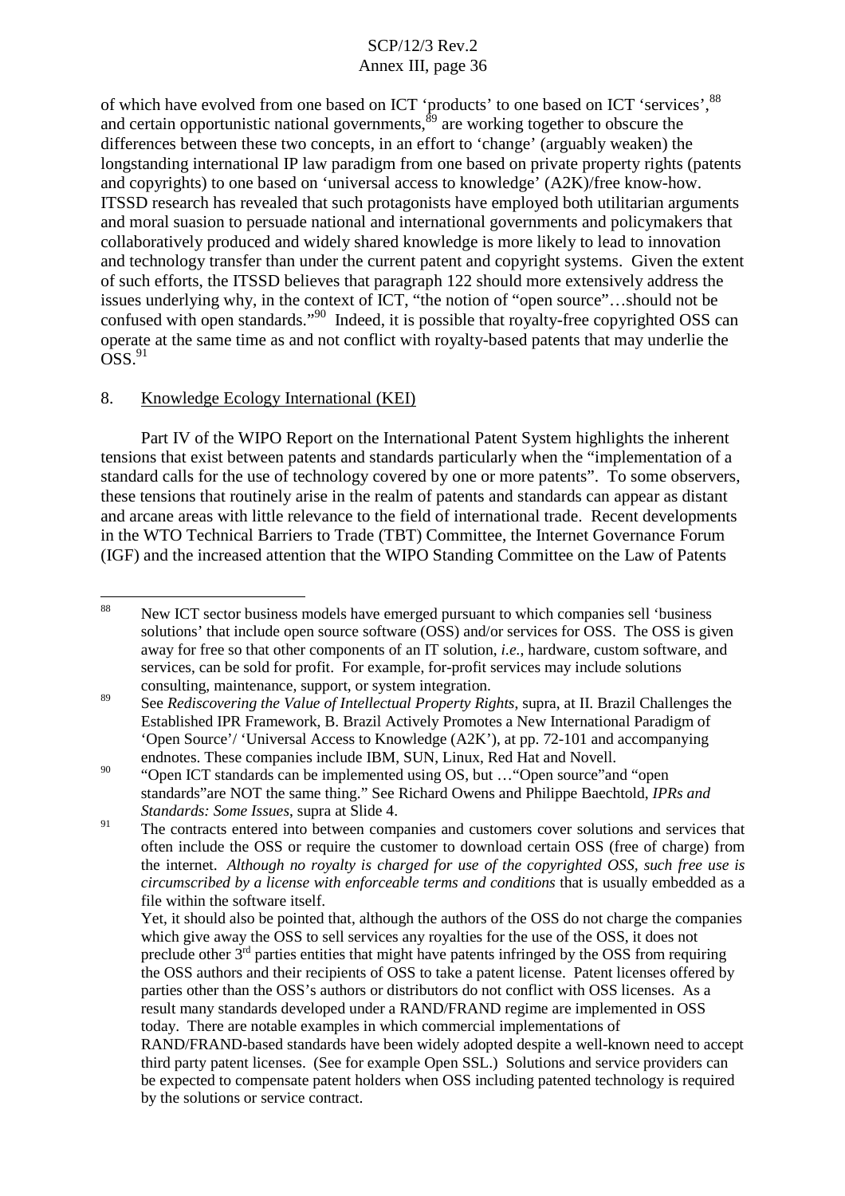of which have evolved from one based on ICT 'products' to one based on ICT 'services',[88] and certain opportunistic national governments,[89] are working together to obscure the differences between these two concepts, in an effort to 'change' (arguably weaken) the longstanding international IP law paradigm from one based on private property rights (patents and copyrights) to one based on 'universal access to knowledge' (A2K)/free know-how. ITSSD research has revealed that such protagonists have employed both utilitarian arguments and moral suasion to persuade national and international governments and policymakers that collaboratively produced and widely shared knowledge is more likely to lead to innovation and technology transfer than under the current patent and copyright systems. Given the extent of such efforts, the ITSSD believes that paragraph 122 should more extensively address the issues underlying why, in the context of ICT, "the notion of "open source"…should not be confused with open standards."[90] Indeed, it is possible that royalty-free copyrighted OSS can operate at the same time as and not conflict with royalty-based patents that may underlie the OSS.[91]

8. Knowledge Ecology International (KEI)

Part IV of the WIPO Report on the International Patent System highlights the inherent tensions that exist between patents and standards particularly when the "implementation of a standard calls for the use of technology covered by one or more patents". To some observers, these tensions that routinely arise in the realm of patents and standards can appear as distant and arcane areas with little relevance to the field of international trade. Recent developments in the WTO Technical Barriers to Trade (TBT) Committee, the Internet Governance Forum (IGF) and the increased attention that the WIPO Standing Committee on the Law of Patents

---

[88] New ICT sector business models have emerged pursuant to which companies sell 'business solutions' that include open source software (OSS) and/or services for OSS. The OSS is given away for free so that other components of an IT solution, *i.e.*, hardware, custom software, and services, can be sold for profit. For example, for-profit services may include solutions consulting, maintenance, support, or system integration.

[89] See *Rediscovering the Value of Intellectual Property Rights*, supra, at II. Brazil Challenges the Established IPR Framework, B. Brazil Actively Promotes a New International Paradigm of 'Open Source'/ 'Universal Access to Knowledge (A2K)', at pp. 72-101 and accompanying endnotes. These companies include IBM, SUN, Linux, Red Hat and Novell.

[90] "Open ICT standards can be implemented using OS, but …"Open source"and "open standards"are NOT the same thing." See Richard Owens and Philippe Baechtold, *IPRs and Standards: Some Issues*, supra at Slide 4.

[91] The contracts entered into between companies and customers cover solutions and services that often include the OSS or require the customer to download certain OSS (free of charge) from the internet. *Although no royalty is charged for use of the copyrighted OSS, such free use is circumscribed by a license with enforceable terms and conditions* that is usually embedded as a file within the software itself.
Yet, it should also be pointed that, although the authors of the OSS do not charge the companies which give away the OSS to sell services any royalties for the use of the OSS, it does not preclude other 3rd parties entities that might have patents infringed by the OSS from requiring the OSS authors and their recipients of OSS to take a patent license. Patent licenses offered by parties other than the OSS's authors or distributors do not conflict with OSS licenses. As a result many standards developed under a RAND/FRAND regime are implemented in OSS today. There are notable examples in which commercial implementations of RAND/FRAND-based standards have been widely adopted despite a well-known need to accept third party patent licenses. (See for example Open SSL.) Solutions and service providers can be expected to compensate patent holders when OSS including patented technology is required by the solutions or service contract.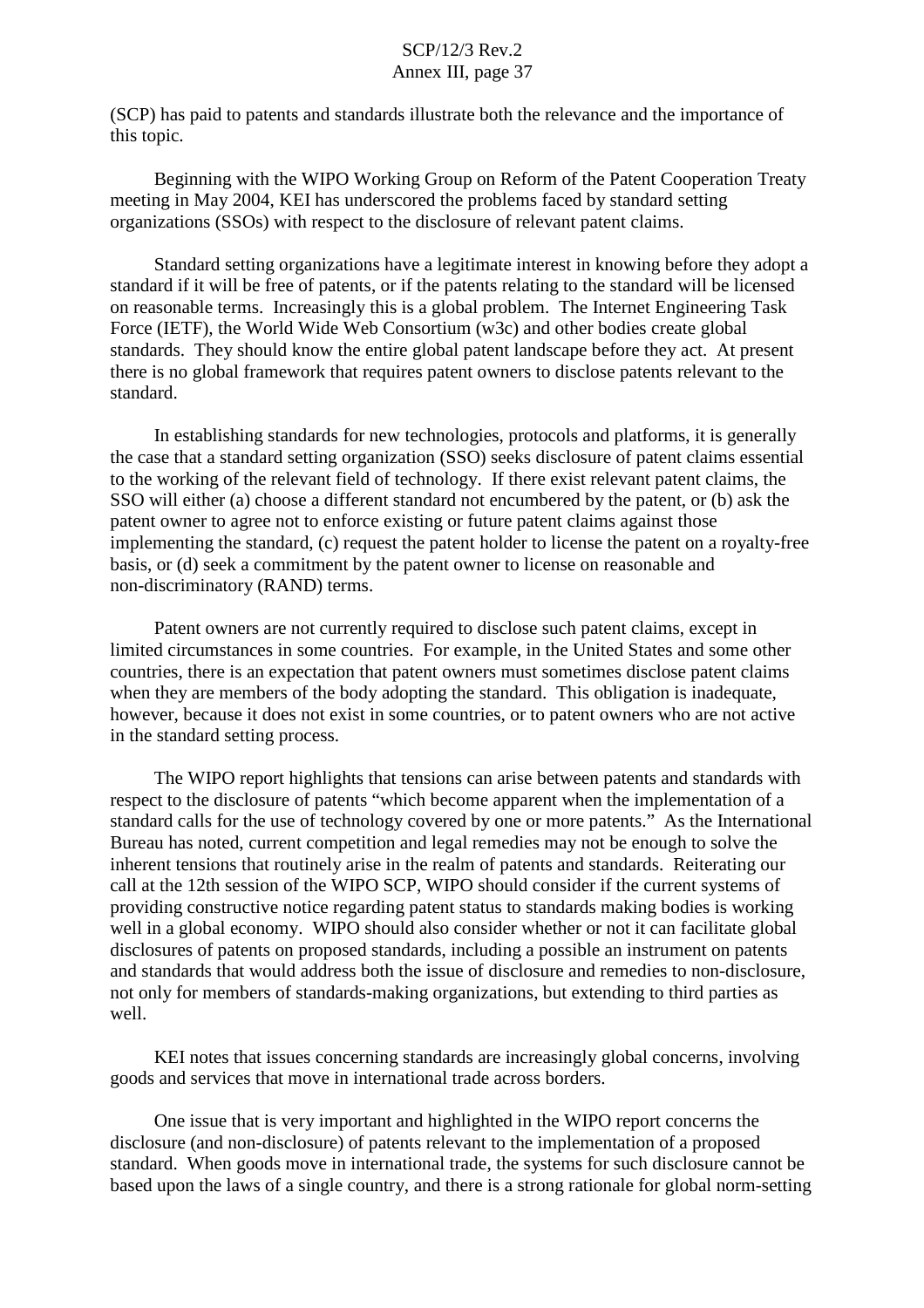(SCP) has paid to patents and standards illustrate both the relevance and the importance of this topic.

Beginning with the WIPO Working Group on Reform of the Patent Cooperation Treaty meeting in May 2004, KEI has underscored the problems faced by standard setting organizations (SSOs) with respect to the disclosure of relevant patent claims.

Standard setting organizations have a legitimate interest in knowing before they adopt a standard if it will be free of patents, or if the patents relating to the standard will be licensed on reasonable terms. Increasingly this is a global problem. The Internet Engineering Task Force (IETF), the World Wide Web Consortium (w3c) and other bodies create global standards. They should know the entire global patent landscape before they act. At present there is no global framework that requires patent owners to disclose patents relevant to the standard.

In establishing standards for new technologies, protocols and platforms, it is generally the case that a standard setting organization (SSO) seeks disclosure of patent claims essential to the working of the relevant field of technology. If there exist relevant patent claims, the SSO will either (a) choose a different standard not encumbered by the patent, or (b) ask the patent owner to agree not to enforce existing or future patent claims against those implementing the standard, (c) request the patent holder to license the patent on a royalty-free basis, or (d) seek a commitment by the patent owner to license on reasonable and non-discriminatory (RAND) terms.

Patent owners are not currently required to disclose such patent claims, except in limited circumstances in some countries. For example, in the United States and some other countries, there is an expectation that patent owners must sometimes disclose patent claims when they are members of the body adopting the standard. This obligation is inadequate, however, because it does not exist in some countries, or to patent owners who are not active in the standard setting process.

The WIPO report highlights that tensions can arise between patents and standards with respect to the disclosure of patents "which become apparent when the implementation of a standard calls for the use of technology covered by one or more patents." As the International Bureau has noted, current competition and legal remedies may not be enough to solve the inherent tensions that routinely arise in the realm of patents and standards. Reiterating our call at the 12th session of the WIPO SCP, WIPO should consider if the current systems of providing constructive notice regarding patent status to standards making bodies is working well in a global economy. WIPO should also consider whether or not it can facilitate global disclosures of patents on proposed standards, including a possible an instrument on patents and standards that would address both the issue of disclosure and remedies to non-disclosure, not only for members of standards-making organizations, but extending to third parties as well.

KEI notes that issues concerning standards are increasingly global concerns, involving goods and services that move in international trade across borders.

One issue that is very important and highlighted in the WIPO report concerns the disclosure (and non-disclosure) of patents relevant to the implementation of a proposed standard. When goods move in international trade, the systems for such disclosure cannot be based upon the laws of a single country, and there is a strong rationale for global norm-setting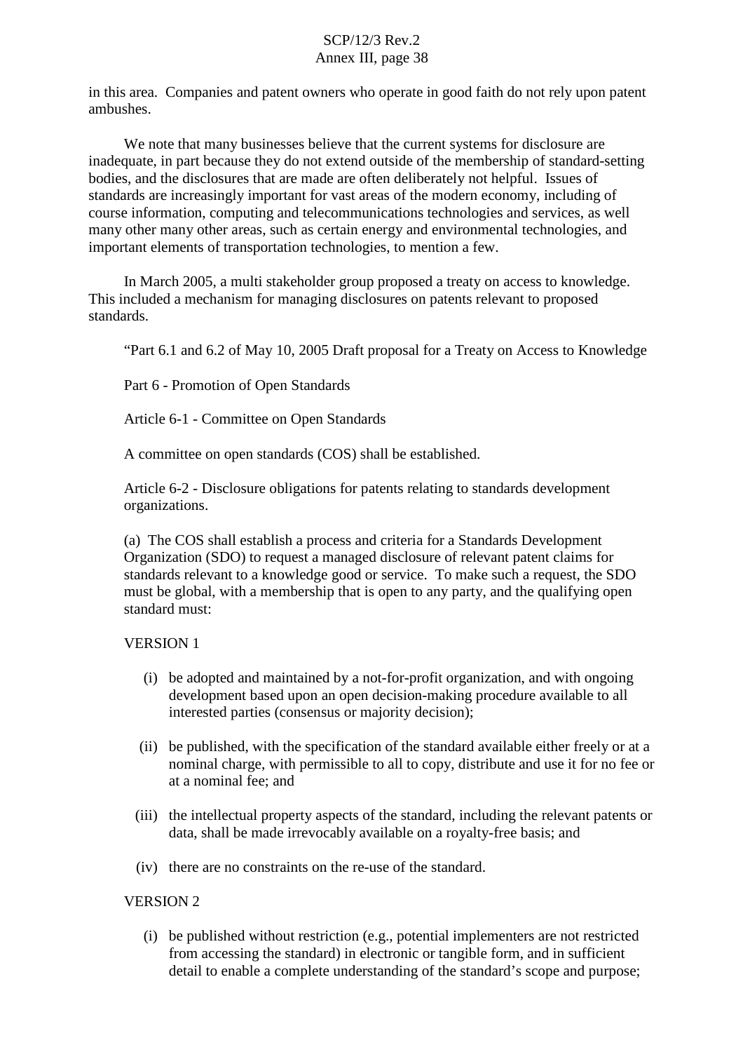in this area. Companies and patent owners who operate in good faith do not rely upon patent ambushes.

We note that many businesses believe that the current systems for disclosure are inadequate, in part because they do not extend outside of the membership of standard-setting bodies, and the disclosures that are made are often deliberately not helpful. Issues of standards are increasingly important for vast areas of the modern economy, including of course information, computing and telecommunications technologies and services, as well many other many other areas, such as certain energy and environmental technologies, and important elements of transportation technologies, to mention a few.

In March 2005, a multi stakeholder group proposed a treaty on access to knowledge. This included a mechanism for managing disclosures on patents relevant to proposed standards.

"Part 6.1 and 6.2 of May 10, 2005 Draft proposal for a Treaty on Access to Knowledge

Part 6 - Promotion of Open Standards

Article 6-1 - Committee on Open Standards

A committee on open standards (COS) shall be established.

Article 6-2 - Disclosure obligations for patents relating to standards development organizations.

(a) The COS shall establish a process and criteria for a Standards Development Organization (SDO) to request a managed disclosure of relevant patent claims for standards relevant to a knowledge good or service. To make such a request, the SDO must be global, with a membership that is open to any party, and the qualifying open standard must:

VERSION 1

(i) be adopted and maintained by a not-for-profit organization, and with ongoing development based upon an open decision-making procedure available to all interested parties (consensus or majority decision);

(ii) be published, with the specification of the standard available either freely or at a nominal charge, with permissible to all to copy, distribute and use it for no fee or at a nominal fee; and

(iii) the intellectual property aspects of the standard, including the relevant patents or data, shall be made irrevocably available on a royalty-free basis; and

(iv) there are no constraints on the re-use of the standard.

VERSION 2

(i) be published without restriction (e.g., potential implementers are not restricted from accessing the standard) in electronic or tangible form, and in sufficient detail to enable a complete understanding of the standard's scope and purpose;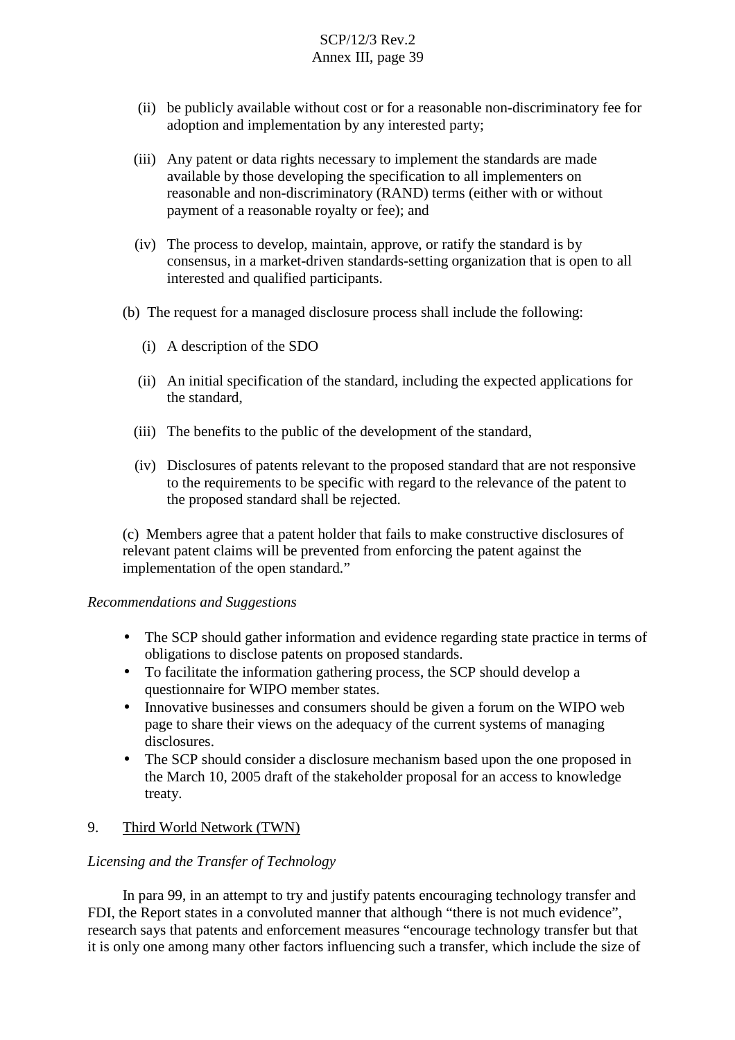(ii) be publicly available without cost or for a reasonable non-discriminatory fee for adoption and implementation by any interested party;

(iii) Any patent or data rights necessary to implement the standards are made available by those developing the specification to all implementers on reasonable and non-discriminatory (RAND) terms (either with or without payment of a reasonable royalty or fee); and

(iv) The process to develop, maintain, approve, or ratify the standard is by consensus, in a market-driven standards-setting organization that is open to all interested and qualified participants.

(b) The request for a managed disclosure process shall include the following:

(i) A description of the SDO

(ii) An initial specification of the standard, including the expected applications for the standard,

(iii) The benefits to the public of the development of the standard,

(iv) Disclosures of patents relevant to the proposed standard that are not responsive to the requirements to be specific with regard to the relevance of the patent to the proposed standard shall be rejected.

(c) Members agree that a patent holder that fails to make constructive disclosures of relevant patent claims will be prevented from enforcing the patent against the implementation of the open standard."

*Recommendations and Suggestions*

- The SCP should gather information and evidence regarding state practice in terms of obligations to disclose patents on proposed standards.
- To facilitate the information gathering process, the SCP should develop a questionnaire for WIPO member states.
- Innovative businesses and consumers should be given a forum on the WIPO web page to share their views on the adequacy of the current systems of managing disclosures.
- The SCP should consider a disclosure mechanism based upon the one proposed in the March 10, 2005 draft of the stakeholder proposal for an access to knowledge treaty.

9. Third World Network (TWN)

*Licensing and the Transfer of Technology*

In para 99, in an attempt to try and justify patents encouraging technology transfer and FDI, the Report states in a convoluted manner that although "there is not much evidence", research says that patents and enforcement measures "encourage technology transfer but that it is only one among many other factors influencing such a transfer, which include the size of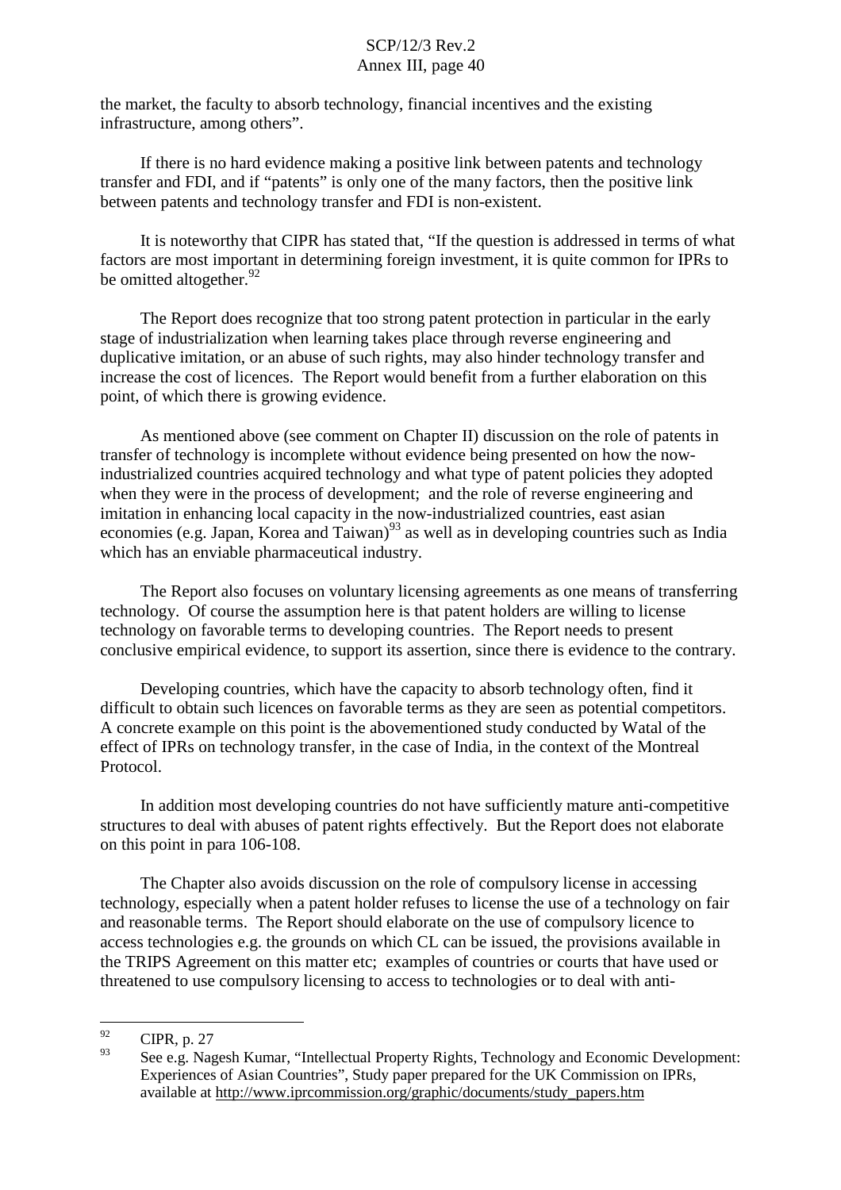the market, the faculty to absorb technology, financial incentives and the existing infrastructure, among others".

If there is no hard evidence making a positive link between patents and technology transfer and FDI, and if "patents" is only one of the many factors, then the positive link between patents and technology transfer and FDI is non-existent.

It is noteworthy that CIPR has stated that, "If the question is addressed in terms of what factors are most important in determining foreign investment, it is quite common for IPRs to be omitted altogether.[92]

The Report does recognize that too strong patent protection in particular in the early stage of industrialization when learning takes place through reverse engineering and duplicative imitation, or an abuse of such rights, may also hinder technology transfer and increase the cost of licences. The Report would benefit from a further elaboration on this point, of which there is growing evidence.

As mentioned above (see comment on Chapter II) discussion on the role of patents in transfer of technology is incomplete without evidence being presented on how the now-industrialized countries acquired technology and what type of patent policies they adopted when they were in the process of development; and the role of reverse engineering and imitation in enhancing local capacity in the now-industrialized countries, east asian economies (e.g. Japan, Korea and Taiwan)[93] as well as in developing countries such as India which has an enviable pharmaceutical industry.

The Report also focuses on voluntary licensing agreements as one means of transferring technology. Of course the assumption here is that patent holders are willing to license technology on favorable terms to developing countries. The Report needs to present conclusive empirical evidence, to support its assertion, since there is evidence to the contrary.

Developing countries, which have the capacity to absorb technology often, find it difficult to obtain such licences on favorable terms as they are seen as potential competitors. A concrete example on this point is the abovementioned study conducted by Watal of the effect of IPRs on technology transfer, in the case of India, in the context of the Montreal Protocol.

In addition most developing countries do not have sufficiently mature anti-competitive structures to deal with abuses of patent rights effectively. But the Report does not elaborate on this point in para 106-108.

The Chapter also avoids discussion on the role of compulsory license in accessing technology, especially when a patent holder refuses to license the use of a technology on fair and reasonable terms. The Report should elaborate on the use of compulsory licence to access technologies e.g. the grounds on which CL can be issued, the provisions available in the TRIPS Agreement on this matter etc; examples of countries or courts that have used or threatened to use compulsory licensing to access to technologies or to deal with anti-

---

[92] CIPR, p. 27

[93] See e.g. Nagesh Kumar, "Intellectual Property Rights, Technology and Economic Development: Experiences of Asian Countries", Study paper prepared for the UK Commission on IPRs, available at http://www.iprcommission.org/graphic/documents/study_papers.htm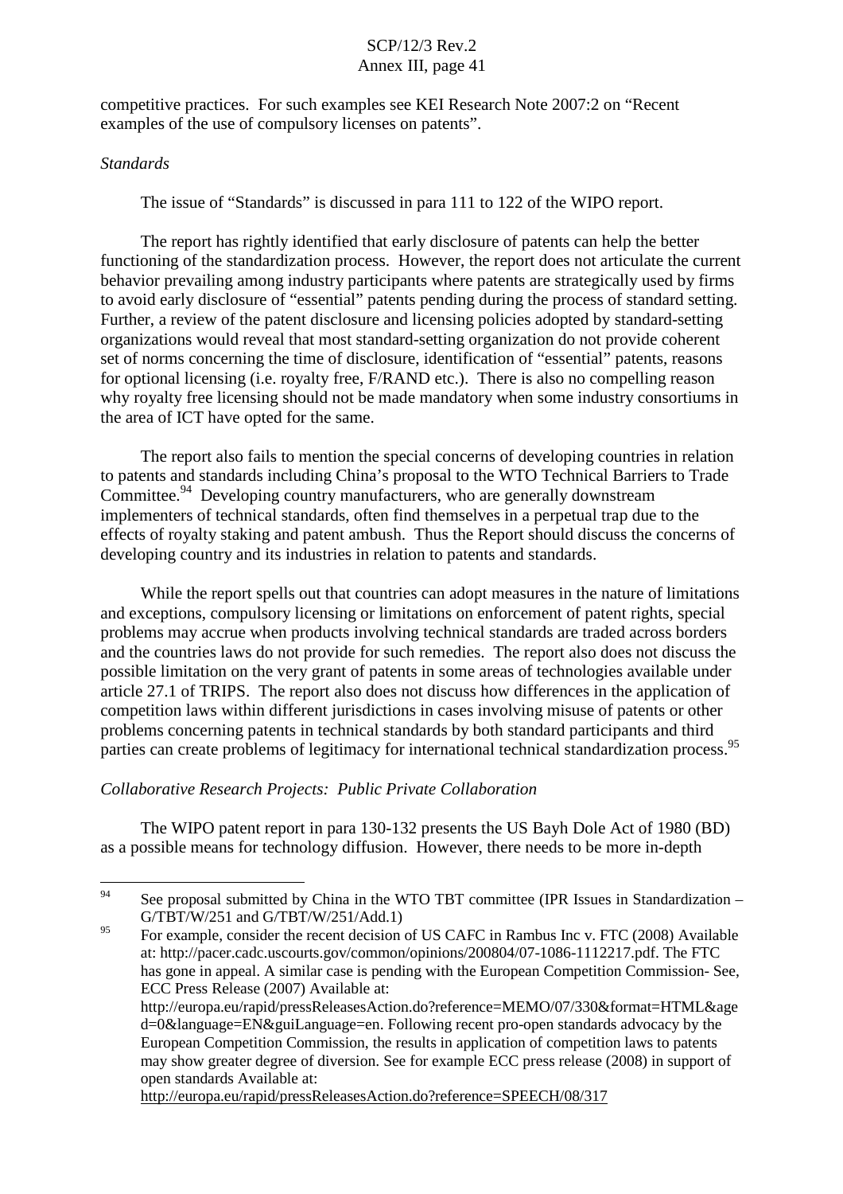competitive practices. For such examples see KEI Research Note 2007:2 on "Recent examples of the use of compulsory licenses on patents".

*Standards*

The issue of "Standards" is discussed in para 111 to 122 of the WIPO report.

The report has rightly identified that early disclosure of patents can help the better functioning of the standardization process. However, the report does not articulate the current behavior prevailing among industry participants where patents are strategically used by firms to avoid early disclosure of "essential" patents pending during the process of standard setting. Further, a review of the patent disclosure and licensing policies adopted by standard-setting organizations would reveal that most standard-setting organization do not provide coherent set of norms concerning the time of disclosure, identification of "essential" patents, reasons for optional licensing (i.e. royalty free, F/RAND etc.). There is also no compelling reason why royalty free licensing should not be made mandatory when some industry consortiums in the area of ICT have opted for the same.

The report also fails to mention the special concerns of developing countries in relation to patents and standards including China's proposal to the WTO Technical Barriers to Trade Committee.[94] Developing country manufacturers, who are generally downstream implementers of technical standards, often find themselves in a perpetual trap due to the effects of royalty staking and patent ambush. Thus the Report should discuss the concerns of developing country and its industries in relation to patents and standards.

While the report spells out that countries can adopt measures in the nature of limitations and exceptions, compulsory licensing or limitations on enforcement of patent rights, special problems may accrue when products involving technical standards are traded across borders and the countries laws do not provide for such remedies. The report also does not discuss the possible limitation on the very grant of patents in some areas of technologies available under article 27.1 of TRIPS. The report also does not discuss how differences in the application of competition laws within different jurisdictions in cases involving misuse of patents or other problems concerning patents in technical standards by both standard participants and third parties can create problems of legitimacy for international technical standardization process.[95]

*Collaborative Research Projects: Public Private Collaboration*

The WIPO patent report in para 130-132 presents the US Bayh Dole Act of 1980 (BD) as a possible means for technology diffusion. However, there needs to be more in-depth

---

[94] See proposal submitted by China in the WTO TBT committee (IPR Issues in Standardization – G/TBT/W/251 and G/TBT/W/251/Add.1)

[95] For example, consider the recent decision of US CAFC in Rambus Inc v. FTC (2008) Available at: http://pacer.cadc.uscourts.gov/common/opinions/200804/07-1086-1112217.pdf. The FTC has gone in appeal. A similar case is pending with the European Competition Commission- See, ECC Press Release (2007) Available at: http://europa.eu/rapid/pressReleasesAction.do?reference=MEMO/07/330&format=HTML&aged=0&language=EN&guiLanguage=en. Following recent pro-open standards advocacy by the European Competition Commission, the results in application of competition laws to patents may show greater degree of diversion. See for example ECC press release (2008) in support of open standards Available at: http://europa.eu/rapid/pressReleasesAction.do?reference=SPEECH/08/317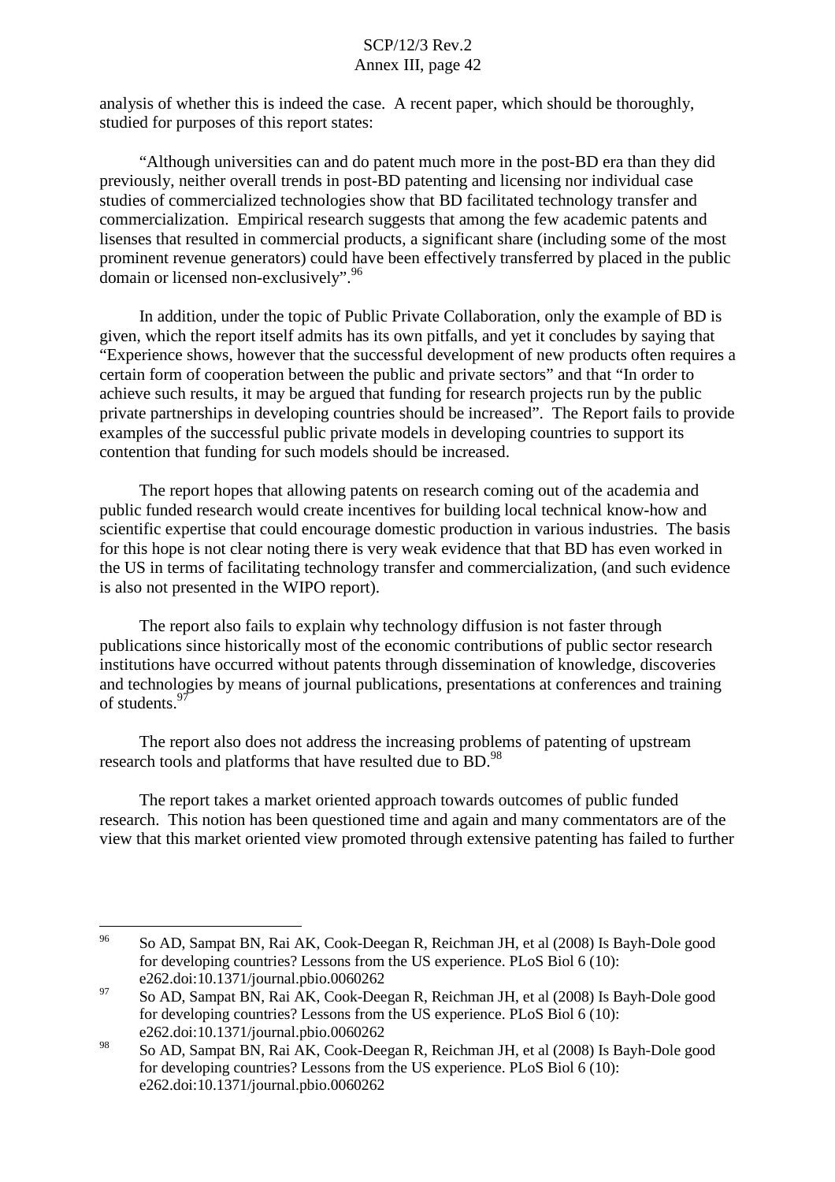analysis of whether this is indeed the case. A recent paper, which should be thoroughly, studied for purposes of this report states:

"Although universities can and do patent much more in the post-BD era than they did previously, neither overall trends in post-BD patenting and licensing nor individual case studies of commercialized technologies show that BD facilitated technology transfer and commercialization. Empirical research suggests that among the few academic patents and lisenses that resulted in commercial products, a significant share (including some of the most prominent revenue generators) could have been effectively transferred by placed in the public domain or licensed non-exclusively".[96]

In addition, under the topic of Public Private Collaboration, only the example of BD is given, which the report itself admits has its own pitfalls, and yet it concludes by saying that "Experience shows, however that the successful development of new products often requires a certain form of cooperation between the public and private sectors" and that "In order to achieve such results, it may be argued that funding for research projects run by the public private partnerships in developing countries should be increased". The Report fails to provide examples of the successful public private models in developing countries to support its contention that funding for such models should be increased.

The report hopes that allowing patents on research coming out of the academia and public funded research would create incentives for building local technical know-how and scientific expertise that could encourage domestic production in various industries. The basis for this hope is not clear noting there is very weak evidence that that BD has even worked in the US in terms of facilitating technology transfer and commercialization, (and such evidence is also not presented in the WIPO report).

The report also fails to explain why technology diffusion is not faster through publications since historically most of the economic contributions of public sector research institutions have occurred without patents through dissemination of knowledge, discoveries and technologies by means of journal publications, presentations at conferences and training of students.[97]

The report also does not address the increasing problems of patenting of upstream research tools and platforms that have resulted due to BD.[98]

The report takes a market oriented approach towards outcomes of public funded research. This notion has been questioned time and again and many commentators are of the view that this market oriented view promoted through extensive patenting has failed to further

---

[96] So AD, Sampat BN, Rai AK, Cook-Deegan R, Reichman JH, et al (2008) Is Bayh-Dole good for developing countries? Lessons from the US experience. PLoS Biol 6 (10): e262.doi:10.1371/journal.pbio.0060262

[97] So AD, Sampat BN, Rai AK, Cook-Deegan R, Reichman JH, et al (2008) Is Bayh-Dole good for developing countries? Lessons from the US experience. PLoS Biol 6 (10): e262.doi:10.1371/journal.pbio.0060262

[98] So AD, Sampat BN, Rai AK, Cook-Deegan R, Reichman JH, et al (2008) Is Bayh-Dole good for developing countries? Lessons from the US experience. PLoS Biol 6 (10): e262.doi:10.1371/journal.pbio.0060262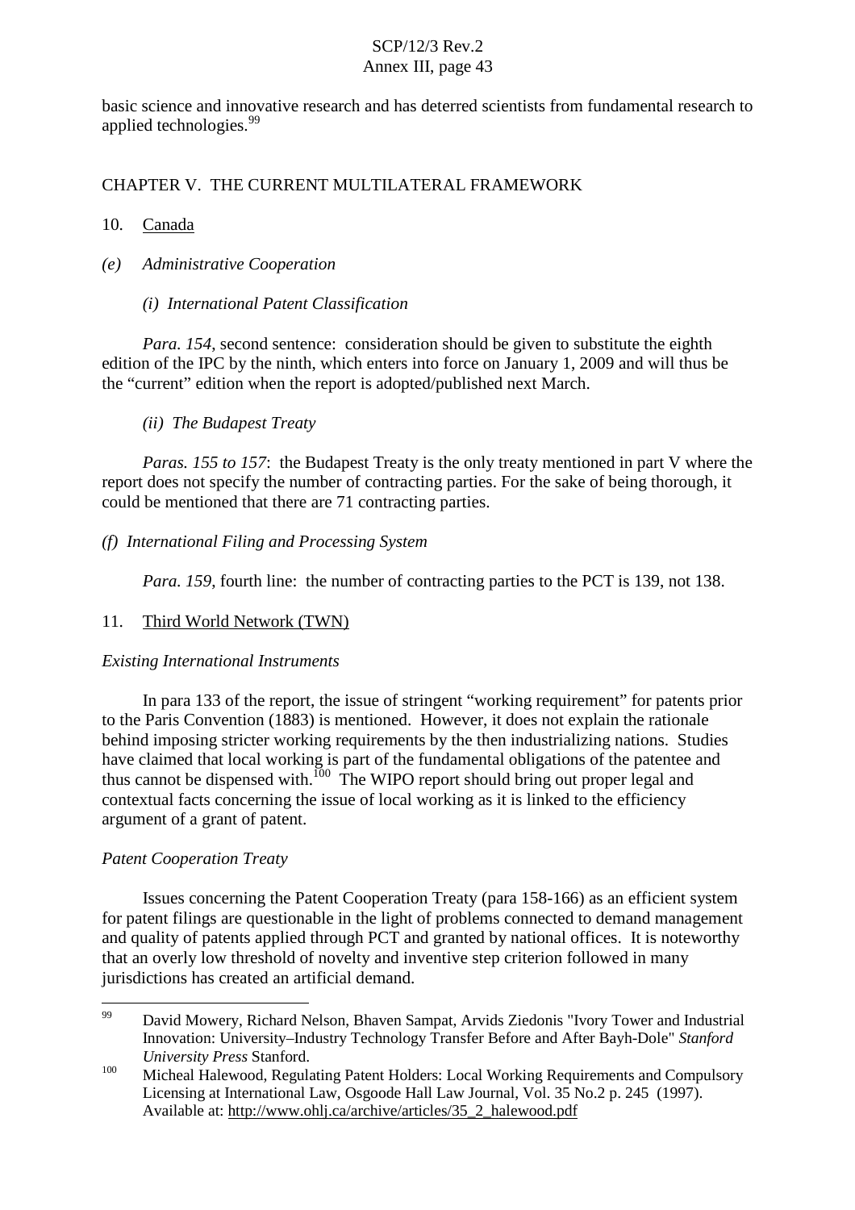basic science and innovative research and has deterred scientists from fundamental research to applied technologies.[99]

## CHAPTER V. THE CURRENT MULTILATERAL FRAMEWORK

10. Canada

*(e) Administrative Cooperation*

*(i) International Patent Classification*

*Para. 154*, second sentence: consideration should be given to substitute the eighth edition of the IPC by the ninth, which enters into force on January 1, 2009 and will thus be the "current" edition when the report is adopted/published next March.

*(ii) The Budapest Treaty*

*Paras. 155 to 157*: the Budapest Treaty is the only treaty mentioned in part V where the report does not specify the number of contracting parties. For the sake of being thorough, it could be mentioned that there are 71 contracting parties.

*(f) International Filing and Processing System*

*Para. 159*, fourth line: the number of contracting parties to the PCT is 139, not 138.

11. Third World Network (TWN)

*Existing International Instruments*

In para 133 of the report, the issue of stringent "working requirement" for patents prior to the Paris Convention (1883) is mentioned. However, it does not explain the rationale behind imposing stricter working requirements by the then industrializing nations. Studies have claimed that local working is part of the fundamental obligations of the patentee and thus cannot be dispensed with.[100] The WIPO report should bring out proper legal and contextual facts concerning the issue of local working as it is linked to the efficiency argument of a grant of patent.

*Patent Cooperation Treaty*

Issues concerning the Patent Cooperation Treaty (para 158-166) as an efficient system for patent filings are questionable in the light of problems connected to demand management and quality of patents applied through PCT and granted by national offices. It is noteworthy that an overly low threshold of novelty and inventive step criterion followed in many jurisdictions has created an artificial demand.

---

[99] David Mowery, Richard Nelson, Bhaven Sampat, Arvids Ziedonis "Ivory Tower and Industrial Innovation: University–Industry Technology Transfer Before and After Bayh-Dole" *Stanford University Press* Stanford.

[100] Micheal Halewood, Regulating Patent Holders: Local Working Requirements and Compulsory Licensing at International Law, Osgoode Hall Law Journal, Vol. 35 No.2 p. 245 (1997). Available at: http://www.ohlj.ca/archive/articles/35_2_halewood.pdf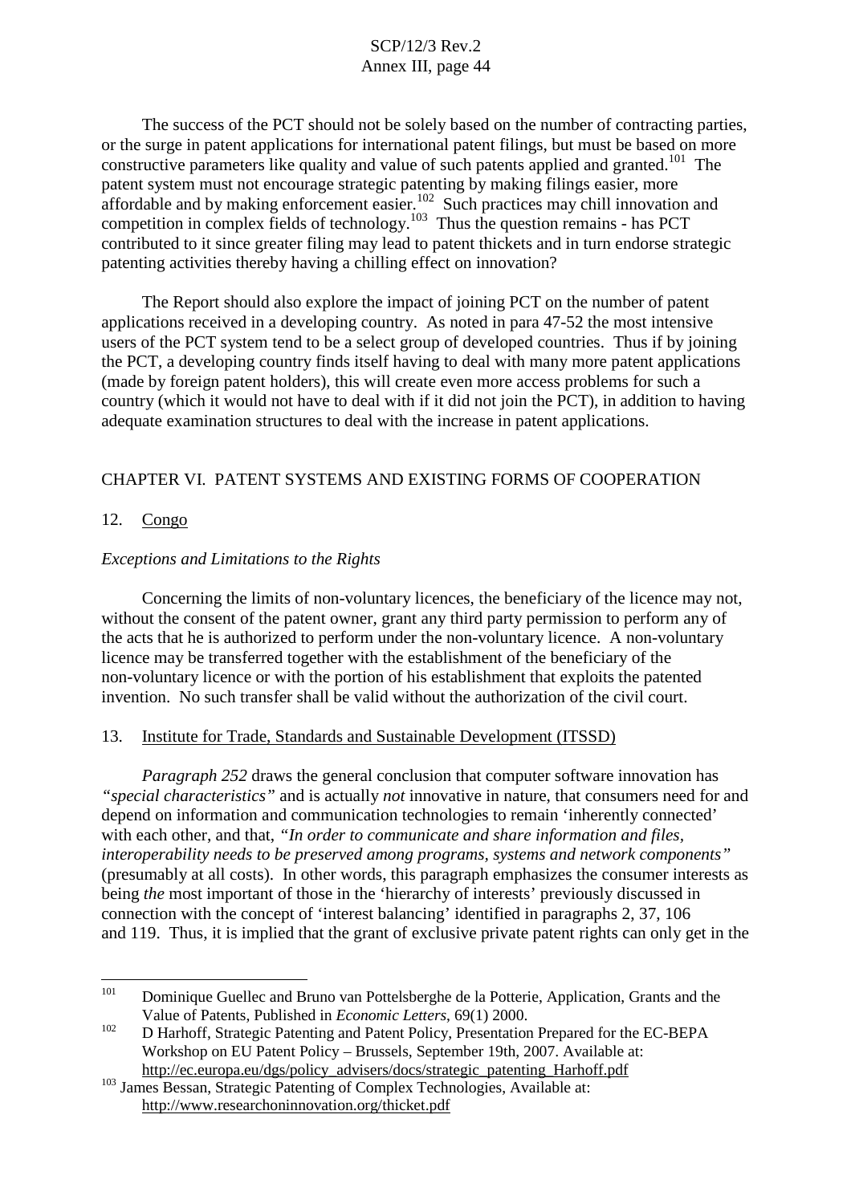The success of the PCT should not be solely based on the number of contracting parties, or the surge in patent applications for international patent filings, but must be based on more constructive parameters like quality and value of such patents applied and granted.[101] The patent system must not encourage strategic patenting by making filings easier, more affordable and by making enforcement easier.[102] Such practices may chill innovation and competition in complex fields of technology.[103] Thus the question remains - has PCT contributed to it since greater filing may lead to patent thickets and in turn endorse strategic patenting activities thereby having a chilling effect on innovation?

The Report should also explore the impact of joining PCT on the number of patent applications received in a developing country. As noted in para 47-52 the most intensive users of the PCT system tend to be a select group of developed countries. Thus if by joining the PCT, a developing country finds itself having to deal with many more patent applications (made by foreign patent holders), this will create even more access problems for such a country (which it would not have to deal with if it did not join the PCT), in addition to having adequate examination structures to deal with the increase in patent applications.

## CHAPTER VI. PATENT SYSTEMS AND EXISTING FORMS OF COOPERATION

### 12. Congo

*Exceptions and Limitations to the Rights*

Concerning the limits of non-voluntary licences, the beneficiary of the licence may not, without the consent of the patent owner, grant any third party permission to perform any of the acts that he is authorized to perform under the non-voluntary licence. A non-voluntary licence may be transferred together with the establishment of the beneficiary of the non-voluntary licence or with the portion of his establishment that exploits the patented invention. No such transfer shall be valid without the authorization of the civil court.

### 13. Institute for Trade, Standards and Sustainable Development (ITSSD)

*Paragraph 252* draws the general conclusion that computer software innovation has *"special characteristics"* and is actually *not* innovative in nature, that consumers need for and depend on information and communication technologies to remain 'inherently connected' with each other, and that, *"In order to communicate and share information and files, interoperability needs to be preserved among programs, systems and network components"* (presumably at all costs). In other words, this paragraph emphasizes the consumer interests as being *the* most important of those in the 'hierarchy of interests' previously discussed in connection with the concept of 'interest balancing' identified in paragraphs 2, 37, 106 and 119. Thus, it is implied that the grant of exclusive private patent rights can only get in the

---

[101] Dominique Guellec and Bruno van Pottelsberghe de la Potterie, Application, Grants and the Value of Patents, Published in *Economic Letters*, 69(1) 2000.

[102] D Harhoff, Strategic Patenting and Patent Policy, Presentation Prepared for the EC-BEPA Workshop on EU Patent Policy – Brussels, September 19th, 2007. Available at: http://ec.europa.eu/dgs/policy_advisers/docs/strategic_patenting_Harhoff.pdf

[103] James Bessan, Strategic Patenting of Complex Technologies, Available at: http://www.researchoninnovation.org/thicket.pdf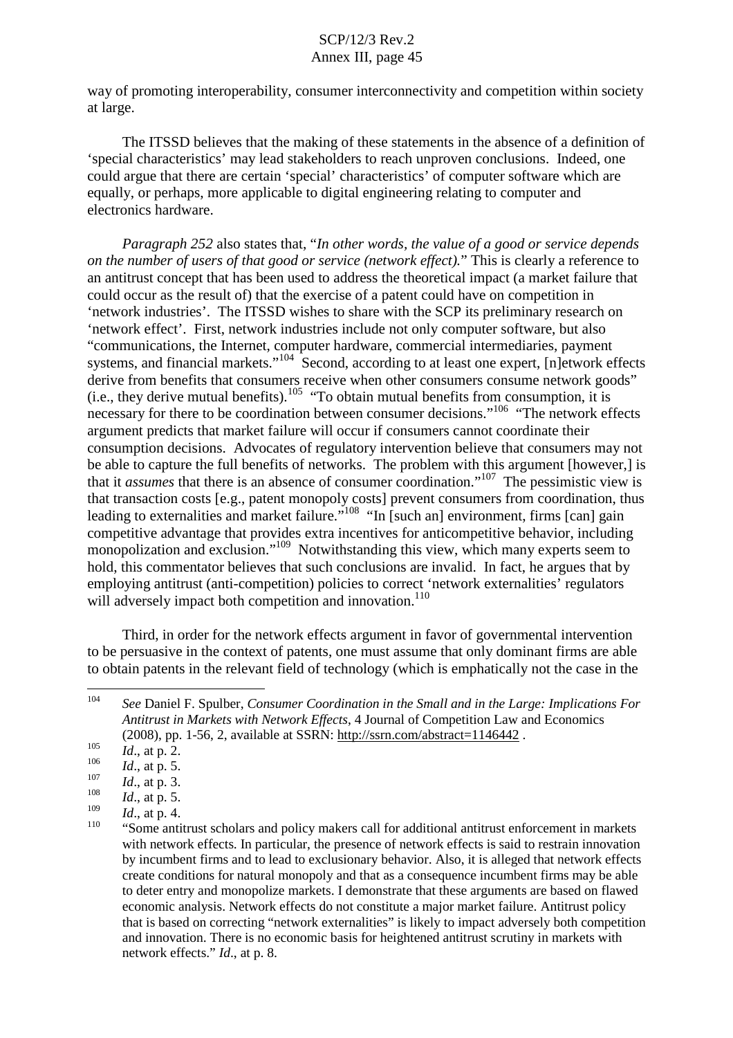way of promoting interoperability, consumer interconnectivity and competition within society at large.

The ITSSD believes that the making of these statements in the absence of a definition of 'special characteristics' may lead stakeholders to reach unproven conclusions. Indeed, one could argue that there are certain 'special' characteristics' of computer software which are equally, or perhaps, more applicable to digital engineering relating to computer and electronics hardware.

*Paragraph 252* also states that, "*In other words, the value of a good or service depends on the number of users of that good or service (network effect).*" This is clearly a reference to an antitrust concept that has been used to address the theoretical impact (a market failure that could occur as the result of) that the exercise of a patent could have on competition in 'network industries'. The ITSSD wishes to share with the SCP its preliminary research on 'network effect'. First, network industries include not only computer software, but also "communications, the Internet, computer hardware, commercial intermediaries, payment systems, and financial markets."[104] Second, according to at least one expert, [n]etwork effects derive from benefits that consumers receive when other consumers consume network goods" (i.e., they derive mutual benefits).[105] "To obtain mutual benefits from consumption, it is necessary for there to be coordination between consumer decisions."[106] "The network effects argument predicts that market failure will occur if consumers cannot coordinate their consumption decisions. Advocates of regulatory intervention believe that consumers may not be able to capture the full benefits of networks. The problem with this argument [however,] is that it *assumes* that there is an absence of consumer coordination."[107] The pessimistic view is that transaction costs [e.g., patent monopoly costs] prevent consumers from coordination, thus leading to externalities and market failure."[108] "In [such an] environment, firms [can] gain competitive advantage that provides extra incentives for anticompetitive behavior, including monopolization and exclusion."[109] Notwithstanding this view, which many experts seem to hold, this commentator believes that such conclusions are invalid. In fact, he argues that by employing antitrust (anti-competition) policies to correct 'network externalities' regulators will adversely impact both competition and innovation.[110]

Third, in order for the network effects argument in favor of governmental intervention to be persuasive in the context of patents, one must assume that only dominant firms are able to obtain patents in the relevant field of technology (which is emphatically not the case in the

---

[104] *See* Daniel F. Spulber, *Consumer Coordination in the Small and in the Large: Implications For Antitrust in Markets with Network Effects*, 4 Journal of Competition Law and Economics (2008), pp. 1-56, 2, available at SSRN: http://ssrn.com/abstract=1146442 .

[105] *Id*., at p. 2.

[106] *Id*., at p. 5.

[107] *Id*., at p. 3.

[108] *Id*., at p. 5.

[109] *Id*., at p. 4.

[110] "Some antitrust scholars and policy makers call for additional antitrust enforcement in markets with network effects. In particular, the presence of network effects is said to restrain innovation by incumbent firms and to lead to exclusionary behavior. Also, it is alleged that network effects create conditions for natural monopoly and that as a consequence incumbent firms may be able to deter entry and monopolize markets. I demonstrate that these arguments are based on flawed economic analysis. Network effects do not constitute a major market failure. Antitrust policy that is based on correcting "network externalities" is likely to impact adversely both competition and innovation. There is no economic basis for heightened antitrust scrutiny in markets with network effects." *Id*., at p. 8.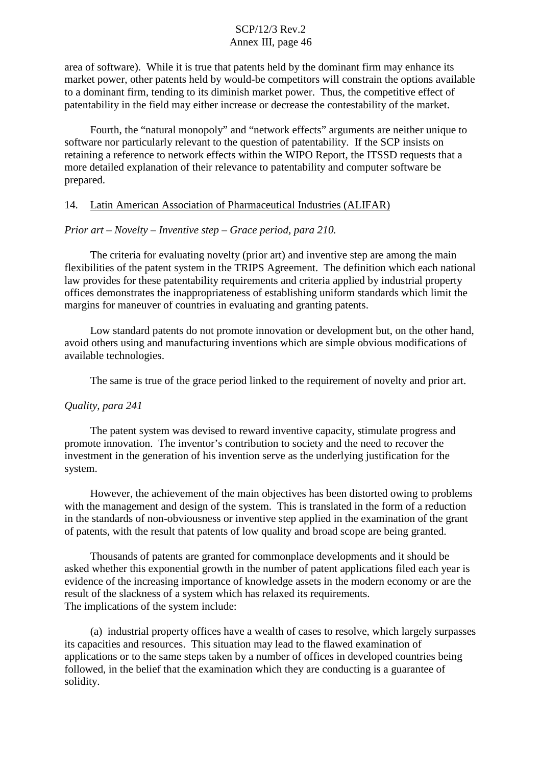area of software). While it is true that patents held by the dominant firm may enhance its market power, other patents held by would-be competitors will constrain the options available to a dominant firm, tending to its diminish market power. Thus, the competitive effect of patentability in the field may either increase or decrease the contestability of the market.

Fourth, the "natural monopoly" and "network effects" arguments are neither unique to software nor particularly relevant to the question of patentability. If the SCP insists on retaining a reference to network effects within the WIPO Report, the ITSSD requests that a more detailed explanation of their relevance to patentability and computer software be prepared.

14. Latin American Association of Pharmaceutical Industries (ALIFAR)

*Prior art – Novelty – Inventive step – Grace period, para 210.*

The criteria for evaluating novelty (prior art) and inventive step are among the main flexibilities of the patent system in the TRIPS Agreement. The definition which each national law provides for these patentability requirements and criteria applied by industrial property offices demonstrates the inappropriateness of establishing uniform standards which limit the margins for maneuver of countries in evaluating and granting patents.

Low standard patents do not promote innovation or development but, on the other hand, avoid others using and manufacturing inventions which are simple obvious modifications of available technologies.

The same is true of the grace period linked to the requirement of novelty and prior art.

*Quality, para 241*

The patent system was devised to reward inventive capacity, stimulate progress and promote innovation. The inventor's contribution to society and the need to recover the investment in the generation of his invention serve as the underlying justification for the system.

However, the achievement of the main objectives has been distorted owing to problems with the management and design of the system. This is translated in the form of a reduction in the standards of non-obviousness or inventive step applied in the examination of the grant of patents, with the result that patents of low quality and broad scope are being granted.

Thousands of patents are granted for commonplace developments and it should be asked whether this exponential growth in the number of patent applications filed each year is evidence of the increasing importance of knowledge assets in the modern economy or are the result of the slackness of a system which has relaxed its requirements.
The implications of the system include:

(a) industrial property offices have a wealth of cases to resolve, which largely surpasses its capacities and resources. This situation may lead to the flawed examination of applications or to the same steps taken by a number of offices in developed countries being followed, in the belief that the examination which they are conducting is a guarantee of solidity.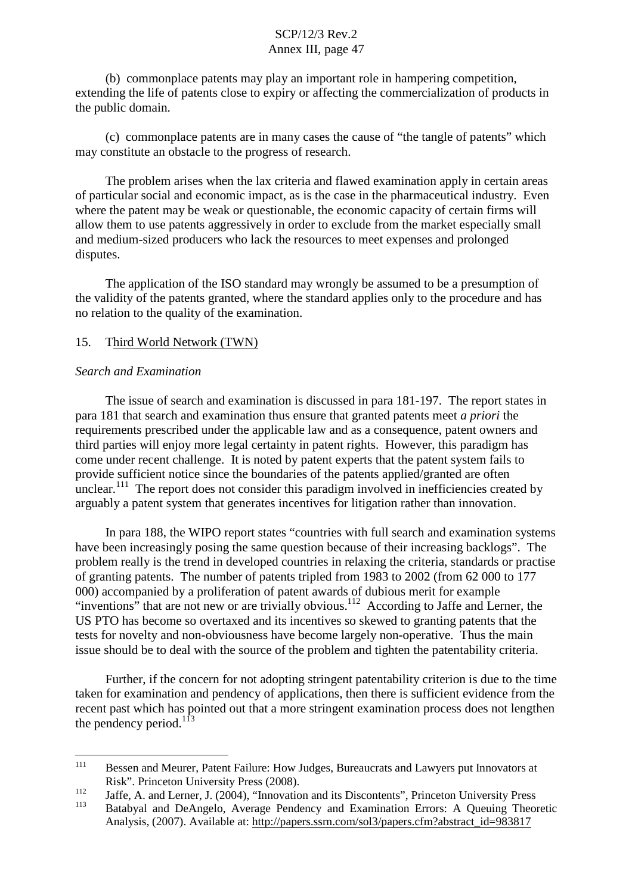(b) commonplace patents may play an important role in hampering competition, extending the life of patents close to expiry or affecting the commercialization of products in the public domain.

(c) commonplace patents are in many cases the cause of "the tangle of patents" which may constitute an obstacle to the progress of research.

The problem arises when the lax criteria and flawed examination apply in certain areas of particular social and economic impact, as is the case in the pharmaceutical industry. Even where the patent may be weak or questionable, the economic capacity of certain firms will allow them to use patents aggressively in order to exclude from the market especially small and medium-sized producers who lack the resources to meet expenses and prolonged disputes.

The application of the ISO standard may wrongly be assumed to be a presumption of the validity of the patents granted, where the standard applies only to the procedure and has no relation to the quality of the examination.

## 15. Third World Network (TWN)

*Search and Examination*

The issue of search and examination is discussed in para 181-197. The report states in para 181 that search and examination thus ensure that granted patents meet *a priori* the requirements prescribed under the applicable law and as a consequence, patent owners and third parties will enjoy more legal certainty in patent rights. However, this paradigm has come under recent challenge. It is noted by patent experts that the patent system fails to provide sufficient notice since the boundaries of the patents applied/granted are often unclear.[111] The report does not consider this paradigm involved in inefficiencies created by arguably a patent system that generates incentives for litigation rather than innovation.

In para 188, the WIPO report states "countries with full search and examination systems have been increasingly posing the same question because of their increasing backlogs". The problem really is the trend in developed countries in relaxing the criteria, standards or practise of granting patents. The number of patents tripled from 1983 to 2002 (from 62 000 to 177 000) accompanied by a proliferation of patent awards of dubious merit for example "inventions" that are not new or are trivially obvious.[112] According to Jaffe and Lerner, the US PTO has become so overtaxed and its incentives so skewed to granting patents that the tests for novelty and non-obviousness have become largely non-operative. Thus the main issue should be to deal with the source of the problem and tighten the patentability criteria.

Further, if the concern for not adopting stringent patentability criterion is due to the time taken for examination and pendency of applications, then there is sufficient evidence from the recent past which has pointed out that a more stringent examination process does not lengthen the pendency period.[113]

---

[111] Bessen and Meurer, Patent Failure: How Judges, Bureaucrats and Lawyers put Innovators at Risk". Princeton University Press (2008).

[112] Jaffe, A. and Lerner, J. (2004), "Innovation and its Discontents", Princeton University Press

[113] Batabyal and DeAngelo, Average Pendency and Examination Errors: A Queuing Theoretic Analysis, (2007). Available at: http://papers.ssrn.com/sol3/papers.cfm?abstract_id=983817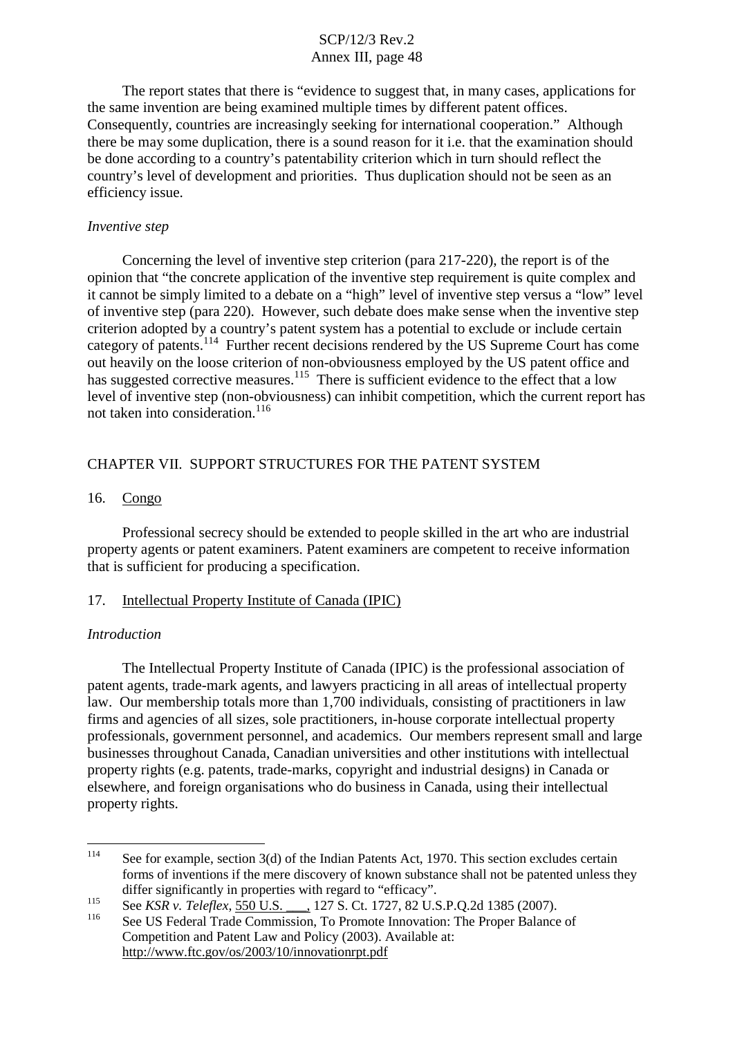The report states that there is "evidence to suggest that, in many cases, applications for the same invention are being examined multiple times by different patent offices. Consequently, countries are increasingly seeking for international cooperation." Although there be may some duplication, there is a sound reason for it i.e. that the examination should be done according to a country's patentability criterion which in turn should reflect the country's level of development and priorities. Thus duplication should not be seen as an efficiency issue.

*Inventive step*

Concerning the level of inventive step criterion (para 217-220), the report is of the opinion that "the concrete application of the inventive step requirement is quite complex and it cannot be simply limited to a debate on a "high" level of inventive step versus a "low" level of inventive step (para 220). However, such debate does make sense when the inventive step criterion adopted by a country's patent system has a potential to exclude or include certain category of patents.[114] Further recent decisions rendered by the US Supreme Court has come out heavily on the loose criterion of non-obviousness employed by the US patent office and has suggested corrective measures.[115] There is sufficient evidence to the effect that a low level of inventive step (non-obviousness) can inhibit competition, which the current report has not taken into consideration.[116]

## CHAPTER VII. SUPPORT STRUCTURES FOR THE PATENT SYSTEM

### 16. Congo

Professional secrecy should be extended to people skilled in the art who are industrial property agents or patent examiners. Patent examiners are competent to receive information that is sufficient for producing a specification.

### 17. Intellectual Property Institute of Canada (IPIC)

*Introduction*

The Intellectual Property Institute of Canada (IPIC) is the professional association of patent agents, trade-mark agents, and lawyers practicing in all areas of intellectual property law. Our membership totals more than 1,700 individuals, consisting of practitioners in law firms and agencies of all sizes, sole practitioners, in-house corporate intellectual property professionals, government personnel, and academics. Our members represent small and large businesses throughout Canada, Canadian universities and other institutions with intellectual property rights (e.g. patents, trade-marks, copyright and industrial designs) in Canada or elsewhere, and foreign organisations who do business in Canada, using their intellectual property rights.

---

[114] See for example, section 3(d) of the Indian Patents Act, 1970. This section excludes certain forms of inventions if the mere discovery of known substance shall not be patented unless they differ significantly in properties with regard to "efficacy".

[115] See *KSR v. Teleflex*, 550 U.S. ___, 127 S. Ct. 1727, 82 U.S.P.Q.2d 1385 (2007).

[116] See US Federal Trade Commission, To Promote Innovation: The Proper Balance of Competition and Patent Law and Policy (2003). Available at: http://www.ftc.gov/os/2003/10/innovationrpt.pdf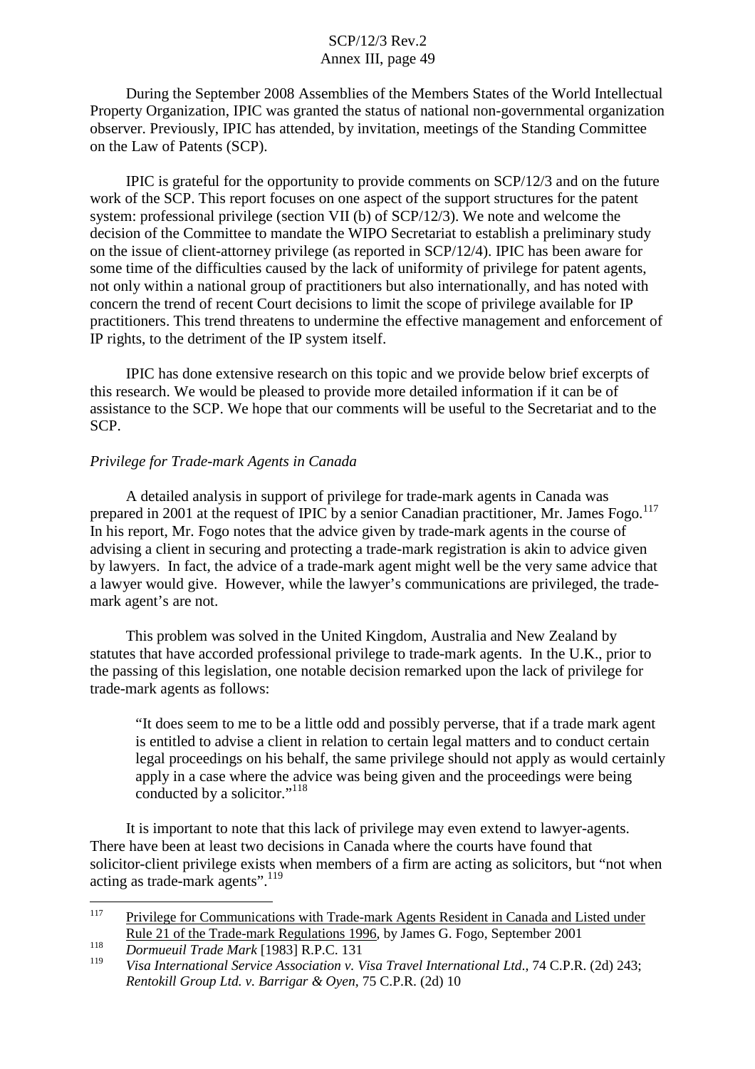During the September 2008 Assemblies of the Members States of the World Intellectual Property Organization, IPIC was granted the status of national non-governmental organization observer. Previously, IPIC has attended, by invitation, meetings of the Standing Committee on the Law of Patents (SCP).

IPIC is grateful for the opportunity to provide comments on SCP/12/3 and on the future work of the SCP. This report focuses on one aspect of the support structures for the patent system: professional privilege (section VII (b) of SCP/12/3). We note and welcome the decision of the Committee to mandate the WIPO Secretariat to establish a preliminary study on the issue of client-attorney privilege (as reported in SCP/12/4). IPIC has been aware for some time of the difficulties caused by the lack of uniformity of privilege for patent agents, not only within a national group of practitioners but also internationally, and has noted with concern the trend of recent Court decisions to limit the scope of privilege available for IP practitioners. This trend threatens to undermine the effective management and enforcement of IP rights, to the detriment of the IP system itself.

IPIC has done extensive research on this topic and we provide below brief excerpts of this research. We would be pleased to provide more detailed information if it can be of assistance to the SCP. We hope that our comments will be useful to the Secretariat and to the SCP.

*Privilege for Trade-mark Agents in Canada*

A detailed analysis in support of privilege for trade-mark agents in Canada was prepared in 2001 at the request of IPIC by a senior Canadian practitioner, Mr. James Fogo.[117] In his report, Mr. Fogo notes that the advice given by trade-mark agents in the course of advising a client in securing and protecting a trade-mark registration is akin to advice given by lawyers. In fact, the advice of a trade-mark agent might well be the very same advice that a lawyer would give. However, while the lawyer's communications are privileged, the trade-mark agent's are not.

This problem was solved in the United Kingdom, Australia and New Zealand by statutes that have accorded professional privilege to trade-mark agents. In the U.K., prior to the passing of this legislation, one notable decision remarked upon the lack of privilege for trade-mark agents as follows:

> "It does seem to me to be a little odd and possibly perverse, that if a trade mark agent is entitled to advise a client in relation to certain legal matters and to conduct certain legal proceedings on his behalf, the same privilege should not apply as would certainly apply in a case where the advice was being given and the proceedings were being conducted by a solicitor."[118]

It is important to note that this lack of privilege may even extend to lawyer-agents. There have been at least two decisions in Canada where the courts have found that solicitor-client privilege exists when members of a firm are acting as solicitors, but "not when acting as trade-mark agents".[119]

---

[117] Privilege for Communications with Trade-mark Agents Resident in Canada and Listed under Rule 21 of the Trade-mark Regulations 1996, by James G. Fogo, September 2001

[118] *Dormueuil Trade Mark* [1983] R.P.C. 131

[119] *Visa International Service Association v. Visa Travel International Ltd*., 74 C.P.R. (2d) 243; *Rentokill Group Ltd. v. Barrigar & Oyen*, 75 C.P.R. (2d) 10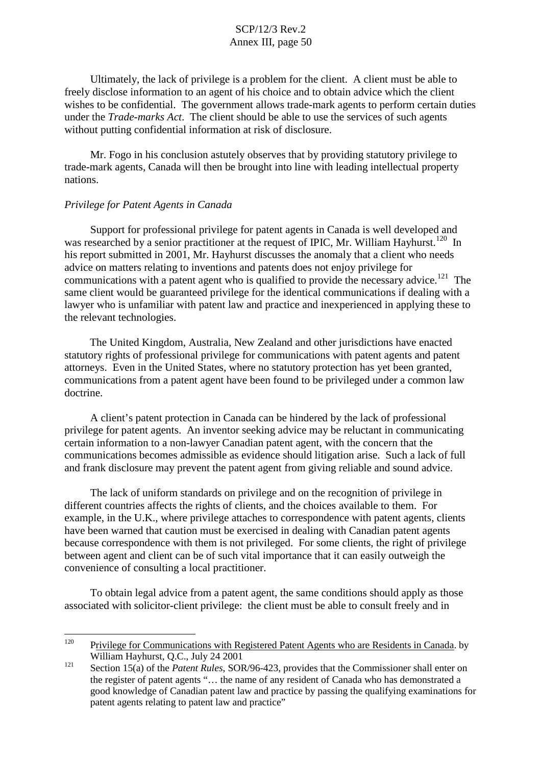Ultimately, the lack of privilege is a problem for the client. A client must be able to freely disclose information to an agent of his choice and to obtain advice which the client wishes to be confidential. The government allows trade-mark agents to perform certain duties under the *Trade-marks Act*. The client should be able to use the services of such agents without putting confidential information at risk of disclosure.

Mr. Fogo in his conclusion astutely observes that by providing statutory privilege to trade-mark agents, Canada will then be brought into line with leading intellectual property nations.

*Privilege for Patent Agents in Canada*

Support for professional privilege for patent agents in Canada is well developed and was researched by a senior practitioner at the request of IPIC, Mr. William Hayhurst.[120] In his report submitted in 2001, Mr. Hayhurst discusses the anomaly that a client who needs advice on matters relating to inventions and patents does not enjoy privilege for communications with a patent agent who is qualified to provide the necessary advice.[121] The same client would be guaranteed privilege for the identical communications if dealing with a lawyer who is unfamiliar with patent law and practice and inexperienced in applying these to the relevant technologies.

The United Kingdom, Australia, New Zealand and other jurisdictions have enacted statutory rights of professional privilege for communications with patent agents and patent attorneys. Even in the United States, where no statutory protection has yet been granted, communications from a patent agent have been found to be privileged under a common law doctrine.

A client's patent protection in Canada can be hindered by the lack of professional privilege for patent agents. An inventor seeking advice may be reluctant in communicating certain information to a non-lawyer Canadian patent agent, with the concern that the communications becomes admissible as evidence should litigation arise. Such a lack of full and frank disclosure may prevent the patent agent from giving reliable and sound advice.

The lack of uniform standards on privilege and on the recognition of privilege in different countries affects the rights of clients, and the choices available to them. For example, in the U.K., where privilege attaches to correspondence with patent agents, clients have been warned that caution must be exercised in dealing with Canadian patent agents because correspondence with them is not privileged. For some clients, the right of privilege between agent and client can be of such vital importance that it can easily outweigh the convenience of consulting a local practitioner.

To obtain legal advice from a patent agent, the same conditions should apply as those associated with solicitor-client privilege: the client must be able to consult freely and in

---

[120] Privilege for Communications with Registered Patent Agents who are Residents in Canada. by William Hayhurst, Q.C., July 24 2001

[121] Section 15(a) of the *Patent Rules*, SOR/96-423, provides that the Commissioner shall enter on the register of patent agents "… the name of any resident of Canada who has demonstrated a good knowledge of Canadian patent law and practice by passing the qualifying examinations for patent agents relating to patent law and practice"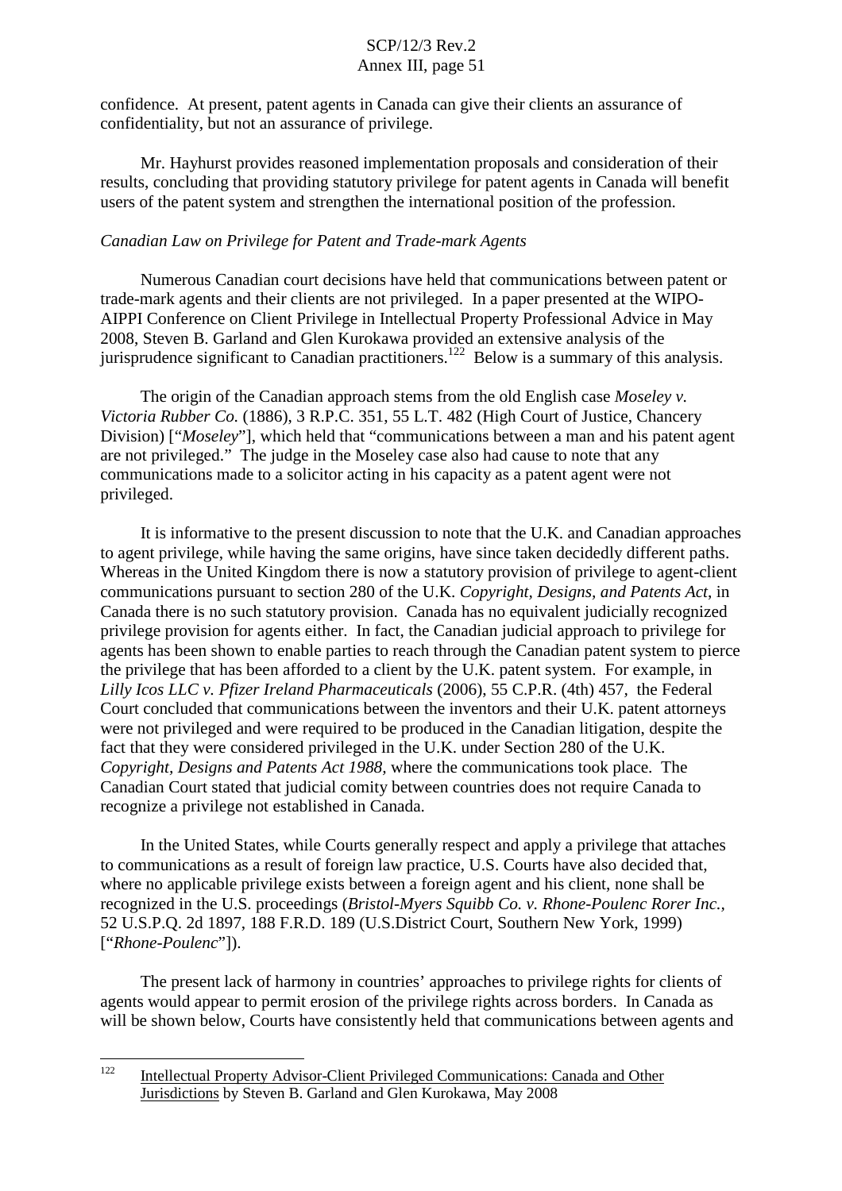confidence. At present, patent agents in Canada can give their clients an assurance of confidentiality, but not an assurance of privilege.

Mr. Hayhurst provides reasoned implementation proposals and consideration of their results, concluding that providing statutory privilege for patent agents in Canada will benefit users of the patent system and strengthen the international position of the profession.

*Canadian Law on Privilege for Patent and Trade-mark Agents*

Numerous Canadian court decisions have held that communications between patent or trade-mark agents and their clients are not privileged. In a paper presented at the WIPO-AIPPI Conference on Client Privilege in Intellectual Property Professional Advice in May 2008, Steven B. Garland and Glen Kurokawa provided an extensive analysis of the jurisprudence significant to Canadian practitioners.[122] Below is a summary of this analysis.

The origin of the Canadian approach stems from the old English case *Moseley v. Victoria Rubber Co.* (1886), 3 R.P.C. 351, 55 L.T. 482 (High Court of Justice, Chancery Division) ["*Moseley*"], which held that "communications between a man and his patent agent are not privileged." The judge in the Moseley case also had cause to note that any communications made to a solicitor acting in his capacity as a patent agent were not privileged.

It is informative to the present discussion to note that the U.K. and Canadian approaches to agent privilege, while having the same origins, have since taken decidedly different paths. Whereas in the United Kingdom there is now a statutory provision of privilege to agent-client communications pursuant to section 280 of the U.K. *Copyright, Designs, and Patents Act*, in Canada there is no such statutory provision. Canada has no equivalent judicially recognized privilege provision for agents either. In fact, the Canadian judicial approach to privilege for agents has been shown to enable parties to reach through the Canadian patent system to pierce the privilege that has been afforded to a client by the U.K. patent system. For example, in *Lilly Icos LLC v. Pfizer Ireland Pharmaceuticals* (2006), 55 C.P.R. (4th) 457, the Federal Court concluded that communications between the inventors and their U.K. patent attorneys were not privileged and were required to be produced in the Canadian litigation, despite the fact that they were considered privileged in the U.K. under Section 280 of the U.K. *Copyright, Designs and Patents Act 1988*, where the communications took place. The Canadian Court stated that judicial comity between countries does not require Canada to recognize a privilege not established in Canada.

In the United States, while Courts generally respect and apply a privilege that attaches to communications as a result of foreign law practice, U.S. Courts have also decided that, where no applicable privilege exists between a foreign agent and his client, none shall be recognized in the U.S. proceedings (*Bristol-Myers Squibb Co. v. Rhone-Poulenc Rorer Inc.*, 52 U.S.P.Q. 2d 1897, 188 F.R.D. 189 (U.S.District Court, Southern New York, 1999) ["*Rhone-Poulenc*"]).

The present lack of harmony in countries' approaches to privilege rights for clients of agents would appear to permit erosion of the privilege rights across borders. In Canada as will be shown below, Courts have consistently held that communications between agents and

---

[122] Intellectual Property Advisor-Client Privileged Communications: Canada and Other Jurisdictions by Steven B. Garland and Glen Kurokawa, May 2008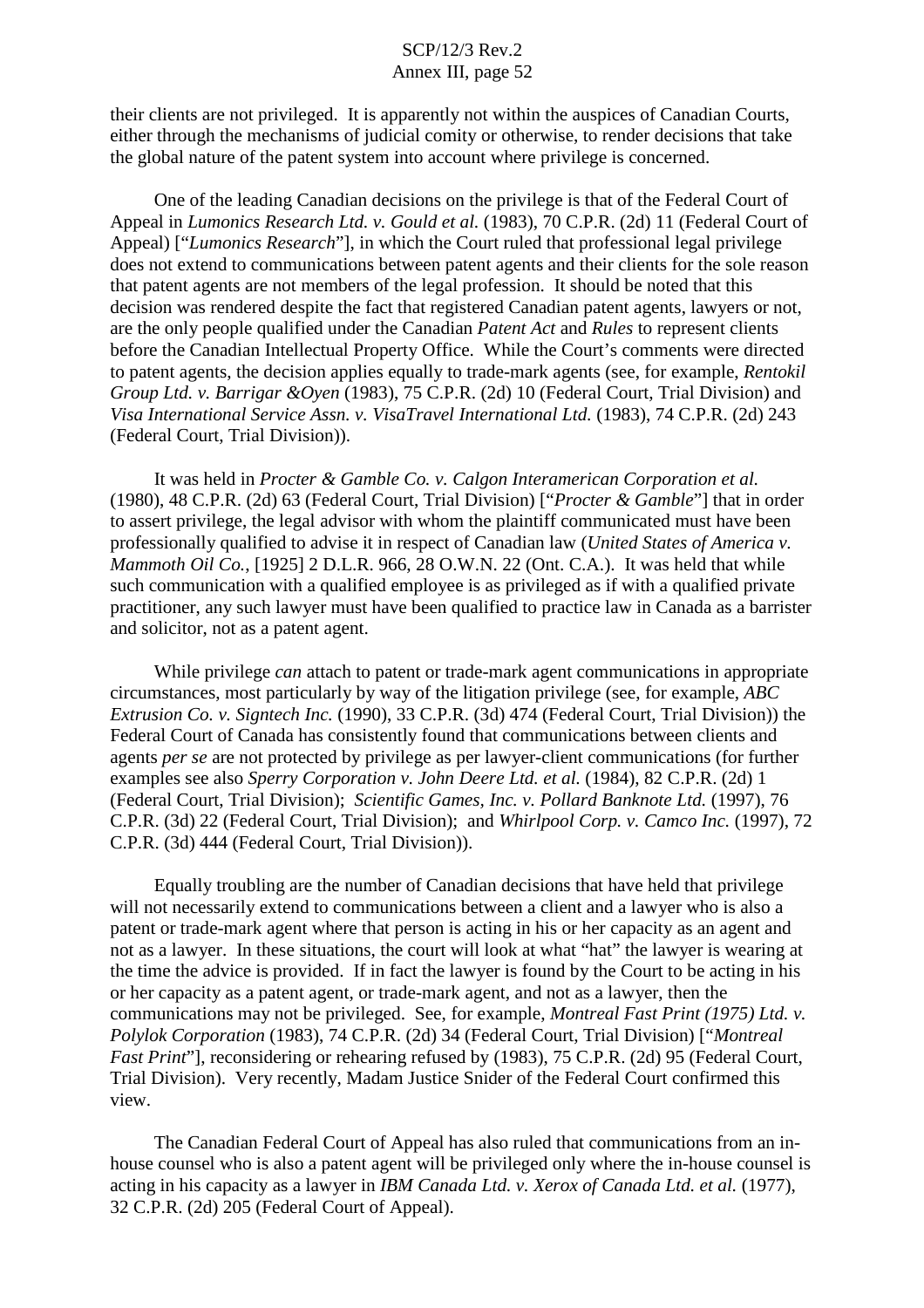their clients are not privileged. It is apparently not within the auspices of Canadian Courts, either through the mechanisms of judicial comity or otherwise, to render decisions that take the global nature of the patent system into account where privilege is concerned.

One of the leading Canadian decisions on the privilege is that of the Federal Court of Appeal in *Lumonics Research Ltd. v. Gould et al.* (1983), 70 C.P.R. (2d) 11 (Federal Court of Appeal) ["*Lumonics Research*"], in which the Court ruled that professional legal privilege does not extend to communications between patent agents and their clients for the sole reason that patent agents are not members of the legal profession. It should be noted that this decision was rendered despite the fact that registered Canadian patent agents, lawyers or not, are the only people qualified under the Canadian *Patent Act* and *Rules* to represent clients before the Canadian Intellectual Property Office. While the Court's comments were directed to patent agents, the decision applies equally to trade-mark agents (see, for example, *Rentokil Group Ltd. v. Barrigar &Oyen* (1983), 75 C.P.R. (2d) 10 (Federal Court, Trial Division) and *Visa International Service Assn. v. VisaTravel International Ltd.* (1983), 74 C.P.R. (2d) 243 (Federal Court, Trial Division)).

It was held in *Procter & Gamble Co. v. Calgon Interamerican Corporation et al.* (1980), 48 C.P.R. (2d) 63 (Federal Court, Trial Division) ["*Procter & Gamble*"] that in order to assert privilege, the legal advisor with whom the plaintiff communicated must have been professionally qualified to advise it in respect of Canadian law (*United States of America v. Mammoth Oil Co.*, [1925] 2 D.L.R. 966, 28 O.W.N. 22 (Ont. C.A.). It was held that while such communication with a qualified employee is as privileged as if with a qualified private practitioner, any such lawyer must have been qualified to practice law in Canada as a barrister and solicitor, not as a patent agent.

While privilege *can* attach to patent or trade-mark agent communications in appropriate circumstances, most particularly by way of the litigation privilege (see, for example, *ABC Extrusion Co. v. Signtech Inc.* (1990), 33 C.P.R. (3d) 474 (Federal Court, Trial Division)) the Federal Court of Canada has consistently found that communications between clients and agents *per se* are not protected by privilege as per lawyer-client communications (for further examples see also *Sperry Corporation v. John Deere Ltd. et al.* (1984), 82 C.P.R. (2d) 1 (Federal Court, Trial Division); *Scientific Games, Inc. v. Pollard Banknote Ltd.* (1997), 76 C.P.R. (3d) 22 (Federal Court, Trial Division); and *Whirlpool Corp. v. Camco Inc.* (1997), 72 C.P.R. (3d) 444 (Federal Court, Trial Division)).

Equally troubling are the number of Canadian decisions that have held that privilege will not necessarily extend to communications between a client and a lawyer who is also a patent or trade-mark agent where that person is acting in his or her capacity as an agent and not as a lawyer. In these situations, the court will look at what "hat" the lawyer is wearing at the time the advice is provided. If in fact the lawyer is found by the Court to be acting in his or her capacity as a patent agent, or trade-mark agent, and not as a lawyer, then the communications may not be privileged. See, for example, *Montreal Fast Print (1975) Ltd. v. Polylok Corporation* (1983), 74 C.P.R. (2d) 34 (Federal Court, Trial Division) ["*Montreal Fast Print*"], reconsidering or rehearing refused by (1983), 75 C.P.R. (2d) 95 (Federal Court, Trial Division). Very recently, Madam Justice Snider of the Federal Court confirmed this view.

The Canadian Federal Court of Appeal has also ruled that communications from an in-house counsel who is also a patent agent will be privileged only where the in-house counsel is acting in his capacity as a lawyer in *IBM Canada Ltd. v. Xerox of Canada Ltd. et al.* (1977), 32 C.P.R. (2d) 205 (Federal Court of Appeal).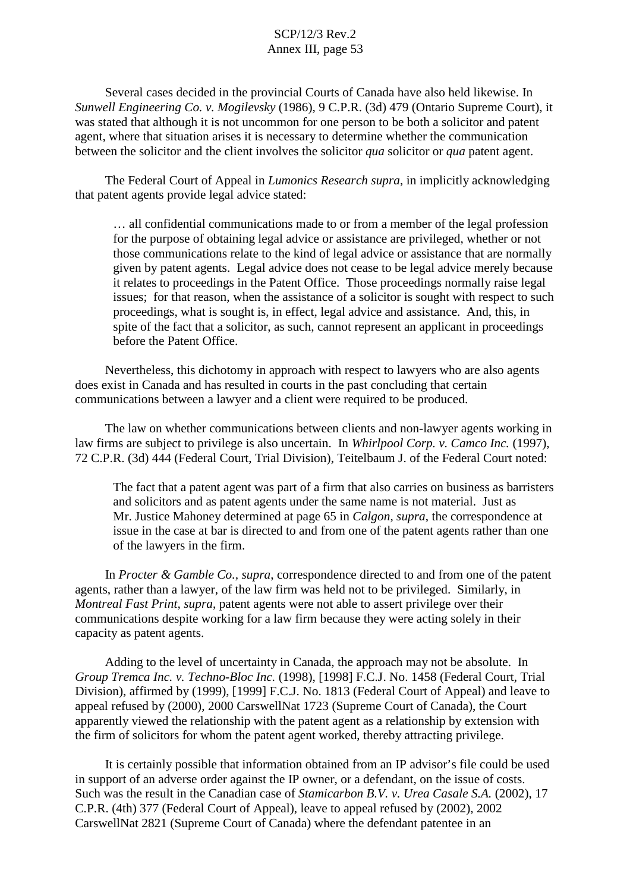Several cases decided in the provincial Courts of Canada have also held likewise. In *Sunwell Engineering Co. v. Mogilevsky* (1986), 9 C.P.R. (3d) 479 (Ontario Supreme Court), it was stated that although it is not uncommon for one person to be both a solicitor and patent agent, where that situation arises it is necessary to determine whether the communication between the solicitor and the client involves the solicitor *qua* solicitor or *qua* patent agent.

The Federal Court of Appeal in *Lumonics Research supra*, in implicitly acknowledging that patent agents provide legal advice stated:

> … all confidential communications made to or from a member of the legal profession for the purpose of obtaining legal advice or assistance are privileged, whether or not those communications relate to the kind of legal advice or assistance that are normally given by patent agents. Legal advice does not cease to be legal advice merely because it relates to proceedings in the Patent Office. Those proceedings normally raise legal issues; for that reason, when the assistance of a solicitor is sought with respect to such proceedings, what is sought is, in effect, legal advice and assistance. And, this, in spite of the fact that a solicitor, as such, cannot represent an applicant in proceedings before the Patent Office.

Nevertheless, this dichotomy in approach with respect to lawyers who are also agents does exist in Canada and has resulted in courts in the past concluding that certain communications between a lawyer and a client were required to be produced.

The law on whether communications between clients and non-lawyer agents working in law firms are subject to privilege is also uncertain. In *Whirlpool Corp. v. Camco Inc.* (1997), 72 C.P.R. (3d) 444 (Federal Court, Trial Division), Teitelbaum J. of the Federal Court noted:

> The fact that a patent agent was part of a firm that also carries on business as barristers and solicitors and as patent agents under the same name is not material. Just as Mr. Justice Mahoney determined at page 65 in *Calgon*, *supra*, the correspondence at issue in the case at bar is directed to and from one of the patent agents rather than one of the lawyers in the firm.

In *Procter & Gamble Co., supra*, correspondence directed to and from one of the patent agents, rather than a lawyer, of the law firm was held not to be privileged. Similarly, in *Montreal Fast Print, supra*, patent agents were not able to assert privilege over their communications despite working for a law firm because they were acting solely in their capacity as patent agents.

Adding to the level of uncertainty in Canada, the approach may not be absolute. In *Group Tremca Inc. v. Techno-Bloc Inc.* (1998), [1998] F.C.J. No. 1458 (Federal Court, Trial Division), affirmed by (1999), [1999] F.C.J. No. 1813 (Federal Court of Appeal) and leave to appeal refused by (2000), 2000 CarswellNat 1723 (Supreme Court of Canada), the Court apparently viewed the relationship with the patent agent as a relationship by extension with the firm of solicitors for whom the patent agent worked, thereby attracting privilege.

It is certainly possible that information obtained from an IP advisor's file could be used in support of an adverse order against the IP owner, or a defendant, on the issue of costs. Such was the result in the Canadian case of *Stamicarbon B.V. v. Urea Casale S.A.* (2002), 17 C.P.R. (4th) 377 (Federal Court of Appeal), leave to appeal refused by (2002), 2002 CarswellNat 2821 (Supreme Court of Canada) where the defendant patentee in an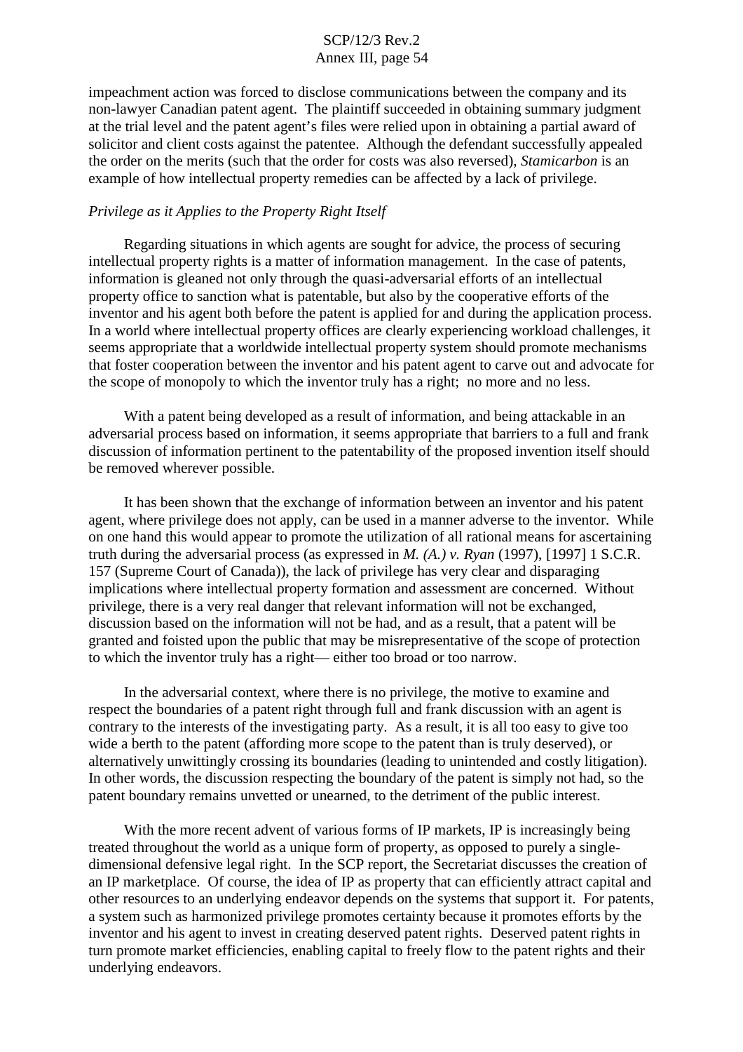impeachment action was forced to disclose communications between the company and its non-lawyer Canadian patent agent. The plaintiff succeeded in obtaining summary judgment at the trial level and the patent agent's files were relied upon in obtaining a partial award of solicitor and client costs against the patentee. Although the defendant successfully appealed the order on the merits (such that the order for costs was also reversed), *Stamicarbon* is an example of how intellectual property remedies can be affected by a lack of privilege.

*Privilege as it Applies to the Property Right Itself*

Regarding situations in which agents are sought for advice, the process of securing intellectual property rights is a matter of information management. In the case of patents, information is gleaned not only through the quasi-adversarial efforts of an intellectual property office to sanction what is patentable, but also by the cooperative efforts of the inventor and his agent both before the patent is applied for and during the application process. In a world where intellectual property offices are clearly experiencing workload challenges, it seems appropriate that a worldwide intellectual property system should promote mechanisms that foster cooperation between the inventor and his patent agent to carve out and advocate for the scope of monopoly to which the inventor truly has a right; no more and no less.

With a patent being developed as a result of information, and being attackable in an adversarial process based on information, it seems appropriate that barriers to a full and frank discussion of information pertinent to the patentability of the proposed invention itself should be removed wherever possible.

It has been shown that the exchange of information between an inventor and his patent agent, where privilege does not apply, can be used in a manner adverse to the inventor. While on one hand this would appear to promote the utilization of all rational means for ascertaining truth during the adversarial process (as expressed in *M. (A.) v. Ryan* (1997), [1997] 1 S.C.R. 157 (Supreme Court of Canada)), the lack of privilege has very clear and disparaging implications where intellectual property formation and assessment are concerned. Without privilege, there is a very real danger that relevant information will not be exchanged, discussion based on the information will not be had, and as a result, that a patent will be granted and foisted upon the public that may be misrepresentative of the scope of protection to which the inventor truly has a right— either too broad or too narrow.

In the adversarial context, where there is no privilege, the motive to examine and respect the boundaries of a patent right through full and frank discussion with an agent is contrary to the interests of the investigating party. As a result, it is all too easy to give too wide a berth to the patent (affording more scope to the patent than is truly deserved), or alternatively unwittingly crossing its boundaries (leading to unintended and costly litigation). In other words, the discussion respecting the boundary of the patent is simply not had, so the patent boundary remains unvetted or unearned, to the detriment of the public interest.

With the more recent advent of various forms of IP markets, IP is increasingly being treated throughout the world as a unique form of property, as opposed to purely a single-dimensional defensive legal right. In the SCP report, the Secretariat discusses the creation of an IP marketplace. Of course, the idea of IP as property that can efficiently attract capital and other resources to an underlying endeavor depends on the systems that support it. For patents, a system such as harmonized privilege promotes certainty because it promotes efforts by the inventor and his agent to invest in creating deserved patent rights. Deserved patent rights in turn promote market efficiencies, enabling capital to freely flow to the patent rights and their underlying endeavors.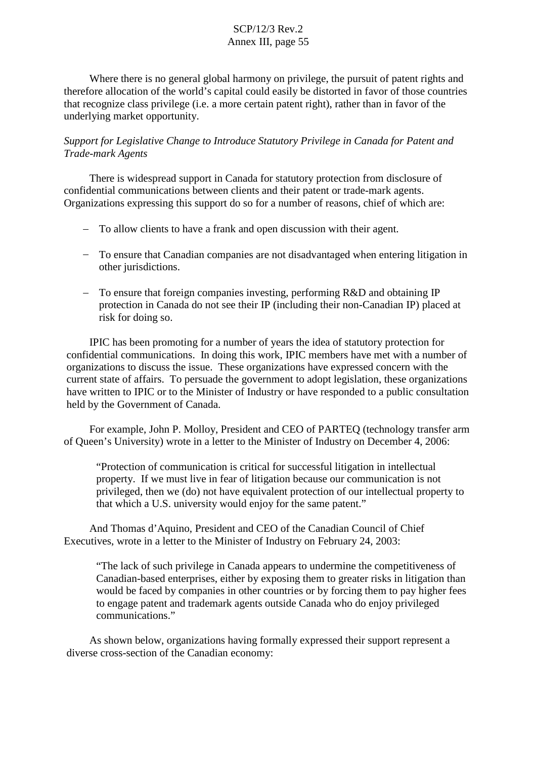Where there is no general global harmony on privilege, the pursuit of patent rights and therefore allocation of the world's capital could easily be distorted in favor of those countries that recognize class privilege (i.e. a more certain patent right), rather than in favor of the underlying market opportunity.

*Support for Legislative Change to Introduce Statutory Privilege in Canada for Patent and Trade-mark Agents*

There is widespread support in Canada for statutory protection from disclosure of confidential communications between clients and their patent or trade-mark agents. Organizations expressing this support do so for a number of reasons, chief of which are:

- To allow clients to have a frank and open discussion with their agent.
- To ensure that Canadian companies are not disadvantaged when entering litigation in other jurisdictions.
- To ensure that foreign companies investing, performing R&D and obtaining IP protection in Canada do not see their IP (including their non-Canadian IP) placed at risk for doing so.

IPIC has been promoting for a number of years the idea of statutory protection for confidential communications. In doing this work, IPIC members have met with a number of organizations to discuss the issue. These organizations have expressed concern with the current state of affairs. To persuade the government to adopt legislation, these organizations have written to IPIC or to the Minister of Industry or have responded to a public consultation held by the Government of Canada.

For example, John P. Molloy, President and CEO of PARTEQ (technology transfer arm of Queen's University) wrote in a letter to the Minister of Industry on December 4, 2006:

> "Protection of communication is critical for successful litigation in intellectual property. If we must live in fear of litigation because our communication is not privileged, then we (do) not have equivalent protection of our intellectual property to that which a U.S. university would enjoy for the same patent."

And Thomas d'Aquino, President and CEO of the Canadian Council of Chief Executives, wrote in a letter to the Minister of Industry on February 24, 2003:

> "The lack of such privilege in Canada appears to undermine the competitiveness of Canadian-based enterprises, either by exposing them to greater risks in litigation than would be faced by companies in other countries or by forcing them to pay higher fees to engage patent and trademark agents outside Canada who do enjoy privileged communications."

As shown below, organizations having formally expressed their support represent a diverse cross-section of the Canadian economy: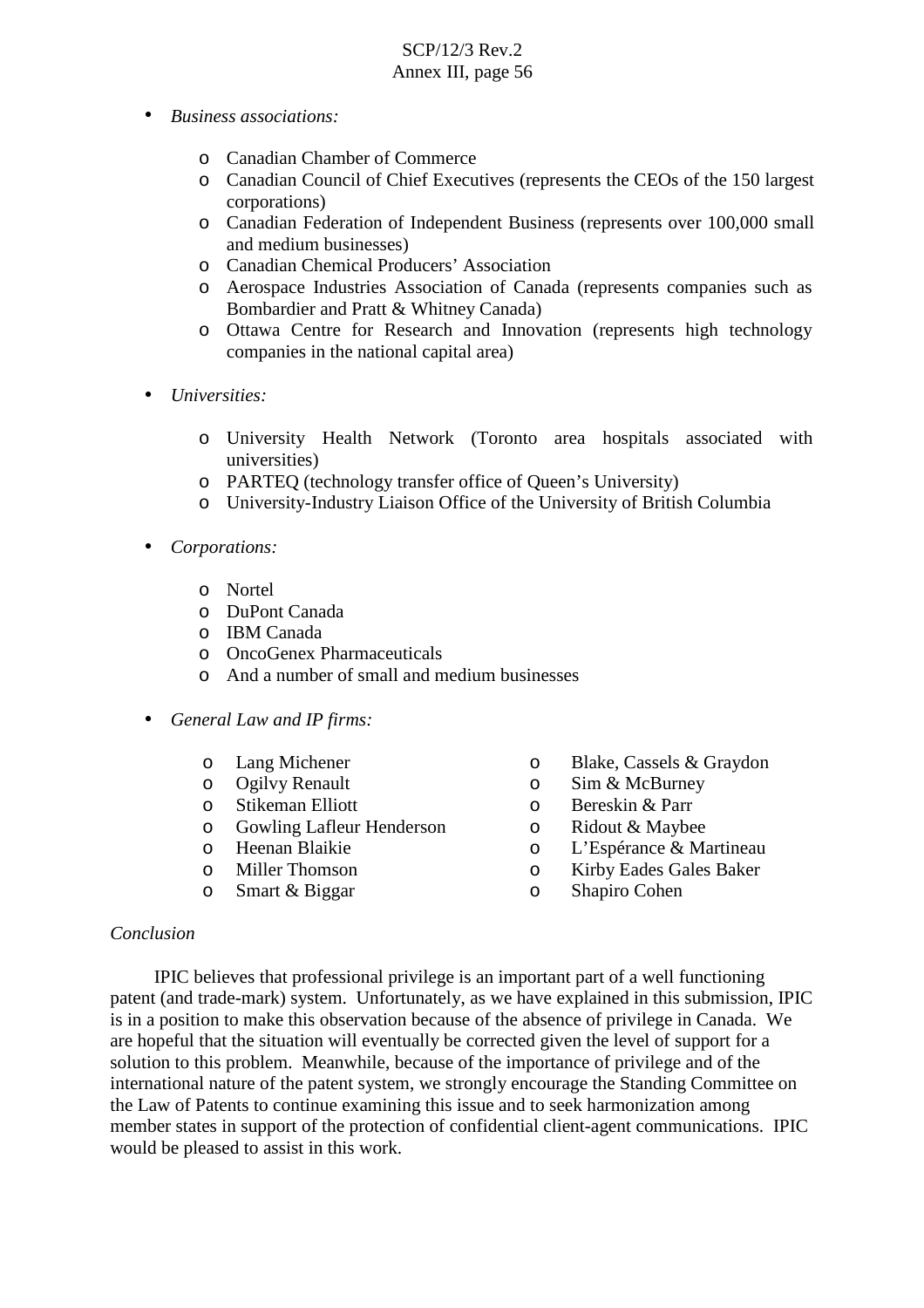- *Business associations:*

    - Canadian Chamber of Commerce
    - Canadian Council of Chief Executives (represents the CEOs of the 150 largest corporations)
    - Canadian Federation of Independent Business (represents over 100,000 small and medium businesses)
    - Canadian Chemical Producers' Association
    - Aerospace Industries Association of Canada (represents companies such as Bombardier and Pratt & Whitney Canada)
    - Ottawa Centre for Research and Innovation (represents high technology companies in the national capital area)

- *Universities:*

    - University Health Network (Toronto area hospitals associated with universities)
    - PARTEQ (technology transfer office of Queen's University)
    - University-Industry Liaison Office of the University of British Columbia

- *Corporations:*

    - Nortel
    - DuPont Canada
    - IBM Canada
    - OncoGenex Pharmaceuticals
    - And a number of small and medium businesses

- *General Law and IP firms:*

    - Lang Michener
    - Ogilvy Renault
    - Stikeman Elliott
    - Gowling Lafleur Henderson
    - Heenan Blaikie
    - Miller Thomson
    - Smart & Biggar
    - Blake, Cassels & Graydon
    - Sim & McBurney
    - Bereskin & Parr
    - Ridout & Maybee
    - L'Espérance & Martineau
    - Kirby Eades Gales Baker
    - Shapiro Cohen

*Conclusion*

IPIC believes that professional privilege is an important part of a well functioning patent (and trade-mark) system. Unfortunately, as we have explained in this submission, IPIC is in a position to make this observation because of the absence of privilege in Canada. We are hopeful that the situation will eventually be corrected given the level of support for a solution to this problem. Meanwhile, because of the importance of privilege and of the international nature of the patent system, we strongly encourage the Standing Committee on the Law of Patents to continue examining this issue and to seek harmonization among member states in support of the protection of confidential client-agent communications. IPIC would be pleased to assist in this work.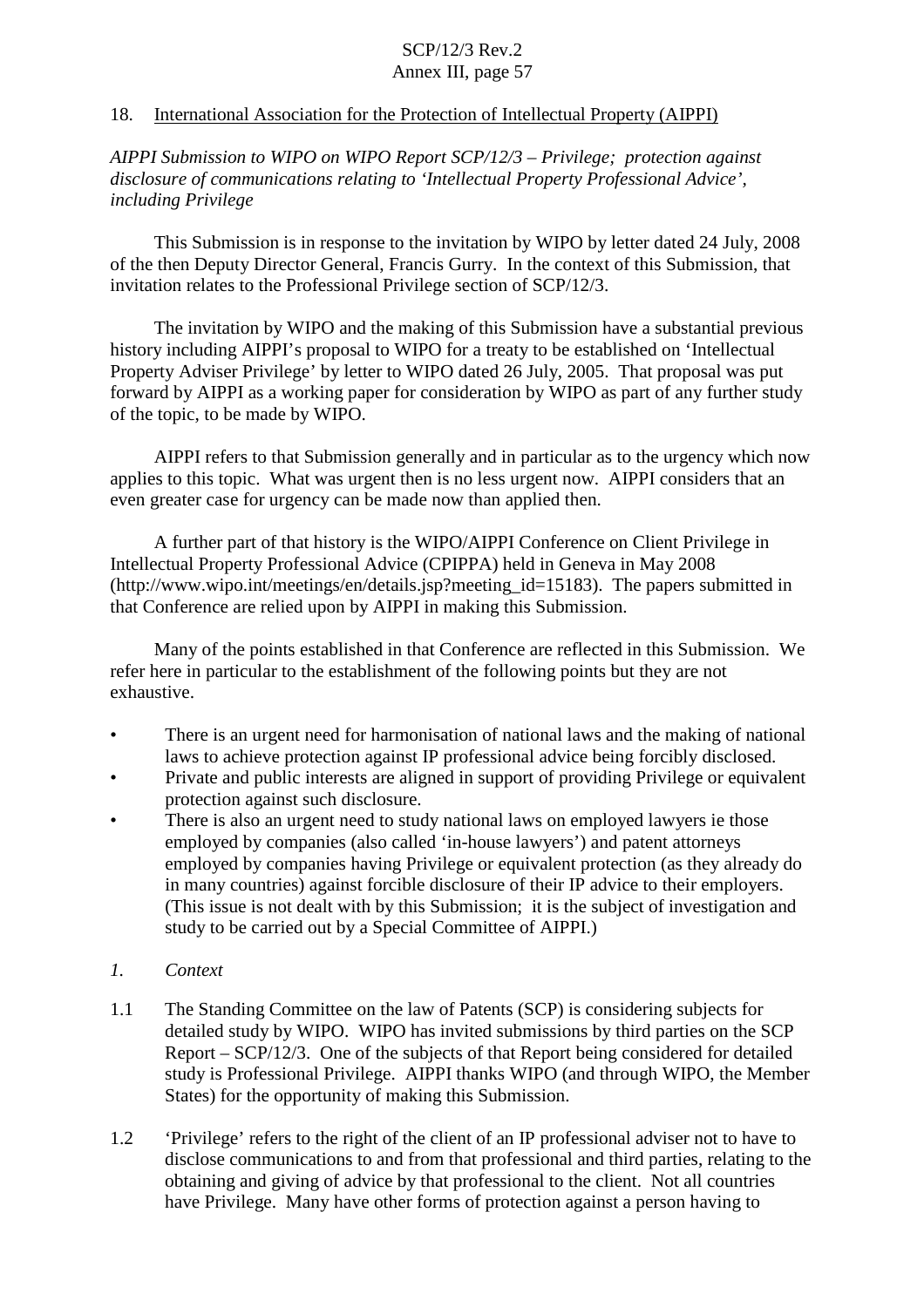## 18. International Association for the Protection of Intellectual Property (AIPPI)

*AIPPI Submission to WIPO on WIPO Report SCP/12/3 – Privilege; protection against disclosure of communications relating to 'Intellectual Property Professional Advice', including Privilege*

This Submission is in response to the invitation by WIPO by letter dated 24 July, 2008 of the then Deputy Director General, Francis Gurry. In the context of this Submission, that invitation relates to the Professional Privilege section of SCP/12/3.

The invitation by WIPO and the making of this Submission have a substantial previous history including AIPPI's proposal to WIPO for a treaty to be established on 'Intellectual Property Adviser Privilege' by letter to WIPO dated 26 July, 2005. That proposal was put forward by AIPPI as a working paper for consideration by WIPO as part of any further study of the topic, to be made by WIPO.

AIPPI refers to that Submission generally and in particular as to the urgency which now applies to this topic. What was urgent then is no less urgent now. AIPPI considers that an even greater case for urgency can be made now than applied then.

A further part of that history is the WIPO/AIPPI Conference on Client Privilege in Intellectual Property Professional Advice (CPIPPA) held in Geneva in May 2008 (http://www.wipo.int/meetings/en/details.jsp?meeting_id=15183). The papers submitted in that Conference are relied upon by AIPPI in making this Submission.

Many of the points established in that Conference are reflected in this Submission. We refer here in particular to the establishment of the following points but they are not exhaustive.

- There is an urgent need for harmonisation of national laws and the making of national laws to achieve protection against IP professional advice being forcibly disclosed.
- Private and public interests are aligned in support of providing Privilege or equivalent protection against such disclosure.
- There is also an urgent need to study national laws on employed lawyers ie those employed by companies (also called 'in-house lawyers') and patent attorneys employed by companies having Privilege or equivalent protection (as they already do in many countries) against forcible disclosure of their IP advice to their employers. (This issue is not dealt with by this Submission; it is the subject of investigation and study to be carried out by a Special Committee of AIPPI.)

### *1. Context*

1.1 The Standing Committee on the law of Patents (SCP) is considering subjects for detailed study by WIPO. WIPO has invited submissions by third parties on the SCP Report – SCP/12/3. One of the subjects of that Report being considered for detailed study is Professional Privilege. AIPPI thanks WIPO (and through WIPO, the Member States) for the opportunity of making this Submission.

1.2 'Privilege' refers to the right of the client of an IP professional adviser not to have to disclose communications to and from that professional and third parties, relating to the obtaining and giving of advice by that professional to the client. Not all countries have Privilege. Many have other forms of protection against a person having to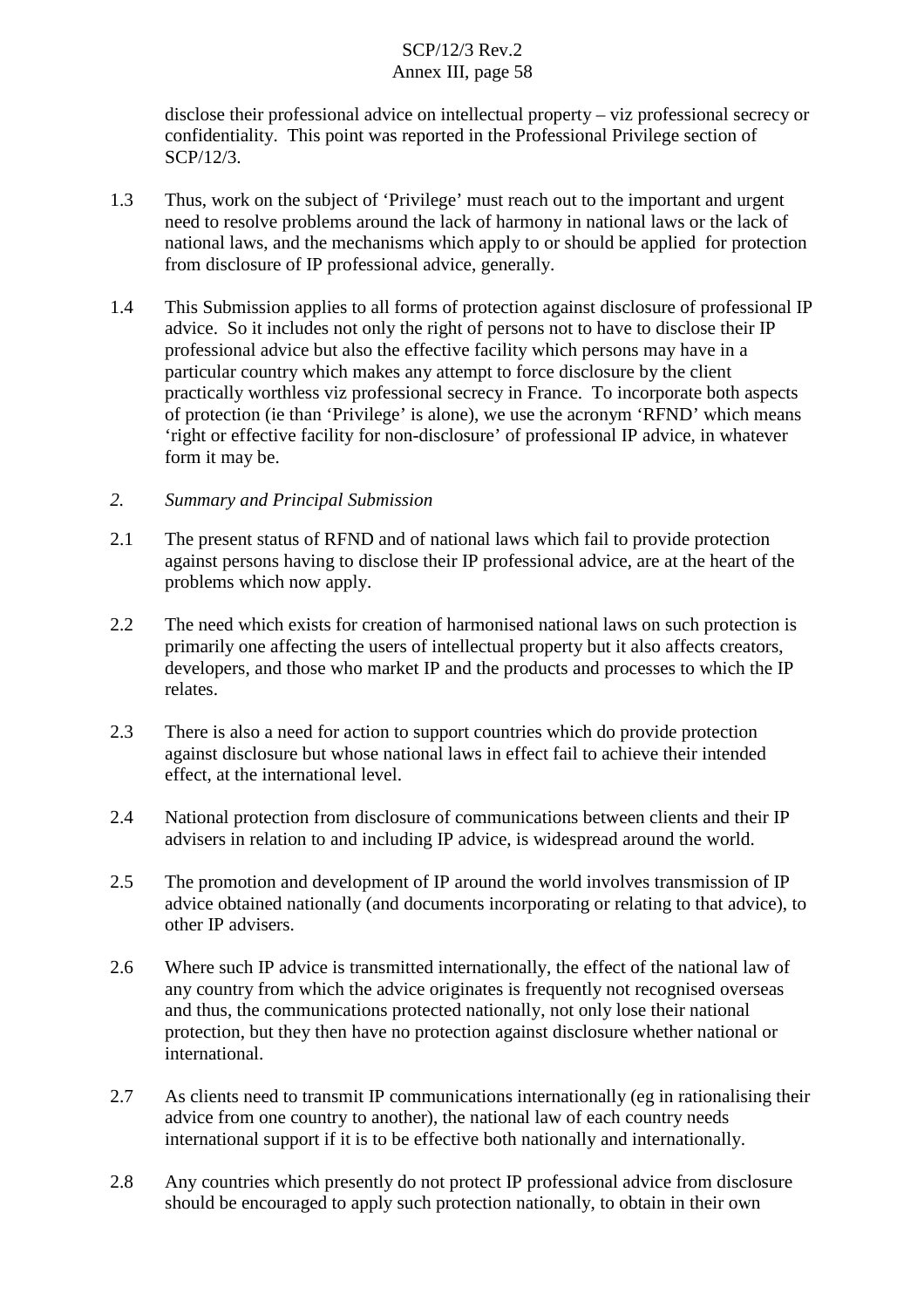disclose their professional advice on intellectual property – viz professional secrecy or confidentiality. This point was reported in the Professional Privilege section of SCP/12/3.

1.3 Thus, work on the subject of 'Privilege' must reach out to the important and urgent need to resolve problems around the lack of harmony in national laws or the lack of national laws, and the mechanisms which apply to or should be applied for protection from disclosure of IP professional advice, generally.

1.4 This Submission applies to all forms of protection against disclosure of professional IP advice. So it includes not only the right of persons not to have to disclose their IP professional advice but also the effective facility which persons may have in a particular country which makes any attempt to force disclosure by the client practically worthless viz professional secrecy in France. To incorporate both aspects of protection (ie than 'Privilege' is alone), we use the acronym 'RFND' which means 'right or effective facility for non-disclosure' of professional IP advice, in whatever form it may be.

*2. Summary and Principal Submission*

2.1 The present status of RFND and of national laws which fail to provide protection against persons having to disclose their IP professional advice, are at the heart of the problems which now apply.

2.2 The need which exists for creation of harmonised national laws on such protection is primarily one affecting the users of intellectual property but it also affects creators, developers, and those who market IP and the products and processes to which the IP relates.

2.3 There is also a need for action to support countries which do provide protection against disclosure but whose national laws in effect fail to achieve their intended effect, at the international level.

2.4 National protection from disclosure of communications between clients and their IP advisers in relation to and including IP advice, is widespread around the world.

2.5 The promotion and development of IP around the world involves transmission of IP advice obtained nationally (and documents incorporating or relating to that advice), to other IP advisers.

2.6 Where such IP advice is transmitted internationally, the effect of the national law of any country from which the advice originates is frequently not recognised overseas and thus, the communications protected nationally, not only lose their national protection, but they then have no protection against disclosure whether national or international.

2.7 As clients need to transmit IP communications internationally (eg in rationalising their advice from one country to another), the national law of each country needs international support if it is to be effective both nationally and internationally.

2.8 Any countries which presently do not protect IP professional advice from disclosure should be encouraged to apply such protection nationally, to obtain in their own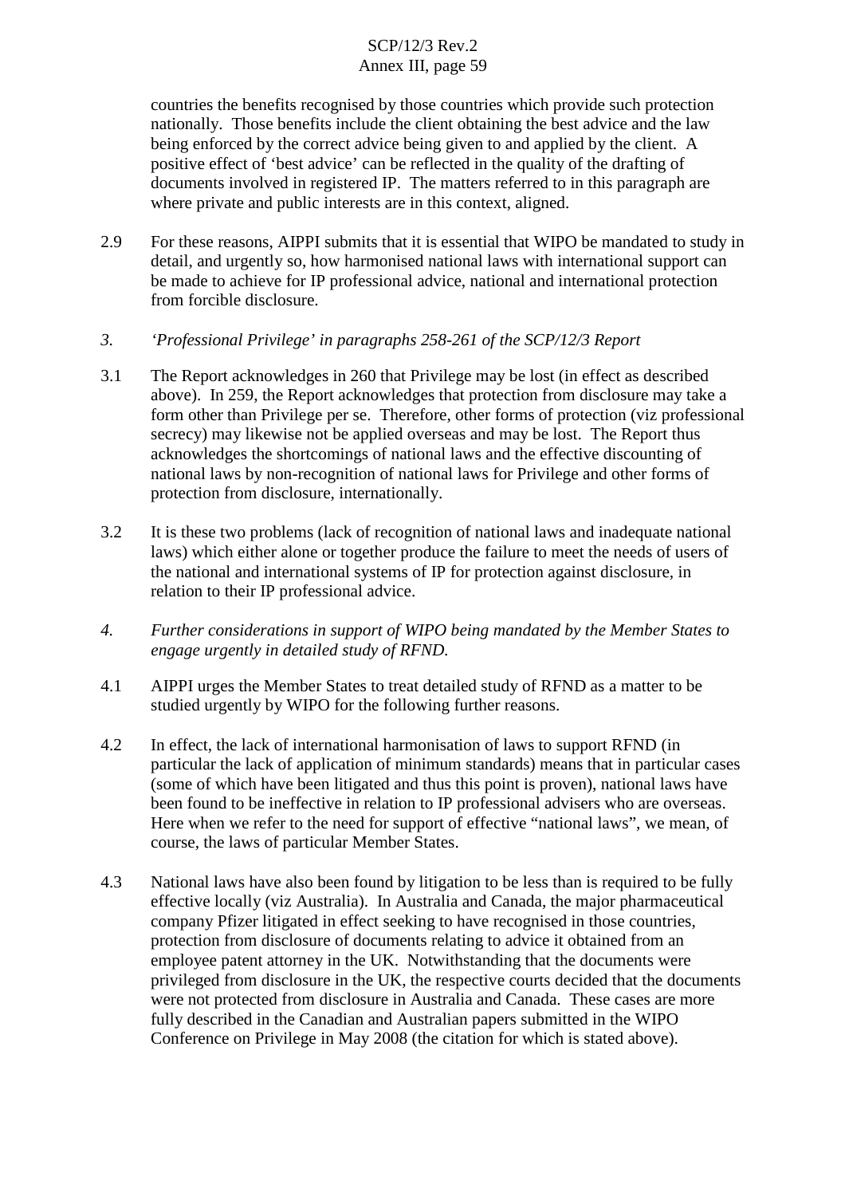countries the benefits recognised by those countries which provide such protection nationally. Those benefits include the client obtaining the best advice and the law being enforced by the correct advice being given to and applied by the client. A positive effect of 'best advice' can be reflected in the quality of the drafting of documents involved in registered IP. The matters referred to in this paragraph are where private and public interests are in this context, aligned.

2.9 For these reasons, AIPPI submits that it is essential that WIPO be mandated to study in detail, and urgently so, how harmonised national laws with international support can be made to achieve for IP professional advice, national and international protection from forcible disclosure.

*3. 'Professional Privilege' in paragraphs 258-261 of the SCP/12/3 Report*

3.1 The Report acknowledges in 260 that Privilege may be lost (in effect as described above). In 259, the Report acknowledges that protection from disclosure may take a form other than Privilege per se. Therefore, other forms of protection (viz professional secrecy) may likewise not be applied overseas and may be lost. The Report thus acknowledges the shortcomings of national laws and the effective discounting of national laws by non-recognition of national laws for Privilege and other forms of protection from disclosure, internationally.

3.2 It is these two problems (lack of recognition of national laws and inadequate national laws) which either alone or together produce the failure to meet the needs of users of the national and international systems of IP for protection against disclosure, in relation to their IP professional advice.

*4. Further considerations in support of WIPO being mandated by the Member States to engage urgently in detailed study of RFND.*

4.1 AIPPI urges the Member States to treat detailed study of RFND as a matter to be studied urgently by WIPO for the following further reasons.

4.2 In effect, the lack of international harmonisation of laws to support RFND (in particular the lack of application of minimum standards) means that in particular cases (some of which have been litigated and thus this point is proven), national laws have been found to be ineffective in relation to IP professional advisers who are overseas. Here when we refer to the need for support of effective "national laws", we mean, of course, the laws of particular Member States.

4.3 National laws have also been found by litigation to be less than is required to be fully effective locally (viz Australia). In Australia and Canada, the major pharmaceutical company Pfizer litigated in effect seeking to have recognised in those countries, protection from disclosure of documents relating to advice it obtained from an employee patent attorney in the UK. Notwithstanding that the documents were privileged from disclosure in the UK, the respective courts decided that the documents were not protected from disclosure in Australia and Canada. These cases are more fully described in the Canadian and Australian papers submitted in the WIPO Conference on Privilege in May 2008 (the citation for which is stated above).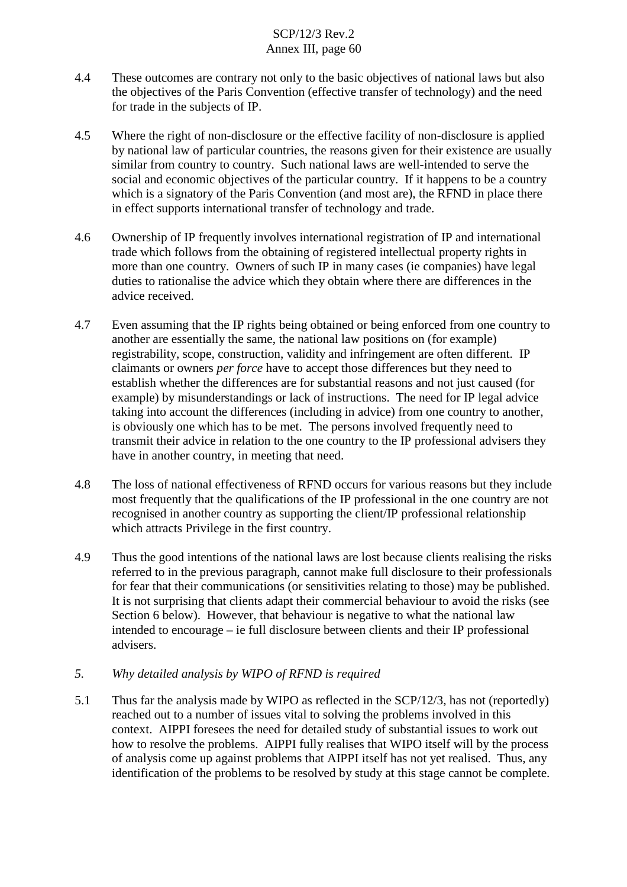4.4 These outcomes are contrary not only to the basic objectives of national laws but also the objectives of the Paris Convention (effective transfer of technology) and the need for trade in the subjects of IP.

4.5 Where the right of non-disclosure or the effective facility of non-disclosure is applied by national law of particular countries, the reasons given for their existence are usually similar from country to country. Such national laws are well-intended to serve the social and economic objectives of the particular country. If it happens to be a country which is a signatory of the Paris Convention (and most are), the RFND in place there in effect supports international transfer of technology and trade.

4.6 Ownership of IP frequently involves international registration of IP and international trade which follows from the obtaining of registered intellectual property rights in more than one country. Owners of such IP in many cases (ie companies) have legal duties to rationalise the advice which they obtain where there are differences in the advice received.

4.7 Even assuming that the IP rights being obtained or being enforced from one country to another are essentially the same, the national law positions on (for example) registrability, scope, construction, validity and infringement are often different. IP claimants or owners *per force* have to accept those differences but they need to establish whether the differences are for substantial reasons and not just caused (for example) by misunderstandings or lack of instructions. The need for IP legal advice taking into account the differences (including in advice) from one country to another, is obviously one which has to be met. The persons involved frequently need to transmit their advice in relation to the one country to the IP professional advisers they have in another country, in meeting that need.

4.8 The loss of national effectiveness of RFND occurs for various reasons but they include most frequently that the qualifications of the IP professional in the one country are not recognised in another country as supporting the client/IP professional relationship which attracts Privilege in the first country.

4.9 Thus the good intentions of the national laws are lost because clients realising the risks referred to in the previous paragraph, cannot make full disclosure to their professionals for fear that their communications (or sensitivities relating to those) may be published. It is not surprising that clients adapt their commercial behaviour to avoid the risks (see Section 6 below). However, that behaviour is negative to what the national law intended to encourage – ie full disclosure between clients and their IP professional advisers.

## *5. Why detailed analysis by WIPO of RFND is required*

5.1 Thus far the analysis made by WIPO as reflected in the SCP/12/3, has not (reportedly) reached out to a number of issues vital to solving the problems involved in this context. AIPPI foresees the need for detailed study of substantial issues to work out how to resolve the problems. AIPPI fully realises that WIPO itself will by the process of analysis come up against problems that AIPPI itself has not yet realised. Thus, any identification of the problems to be resolved by study at this stage cannot be complete.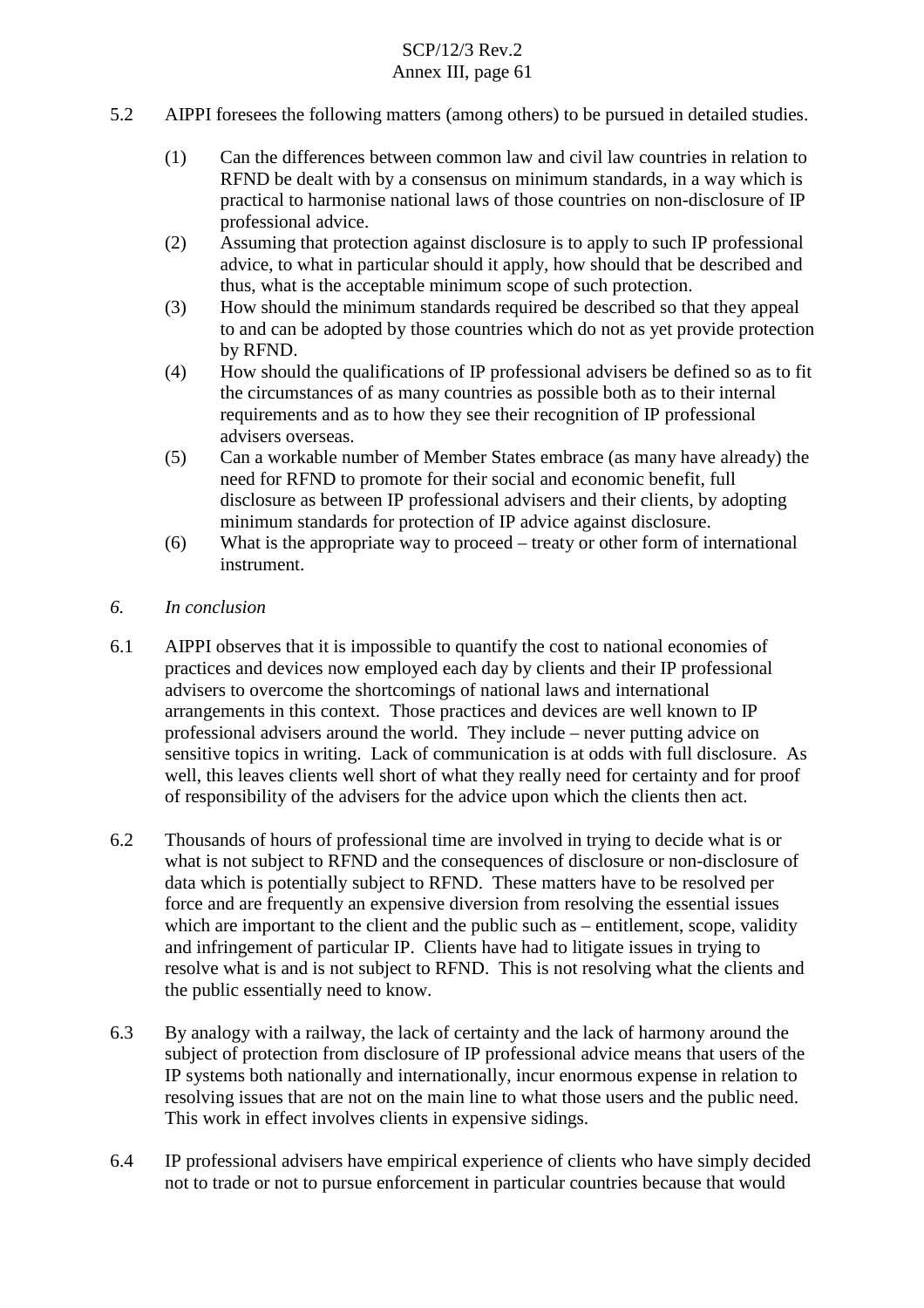5.2 AIPPI foresees the following matters (among others) to be pursued in detailed studies.

(1) Can the differences between common law and civil law countries in relation to RFND be dealt with by a consensus on minimum standards, in a way which is practical to harmonise national laws of those countries on non-disclosure of IP professional advice.

(2) Assuming that protection against disclosure is to apply to such IP professional advice, to what in particular should it apply, how should that be described and thus, what is the acceptable minimum scope of such protection.

(3) How should the minimum standards required be described so that they appeal to and can be adopted by those countries which do not as yet provide protection by RFND.

(4) How should the qualifications of IP professional advisers be defined so as to fit the circumstances of as many countries as possible both as to their internal requirements and as to how they see their recognition of IP professional advisers overseas.

(5) Can a workable number of Member States embrace (as many have already) the need for RFND to promote for their social and economic benefit, full disclosure as between IP professional advisers and their clients, by adopting minimum standards for protection of IP advice against disclosure.

(6) What is the appropriate way to proceed – treaty or other form of international instrument.

*6. In conclusion*

6.1 AIPPI observes that it is impossible to quantify the cost to national economies of practices and devices now employed each day by clients and their IP professional advisers to overcome the shortcomings of national laws and international arrangements in this context. Those practices and devices are well known to IP professional advisers around the world. They include – never putting advice on sensitive topics in writing. Lack of communication is at odds with full disclosure. As well, this leaves clients well short of what they really need for certainty and for proof of responsibility of the advisers for the advice upon which the clients then act.

6.2 Thousands of hours of professional time are involved in trying to decide what is or what is not subject to RFND and the consequences of disclosure or non-disclosure of data which is potentially subject to RFND. These matters have to be resolved per force and are frequently an expensive diversion from resolving the essential issues which are important to the client and the public such as – entitlement, scope, validity and infringement of particular IP. Clients have had to litigate issues in trying to resolve what is and is not subject to RFND. This is not resolving what the clients and the public essentially need to know.

6.3 By analogy with a railway, the lack of certainty and the lack of harmony around the subject of protection from disclosure of IP professional advice means that users of the IP systems both nationally and internationally, incur enormous expense in relation to resolving issues that are not on the main line to what those users and the public need. This work in effect involves clients in expensive sidings.

6.4 IP professional advisers have empirical experience of clients who have simply decided not to trade or not to pursue enforcement in particular countries because that would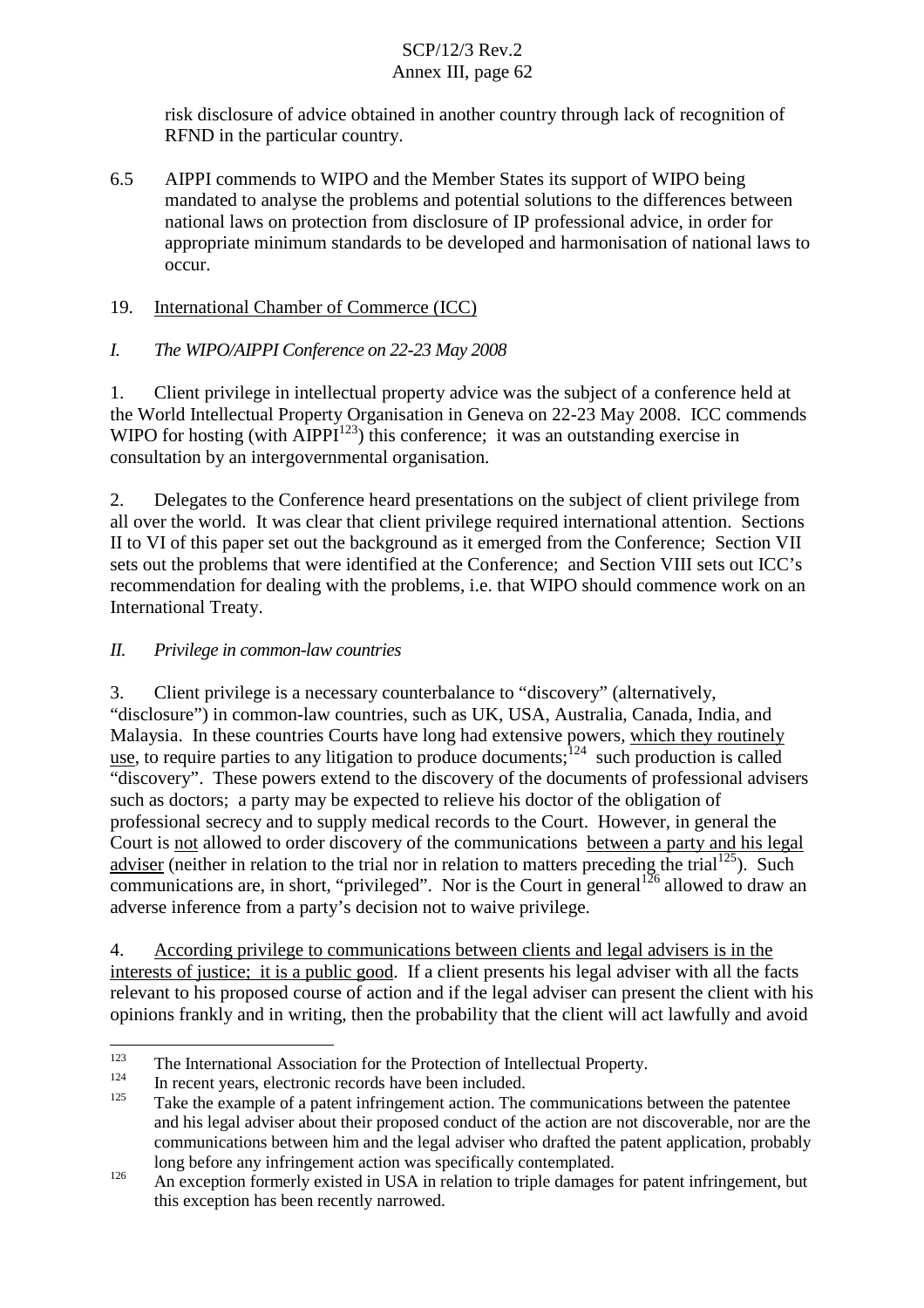risk disclosure of advice obtained in another country through lack of recognition of RFND in the particular country.

6.5 AIPPI commends to WIPO and the Member States its support of WIPO being mandated to analyse the problems and potential solutions to the differences between national laws on protection from disclosure of IP professional advice, in order for appropriate minimum standards to be developed and harmonisation of national laws to occur.

19. International Chamber of Commerce (ICC)

*I. The WIPO/AIPPI Conference on 22-23 May 2008*

1. Client privilege in intellectual property advice was the subject of a conference held at the World Intellectual Property Organisation in Geneva on 22-23 May 2008. ICC commends WIPO for hosting (with AIPPI[123]) this conference; it was an outstanding exercise in consultation by an intergovernmental organisation.

2. Delegates to the Conference heard presentations on the subject of client privilege from all over the world. It was clear that client privilege required international attention. Sections II to VI of this paper set out the background as it emerged from the Conference; Section VII sets out the problems that were identified at the Conference; and Section VIII sets out ICC's recommendation for dealing with the problems, i.e. that WIPO should commence work on an International Treaty.

*II. Privilege in common-law countries*

3. Client privilege is a necessary counterbalance to "discovery" (alternatively, "disclosure") in common-law countries, such as UK, USA, Australia, Canada, India, and Malaysia. In these countries Courts have long had extensive powers, which they routinely use, to require parties to any litigation to produce documents;[124] such production is called "discovery". These powers extend to the discovery of the documents of professional advisers such as doctors; a party may be expected to relieve his doctor of the obligation of professional secrecy and to supply medical records to the Court. However, in general the Court is not allowed to order discovery of the communications between a party and his legal adviser (neither in relation to the trial nor in relation to matters preceding the trial[125]). Such communications are, in short, "privileged". Nor is the Court in general[126] allowed to draw an adverse inference from a party's decision not to waive privilege.

4. According privilege to communications between clients and legal advisers is in the interests of justice; it is a public good. If a client presents his legal adviser with all the facts relevant to his proposed course of action and if the legal adviser can present the client with his opinions frankly and in writing, then the probability that the client will act lawfully and avoid

---

[123] The International Association for the Protection of Intellectual Property.

[124] In recent years, electronic records have been included.

[125] Take the example of a patent infringement action. The communications between the patentee and his legal adviser about their proposed conduct of the action are not discoverable, nor are the communications between him and the legal adviser who drafted the patent application, probably long before any infringement action was specifically contemplated.

[126] An exception formerly existed in USA in relation to triple damages for patent infringement, but this exception has been recently narrowed.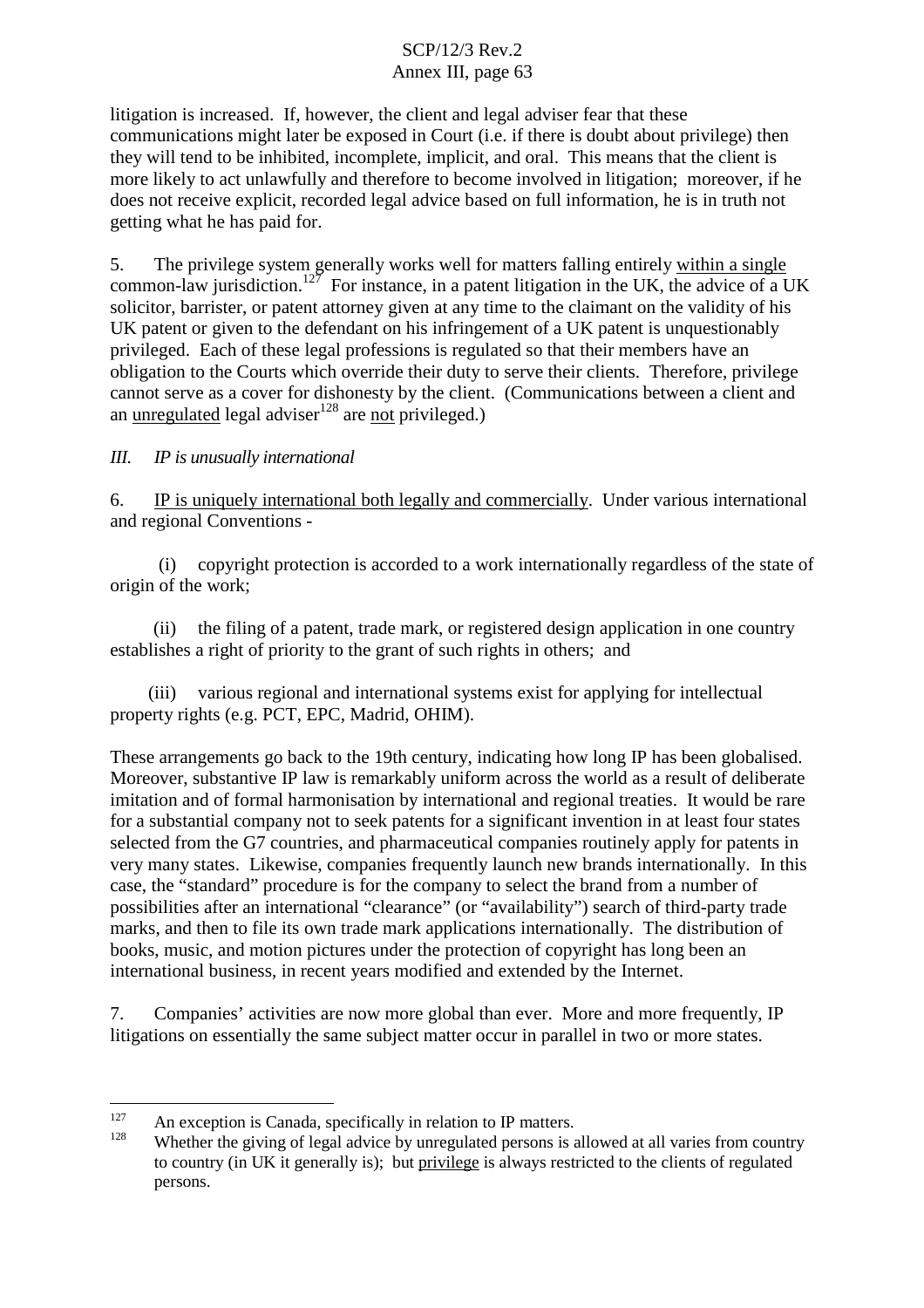litigation is increased. If, however, the client and legal adviser fear that these communications might later be exposed in Court (i.e. if there is doubt about privilege) then they will tend to be inhibited, incomplete, implicit, and oral. This means that the client is more likely to act unlawfully and therefore to become involved in litigation; moreover, if he does not receive explicit, recorded legal advice based on full information, he is in truth not getting what he has paid for.

5. The privilege system generally works well for matters falling entirely <u>within a single</u> common-law jurisdiction.[127] For instance, in a patent litigation in the UK, the advice of a UK solicitor, barrister, or patent attorney given at any time to the claimant on the validity of his UK patent or given to the defendant on his infringement of a UK patent is unquestionably privileged. Each of these legal professions is regulated so that their members have an obligation to the Courts which override their duty to serve their clients. Therefore, privilege cannot serve as a cover for dishonesty by the client. (Communications between a client and an <u>unregulated</u> legal adviser[128] are <u>not</u> privileged.)

*III. IP is unusually international*

6. <u>IP is uniquely international both legally and commercially</u>. Under various international and regional Conventions -

(i) copyright protection is accorded to a work internationally regardless of the state of origin of the work;

(ii) the filing of a patent, trade mark, or registered design application in one country establishes a right of priority to the grant of such rights in others; and

(iii) various regional and international systems exist for applying for intellectual property rights (e.g. PCT, EPC, Madrid, OHIM).

These arrangements go back to the 19th century, indicating how long IP has been globalised. Moreover, substantive IP law is remarkably uniform across the world as a result of deliberate imitation and of formal harmonisation by international and regional treaties. It would be rare for a substantial company not to seek patents for a significant invention in at least four states selected from the G7 countries, and pharmaceutical companies routinely apply for patents in very many states. Likewise, companies frequently launch new brands internationally. In this case, the "standard" procedure is for the company to select the brand from a number of possibilities after an international "clearance" (or "availability") search of third-party trade marks, and then to file its own trade mark applications internationally. The distribution of books, music, and motion pictures under the protection of copyright has long been an international business, in recent years modified and extended by the Internet.

7. Companies' activities are now more global than ever. More and more frequently, IP litigations on essentially the same subject matter occur in parallel in two or more states.

---

[127] An exception is Canada, specifically in relation to IP matters.

[128] Whether the giving of legal advice by unregulated persons is allowed at all varies from country to country (in UK it generally is); but <u>privilege</u> is always restricted to the clients of regulated persons.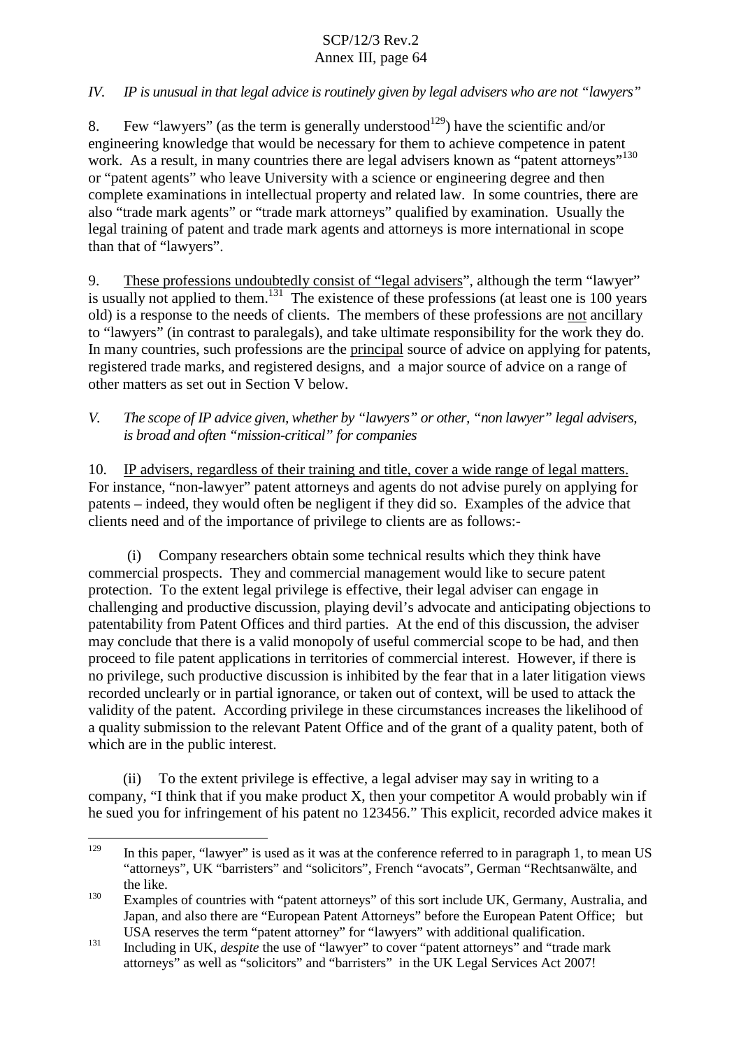*IV. IP is unusual in that legal advice is routinely given by legal advisers who are not "lawyers"*

8. Few "lawyers" (as the term is generally understood[129]) have the scientific and/or engineering knowledge that would be necessary for them to achieve competence in patent work. As a result, in many countries there are legal advisers known as "patent attorneys"[130] or "patent agents" who leave University with a science or engineering degree and then complete examinations in intellectual property and related law. In some countries, there are also "trade mark agents" or "trade mark attorneys" qualified by examination. Usually the legal training of patent and trade mark agents and attorneys is more international in scope than that of "lawyers".

9. <u>These professions undoubtedly consist of "legal advisers</u>", although the term "lawyer" is usually not applied to them.[131] The existence of these professions (at least one is 100 years old) is a response to the needs of clients. The members of these professions are <u>not</u> ancillary to "lawyers" (in contrast to paralegals), and take ultimate responsibility for the work they do. In many countries, such professions are the <u>principal</u> source of advice on applying for patents, registered trade marks, and registered designs, and a major source of advice on a range of other matters as set out in Section V below.

*V. The scope of IP advice given, whether by "lawyers" or other, "non lawyer" legal advisers, is broad and often "mission-critical" for companies*

10. <u>IP advisers, regardless of their training and title, cover a wide range of legal matters.</u> For instance, "non-lawyer" patent attorneys and agents do not advise purely on applying for patents – indeed, they would often be negligent if they did so. Examples of the advice that clients need and of the importance of privilege to clients are as follows:-

(i) Company researchers obtain some technical results which they think have commercial prospects. They and commercial management would like to secure patent protection. To the extent legal privilege is effective, their legal adviser can engage in challenging and productive discussion, playing devil's advocate and anticipating objections to patentability from Patent Offices and third parties. At the end of this discussion, the adviser may conclude that there is a valid monopoly of useful commercial scope to be had, and then proceed to file patent applications in territories of commercial interest. However, if there is no privilege, such productive discussion is inhibited by the fear that in a later litigation views recorded unclearly or in partial ignorance, or taken out of context, will be used to attack the validity of the patent. According privilege in these circumstances increases the likelihood of a quality submission to the relevant Patent Office and of the grant of a quality patent, both of which are in the public interest.

(ii) To the extent privilege is effective, a legal adviser may say in writing to a company, "I think that if you make product X, then your competitor A would probably win if he sued you for infringement of his patent no 123456." This explicit, recorded advice makes it

---

[129] In this paper, "lawyer" is used as it was at the conference referred to in paragraph 1, to mean US "attorneys", UK "barristers" and "solicitors", French "avocats", German "Rechtsanwälte, and the like.

[130] Examples of countries with "patent attorneys" of this sort include UK, Germany, Australia, and Japan, and also there are "European Patent Attorneys" before the European Patent Office; but USA reserves the term "patent attorney" for "lawyers" with additional qualification.

[131] Including in UK, *despite* the use of "lawyer" to cover "patent attorneys" and "trade mark attorneys" as well as "solicitors" and "barristers" in the UK Legal Services Act 2007!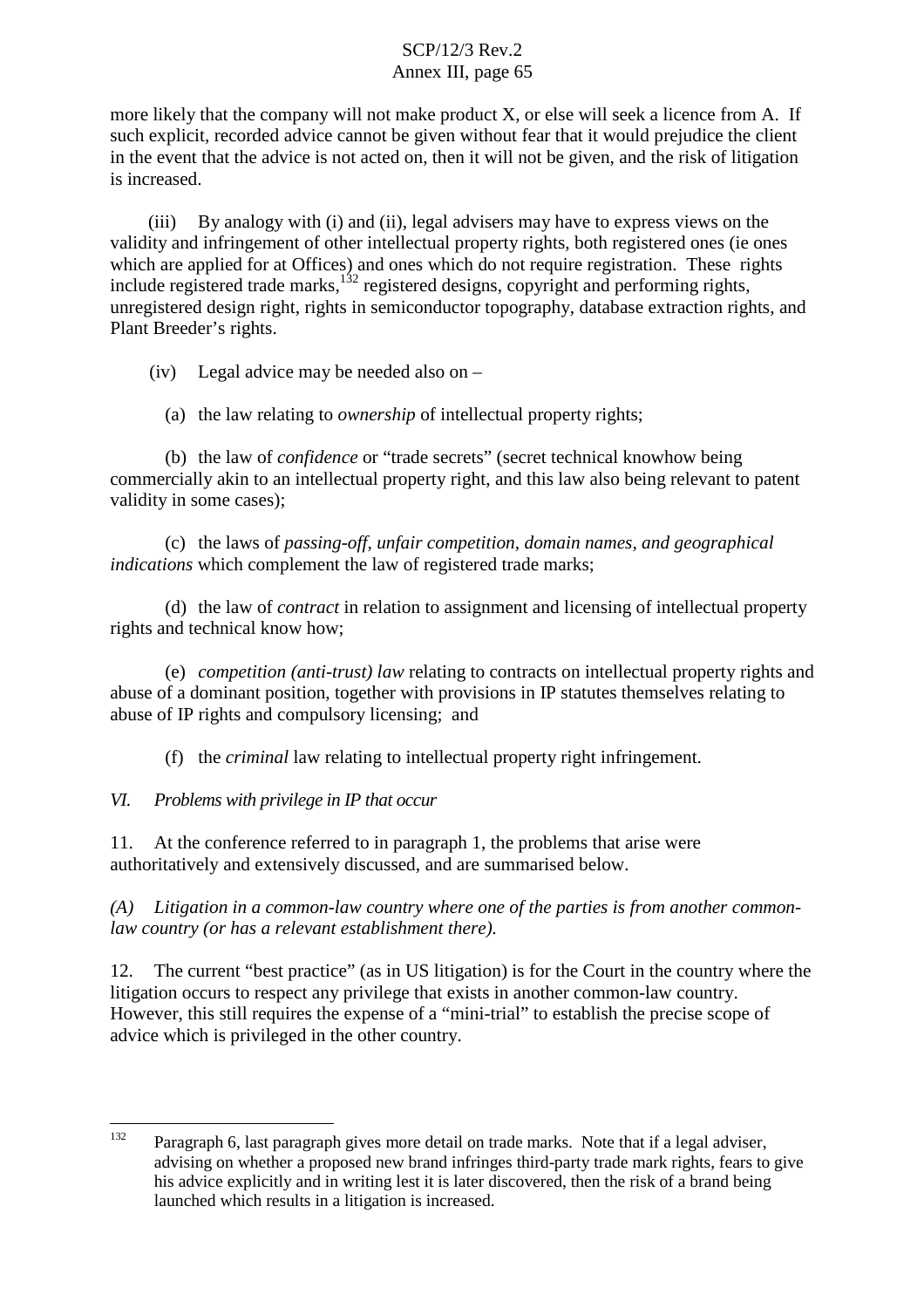more likely that the company will not make product X, or else will seek a licence from A. If such explicit, recorded advice cannot be given without fear that it would prejudice the client in the event that the advice is not acted on, then it will not be given, and the risk of litigation is increased.

(iii) By analogy with (i) and (ii), legal advisers may have to express views on the validity and infringement of other intellectual property rights, both registered ones (ie ones which are applied for at Offices) and ones which do not require registration. These rights include registered trade marks,[132] registered designs, copyright and performing rights, unregistered design right, rights in semiconductor topography, database extraction rights, and Plant Breeder's rights.

(iv) Legal advice may be needed also on –

(a) the law relating to *ownership* of intellectual property rights;

(b) the law of *confidence* or "trade secrets" (secret technical knowhow being commercially akin to an intellectual property right, and this law also being relevant to patent validity in some cases);

(c) the laws of *passing-off, unfair competition, domain names, and geographical indications* which complement the law of registered trade marks;

(d) the law of *contract* in relation to assignment and licensing of intellectual property rights and technical know how;

(e) *competition (anti-trust) law* relating to contracts on intellectual property rights and abuse of a dominant position, together with provisions in IP statutes themselves relating to abuse of IP rights and compulsory licensing; and

(f) the *criminal* law relating to intellectual property right infringement.

*VI. Problems with privilege in IP that occur*

11. At the conference referred to in paragraph 1, the problems that arise were authoritatively and extensively discussed, and are summarised below.

*(A) Litigation in a common-law country where one of the parties is from another common-law country (or has a relevant establishment there).*

12. The current "best practice" (as in US litigation) is for the Court in the country where the litigation occurs to respect any privilege that exists in another common-law country. However, this still requires the expense of a "mini-trial" to establish the precise scope of advice which is privileged in the other country.

---

[132] Paragraph 6, last paragraph gives more detail on trade marks. Note that if a legal adviser, advising on whether a proposed new brand infringes third-party trade mark rights, fears to give his advice explicitly and in writing lest it is later discovered, then the risk of a brand being launched which results in a litigation is increased.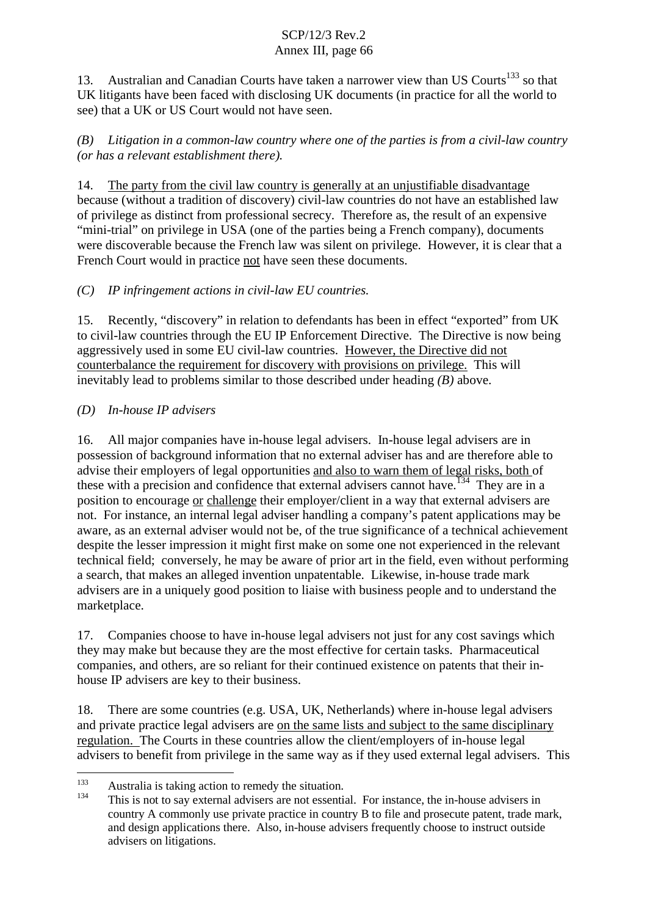13. Australian and Canadian Courts have taken a narrower view than US Courts[133] so that UK litigants have been faced with disclosing UK documents (in practice for all the world to see) that a UK or US Court would not have seen.

*(B) Litigation in a common-law country where one of the parties is from a civil-law country (or has a relevant establishment there).*

14. <u>The party from the civil law country is generally at an unjustifiable disadvantage</u> because (without a tradition of discovery) civil-law countries do not have an established law of privilege as distinct from professional secrecy. Therefore as, the result of an expensive "mini-trial" on privilege in USA (one of the parties being a French company), documents were discoverable because the French law was silent on privilege. However, it is clear that a French Court would in practice <u>not</u> have seen these documents.

*(C) IP infringement actions in civil-law EU countries.*

15. Recently, "discovery" in relation to defendants has been in effect "exported" from UK to civil-law countries through the EU IP Enforcement Directive. The Directive is now being aggressively used in some EU civil-law countries. <u>However, the Directive did not counterbalance the requirement for discovery with provisions on privilege.</u> This will inevitably lead to problems similar to those described under heading *(B)* above.

*(D) In-house IP advisers*

16. All major companies have in-house legal advisers. In-house legal advisers are in possession of background information that no external adviser has and are therefore able to advise their employers of legal opportunities <u>and also to warn them of legal risks, both</u> of these with a precision and confidence that external advisers cannot have.[134] They are in a position to encourage <u>or</u> <u>challenge</u> their employer/client in a way that external advisers are not. For instance, an internal legal adviser handling a company's patent applications may be aware, as an external adviser would not be, of the true significance of a technical achievement despite the lesser impression it might first make on some one not experienced in the relevant technical field; conversely, he may be aware of prior art in the field, even without performing a search, that makes an alleged invention unpatentable. Likewise, in-house trade mark advisers are in a uniquely good position to liaise with business people and to understand the marketplace.

17. Companies choose to have in-house legal advisers not just for any cost savings which they may make but because they are the most effective for certain tasks. Pharmaceutical companies, and others, are so reliant for their continued existence on patents that their in-house IP advisers are key to their business.

18. There are some countries (e.g. USA, UK, Netherlands) where in-house legal advisers and private practice legal advisers are <u>on the same lists and subject to the same disciplinary regulation.</u> The Courts in these countries allow the client/employers of in-house legal advisers to benefit from privilege in the same way as if they used external legal advisers. This

---

[133] Australia is taking action to remedy the situation.

[134] This is not to say external advisers are not essential. For instance, the in-house advisers in country A commonly use private practice in country B to file and prosecute patent, trade mark, and design applications there. Also, in-house advisers frequently choose to instruct outside advisers on litigations.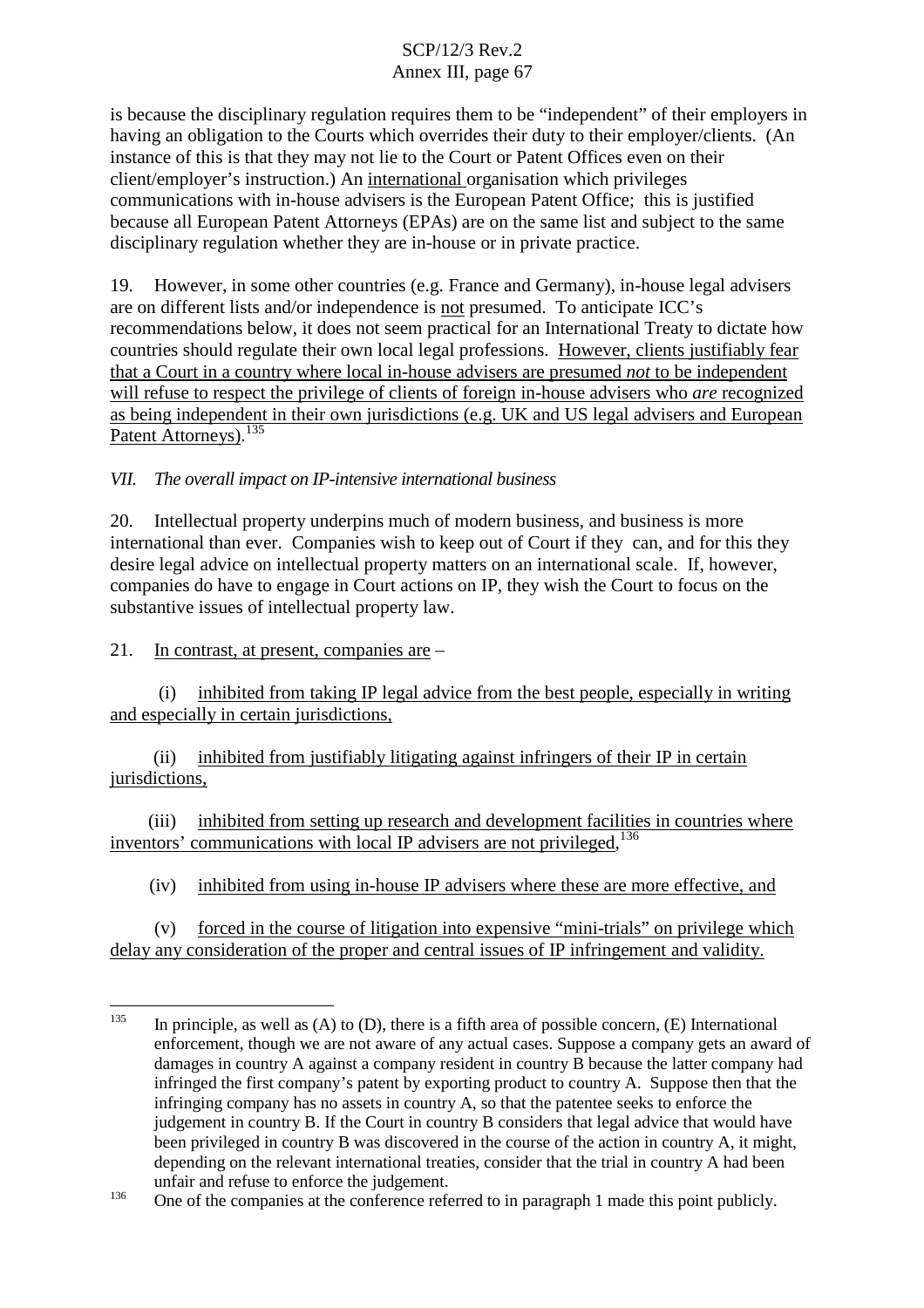is because the disciplinary regulation requires them to be "independent" of their employers in having an obligation to the Courts which overrides their duty to their employer/clients. (An instance of this is that they may not lie to the Court or Patent Offices even on their client/employer's instruction.) An <u>international</u> organisation which privileges communications with in-house advisers is the European Patent Office; this is justified because all European Patent Attorneys (EPAs) are on the same list and subject to the same disciplinary regulation whether they are in-house or in private practice.

19. However, in some other countries (e.g. France and Germany), in-house legal advisers are on different lists and/or independence is <u>not</u> presumed. To anticipate ICC's recommendations below, it does not seem practical for an International Treaty to dictate how countries should regulate their own local legal professions. <u>However, clients justifiably fear that a Court in a country where local in-house advisers are presumed *not* to be independent will refuse to respect the privilege of clients of foreign in-house advisers who *are* recognized as being independent in their own jurisdictions (e.g. UK and US legal advisers and European Patent Attorneys).</u>[135]

*VII. The overall impact on IP-intensive international business*

20. Intellectual property underpins much of modern business, and business is more international than ever. Companies wish to keep out of Court if they can, and for this they desire legal advice on intellectual property matters on an international scale. If, however, companies do have to engage in Court actions on IP, they wish the Court to focus on the substantive issues of intellectual property law.

21. <u>In contrast, at present, companies are</u> –

(i) <u>inhibited from taking IP legal advice from the best people, especially in writing and especially in certain jurisdictions,</u>

(ii) <u>inhibited from justifiably litigating against infringers of their IP in certain jurisdictions,</u>

(iii) <u>inhibited from setting up research and development facilities in countries where inventors' communications with local IP advisers are not privileged,</u>[136]

(iv) <u>inhibited from using in-house IP advisers where these are more effective, and</u>

(v) <u>forced in the course of litigation into expensive "mini-trials" on privilege which delay any consideration of the proper and central issues of IP infringement and validity.</u>

---

[135] In principle, as well as (A) to (D), there is a fifth area of possible concern, (E) International enforcement, though we are not aware of any actual cases. Suppose a company gets an award of damages in country A against a company resident in country B because the latter company had infringed the first company's patent by exporting product to country A. Suppose then that the infringing company has no assets in country A, so that the patentee seeks to enforce the judgement in country B. If the Court in country B considers that legal advice that would have been privileged in country B was discovered in the course of the action in country A, it might, depending on the relevant international treaties, consider that the trial in country A had been unfair and refuse to enforce the judgement.

[136] One of the companies at the conference referred to in paragraph 1 made this point publicly.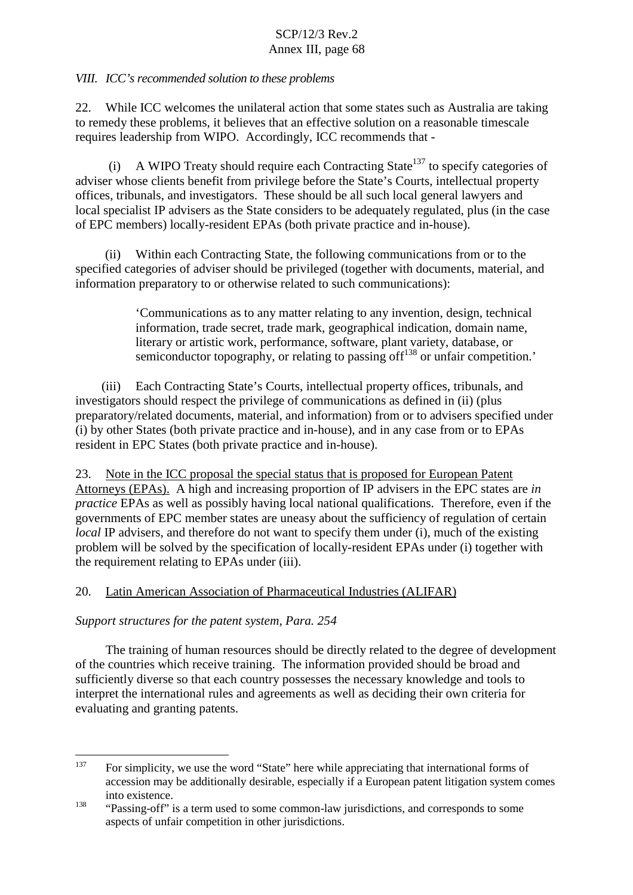*VIII. ICC's recommended solution to these problems*

22. While ICC welcomes the unilateral action that some states such as Australia are taking to remedy these problems, it believes that an effective solution on a reasonable timescale requires leadership from WIPO. Accordingly, ICC recommends that -

(i) A WIPO Treaty should require each Contracting State[137] to specify categories of adviser whose clients benefit from privilege before the State's Courts, intellectual property offices, tribunals, and investigators. These should be all such local general lawyers and local specialist IP advisers as the State considers to be adequately regulated, plus (in the case of EPC members) locally-resident EPAs (both private practice and in-house).

(ii) Within each Contracting State, the following communications from or to the specified categories of adviser should be privileged (together with documents, material, and information preparatory to or otherwise related to such communications):

> 'Communications as to any matter relating to any invention, design, technical information, trade secret, trade mark, geographical indication, domain name, literary or artistic work, performance, software, plant variety, database, or semiconductor topography, or relating to passing off[138] or unfair competition.'

(iii) Each Contracting State's Courts, intellectual property offices, tribunals, and investigators should respect the privilege of communications as defined in (ii) (plus preparatory/related documents, material, and information) from or to advisers specified under (i) by other States (both private practice and in-house), and in any case from or to EPAs resident in EPC States (both private practice and in-house).

23. Note in the ICC proposal the special status that is proposed for European Patent Attorneys (EPAs). A high and increasing proportion of IP advisers in the EPC states are *in practice* EPAs as well as possibly having local national qualifications. Therefore, even if the governments of EPC member states are uneasy about the sufficiency of regulation of certain *local* IP advisers, and therefore do not want to specify them under (i), much of the existing problem will be solved by the specification of locally-resident EPAs under (i) together with the requirement relating to EPAs under (iii).

20. Latin American Association of Pharmaceutical Industries (ALIFAR)

*Support structures for the patent system, Para. 254*

The training of human resources should be directly related to the degree of development of the countries which receive training. The information provided should be broad and sufficiently diverse so that each country possesses the necessary knowledge and tools to interpret the international rules and agreements as well as deciding their own criteria for evaluating and granting patents.

---

[137] For simplicity, we use the word "State" here while appreciating that international forms of accession may be additionally desirable, especially if a European patent litigation system comes into existence.

[138] "Passing-off" is a term used to some common-law jurisdictions, and corresponds to some aspects of unfair competition in other jurisdictions.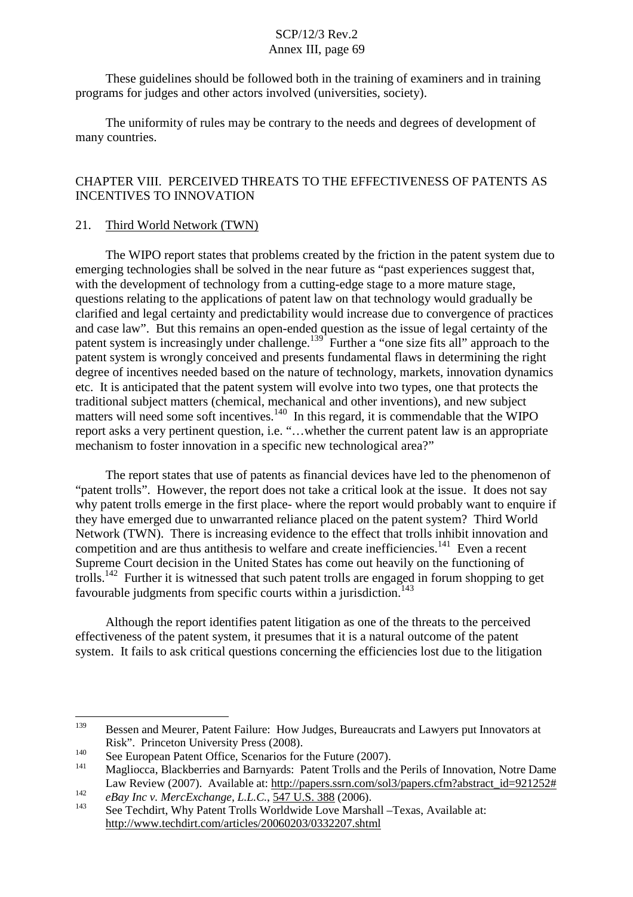These guidelines should be followed both in the training of examiners and in training programs for judges and other actors involved (universities, society).

The uniformity of rules may be contrary to the needs and degrees of development of many countries.

## CHAPTER VIII. PERCEIVED THREATS TO THE EFFECTIVENESS OF PATENTS AS INCENTIVES TO INNOVATION

### 21. Third World Network (TWN)

The WIPO report states that problems created by the friction in the patent system due to emerging technologies shall be solved in the near future as "past experiences suggest that, with the development of technology from a cutting-edge stage to a more mature stage, questions relating to the applications of patent law on that technology would gradually be clarified and legal certainty and predictability would increase due to convergence of practices and case law". But this remains an open-ended question as the issue of legal certainty of the patent system is increasingly under challenge.[139] Further a "one size fits all" approach to the patent system is wrongly conceived and presents fundamental flaws in determining the right degree of incentives needed based on the nature of technology, markets, innovation dynamics etc. It is anticipated that the patent system will evolve into two types, one that protects the traditional subject matters (chemical, mechanical and other inventions), and new subject matters will need some soft incentives.[140] In this regard, it is commendable that the WIPO report asks a very pertinent question, i.e. "…whether the current patent law is an appropriate mechanism to foster innovation in a specific new technological area?"

The report states that use of patents as financial devices have led to the phenomenon of "patent trolls". However, the report does not take a critical look at the issue. It does not say why patent trolls emerge in the first place- where the report would probably want to enquire if they have emerged due to unwarranted reliance placed on the patent system? Third World Network (TWN). There is increasing evidence to the effect that trolls inhibit innovation and competition and are thus antithesis to welfare and create inefficiencies.[141] Even a recent Supreme Court decision in the United States has come out heavily on the functioning of trolls.[142] Further it is witnessed that such patent trolls are engaged in forum shopping to get favourable judgments from specific courts within a jurisdiction.[143]

Although the report identifies patent litigation as one of the threats to the perceived effectiveness of the patent system, it presumes that it is a natural outcome of the patent system. It fails to ask critical questions concerning the efficiencies lost due to the litigation

---

[139] Bessen and Meurer, Patent Failure: How Judges, Bureaucrats and Lawyers put Innovators at Risk". Princeton University Press (2008).

[140] See European Patent Office, Scenarios for the Future (2007).

[141] Magliocca, Blackberries and Barnyards: Patent Trolls and the Perils of Innovation, Notre Dame Law Review (2007). Available at: http://papers.ssrn.com/sol3/papers.cfm?abstract_id=921252#

[142] *eBay Inc v. MercExchange, L.L.C.*, 547 U.S. 388 (2006).

[143] See Techdirt, Why Patent Trolls Worldwide Love Marshall –Texas, Available at: http://www.techdirt.com/articles/20060203/0332207.shtml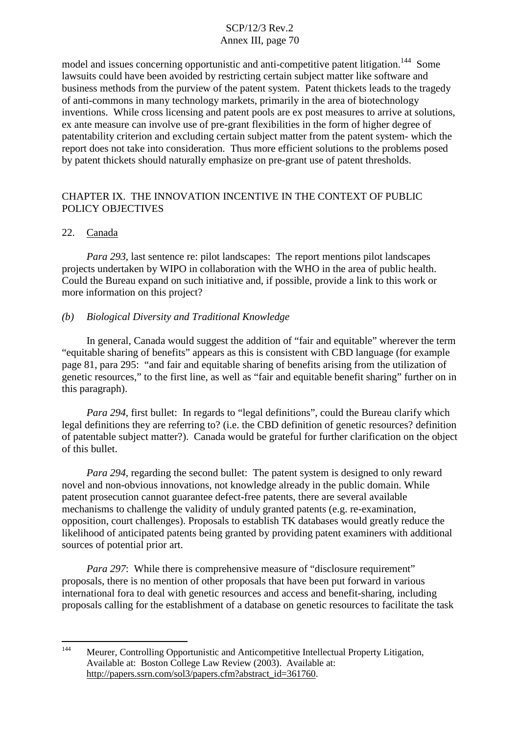model and issues concerning opportunistic and anti-competitive patent litigation.[144] Some lawsuits could have been avoided by restricting certain subject matter like software and business methods from the purview of the patent system. Patent thickets leads to the tragedy of anti-commons in many technology markets, primarily in the area of biotechnology inventions. While cross licensing and patent pools are ex post measures to arrive at solutions, ex ante measure can involve use of pre-grant flexibilities in the form of higher degree of patentability criterion and excluding certain subject matter from the patent system- which the report does not take into consideration. Thus more efficient solutions to the problems posed by patent thickets should naturally emphasize on pre-grant use of patent thresholds.

## CHAPTER IX. THE INNOVATION INCENTIVE IN THE CONTEXT OF PUBLIC POLICY OBJECTIVES

22. Canada

*Para 293*, last sentence re: pilot landscapes: The report mentions pilot landscapes projects undertaken by WIPO in collaboration with the WHO in the area of public health. Could the Bureau expand on such initiative and, if possible, provide a link to this work or more information on this project?

### *(b) Biological Diversity and Traditional Knowledge*

In general, Canada would suggest the addition of "fair and equitable" wherever the term "equitable sharing of benefits" appears as this is consistent with CBD language (for example page 81, para 295: "and fair and equitable sharing of benefits arising from the utilization of genetic resources," to the first line, as well as "fair and equitable benefit sharing" further on in this paragraph).

*Para 294*, first bullet: In regards to "legal definitions", could the Bureau clarify which legal definitions they are referring to? (i.e. the CBD definition of genetic resources? definition of patentable subject matter?). Canada would be grateful for further clarification on the object of this bullet.

*Para 294*, regarding the second bullet: The patent system is designed to only reward novel and non-obvious innovations, not knowledge already in the public domain. While patent prosecution cannot guarantee defect-free patents, there are several available mechanisms to challenge the validity of unduly granted patents (e.g. re-examination, opposition, court challenges). Proposals to establish TK databases would greatly reduce the likelihood of anticipated patents being granted by providing patent examiners with additional sources of potential prior art.

*Para 297*: While there is comprehensive measure of "disclosure requirement" proposals, there is no mention of other proposals that have been put forward in various international fora to deal with genetic resources and access and benefit-sharing, including proposals calling for the establishment of a database on genetic resources to facilitate the task

---

[144] Meurer, Controlling Opportunistic and Anticompetitive Intellectual Property Litigation, Available at: Boston College Law Review (2003). Available at: http://papers.ssrn.com/sol3/papers.cfm?abstract_id=361760.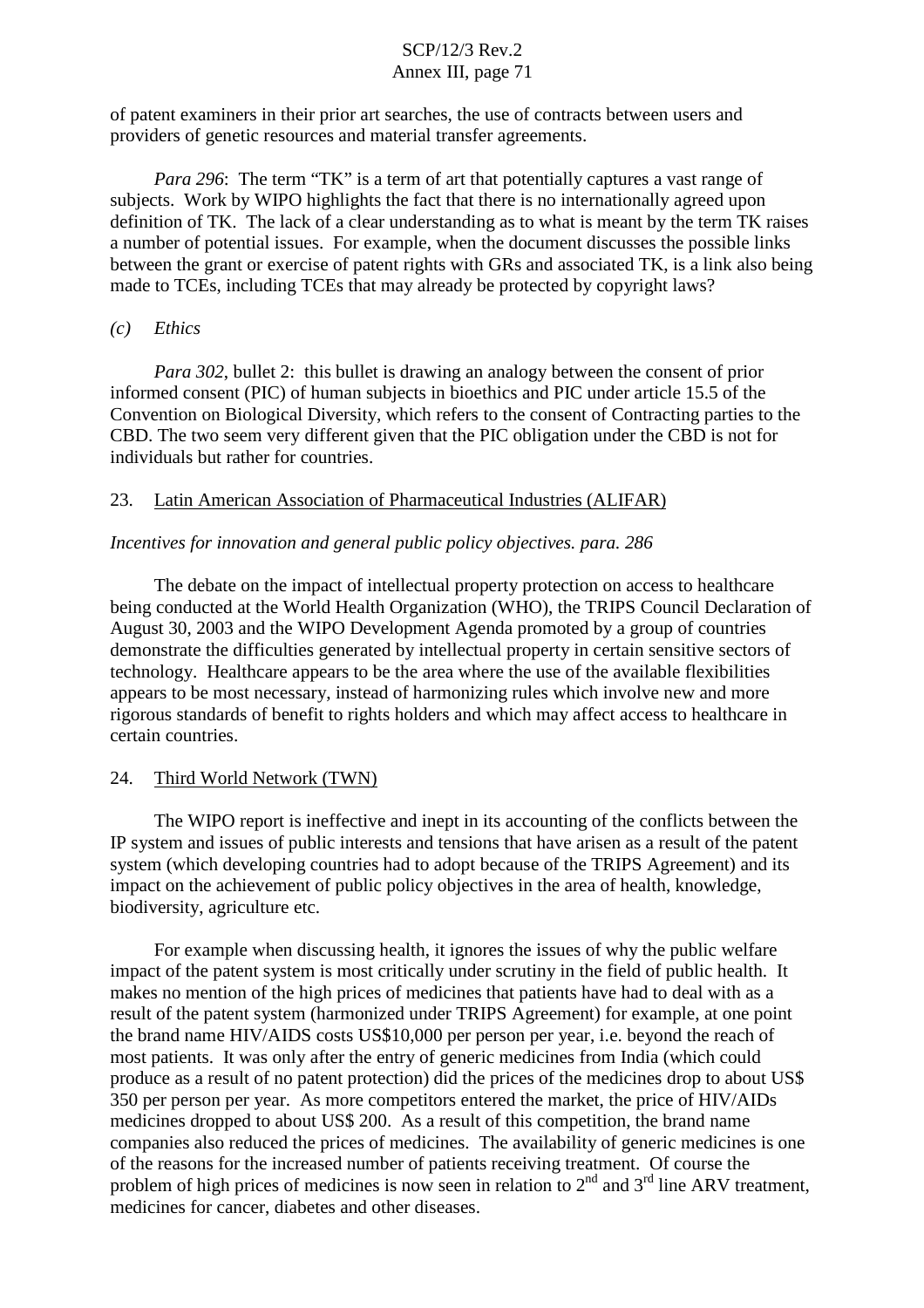of patent examiners in their prior art searches, the use of contracts between users and providers of genetic resources and material transfer agreements.

*Para 296*: The term "TK" is a term of art that potentially captures a vast range of subjects. Work by WIPO highlights the fact that there is no internationally agreed upon definition of TK. The lack of a clear understanding as to what is meant by the term TK raises a number of potential issues. For example, when the document discusses the possible links between the grant or exercise of patent rights with GRs and associated TK, is a link also being made to TCEs, including TCEs that may already be protected by copyright laws?

*(c) Ethics*

*Para 302*, bullet 2: this bullet is drawing an analogy between the consent of prior informed consent (PIC) of human subjects in bioethics and PIC under article 15.5 of the Convention on Biological Diversity, which refers to the consent of Contracting parties to the CBD. The two seem very different given that the PIC obligation under the CBD is not for individuals but rather for countries.

23. Latin American Association of Pharmaceutical Industries (ALIFAR)

*Incentives for innovation and general public policy objectives. para. 286*

The debate on the impact of intellectual property protection on access to healthcare being conducted at the World Health Organization (WHO), the TRIPS Council Declaration of August 30, 2003 and the WIPO Development Agenda promoted by a group of countries demonstrate the difficulties generated by intellectual property in certain sensitive sectors of technology. Healthcare appears to be the area where the use of the available flexibilities appears to be most necessary, instead of harmonizing rules which involve new and more rigorous standards of benefit to rights holders and which may affect access to healthcare in certain countries.

24. Third World Network (TWN)

The WIPO report is ineffective and inept in its accounting of the conflicts between the IP system and issues of public interests and tensions that have arisen as a result of the patent system (which developing countries had to adopt because of the TRIPS Agreement) and its impact on the achievement of public policy objectives in the area of health, knowledge, biodiversity, agriculture etc.

For example when discussing health, it ignores the issues of why the public welfare impact of the patent system is most critically under scrutiny in the field of public health. It makes no mention of the high prices of medicines that patients have had to deal with as a result of the patent system (harmonized under TRIPS Agreement) for example, at one point the brand name HIV/AIDS costs US$10,000 per person per year, i.e. beyond the reach of most patients. It was only after the entry of generic medicines from India (which could produce as a result of no patent protection) did the prices of the medicines drop to about US$ 350 per person per year. As more competitors entered the market, the price of HIV/AIDs medicines dropped to about US$ 200. As a result of this competition, the brand name companies also reduced the prices of medicines. The availability of generic medicines is one of the reasons for the increased number of patients receiving treatment. Of course the problem of high prices of medicines is now seen in relation to 2nd and 3rd line ARV treatment, medicines for cancer, diabetes and other diseases.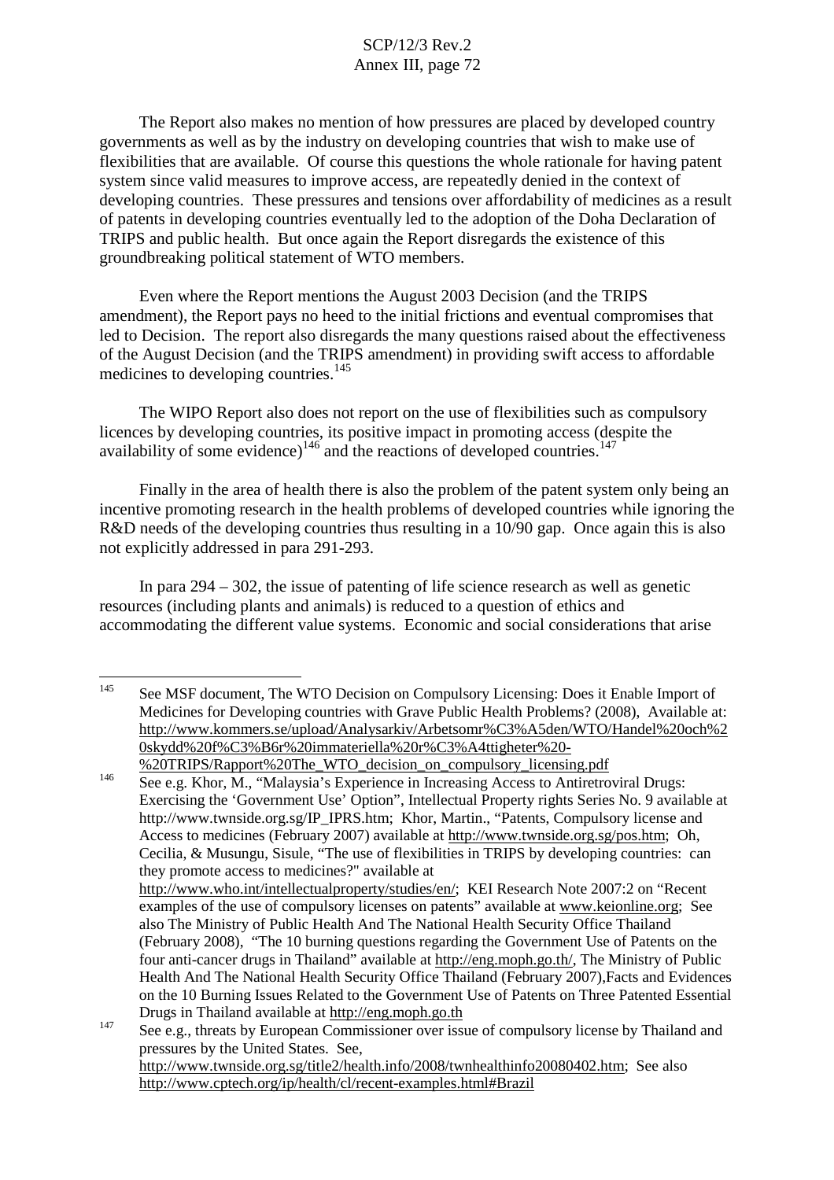The Report also makes no mention of how pressures are placed by developed country governments as well as by the industry on developing countries that wish to make use of flexibilities that are available. Of course this questions the whole rationale for having patent system since valid measures to improve access, are repeatedly denied in the context of developing countries. These pressures and tensions over affordability of medicines as a result of patents in developing countries eventually led to the adoption of the Doha Declaration of TRIPS and public health. But once again the Report disregards the existence of this groundbreaking political statement of WTO members.

Even where the Report mentions the August 2003 Decision (and the TRIPS amendment), the Report pays no heed to the initial frictions and eventual compromises that led to Decision. The report also disregards the many questions raised about the effectiveness of the August Decision (and the TRIPS amendment) in providing swift access to affordable medicines to developing countries.[145]

The WIPO Report also does not report on the use of flexibilities such as compulsory licences by developing countries, its positive impact in promoting access (despite the availability of some evidence)[146] and the reactions of developed countries.[147]

Finally in the area of health there is also the problem of the patent system only being an incentive promoting research in the health problems of developed countries while ignoring the R&D needs of the developing countries thus resulting in a 10/90 gap. Once again this is also not explicitly addressed in para 291-293.

In para 294 – 302, the issue of patenting of life science research as well as genetic resources (including plants and animals) is reduced to a question of ethics and accommodating the different value systems. Economic and social considerations that arise

---

[145] See MSF document, The WTO Decision on Compulsory Licensing: Does it Enable Import of Medicines for Developing countries with Grave Public Health Problems? (2008), Available at: http://www.kommers.se/upload/Analysarkiv/Arbetsomr%C3%A5den/WTO/Handel%20och%20skydd%20f%C3%B6r%20immateriella%20r%C3%A4ttigheter%20-%20TRIPS/Rapport%20The_WTO_decision_on_compulsory_licensing.pdf

[146] See e.g. Khor, M., "Malaysia's Experience in Increasing Access to Antiretroviral Drugs: Exercising the 'Government Use' Option", Intellectual Property rights Series No. 9 available at http://www.twnside.org.sg/IP_IPRS.htm; Khor, Martin., "Patents, Compulsory license and Access to medicines (February 2007) available at http://www.twnside.org.sg/pos.htm; Oh, Cecilia, & Musungu, Sisule, "The use of flexibilities in TRIPS by developing countries: can they promote access to medicines?" available at http://www.who.int/intellectualproperty/studies/en/; KEI Research Note 2007:2 on "Recent examples of the use of compulsory licenses on patents" available at www.keionline.org; See also The Ministry of Public Health And The National Health Security Office Thailand (February 2008), "The 10 burning questions regarding the Government Use of Patents on the four anti-cancer drugs in Thailand" available at http://eng.moph.go.th/, The Ministry of Public Health And The National Health Security Office Thailand (February 2007),Facts and Evidences on the 10 Burning Issues Related to the Government Use of Patents on Three Patented Essential Drugs in Thailand available at http://eng.moph.go.th

[147] See e.g., threats by European Commissioner over issue of compulsory license by Thailand and pressures by the United States. See, http://www.twnside.org.sg/title2/health.info/2008/twnhealthinfo20080402.htm; See also http://www.cptech.org/ip/health/cl/recent-examples.html#Brazil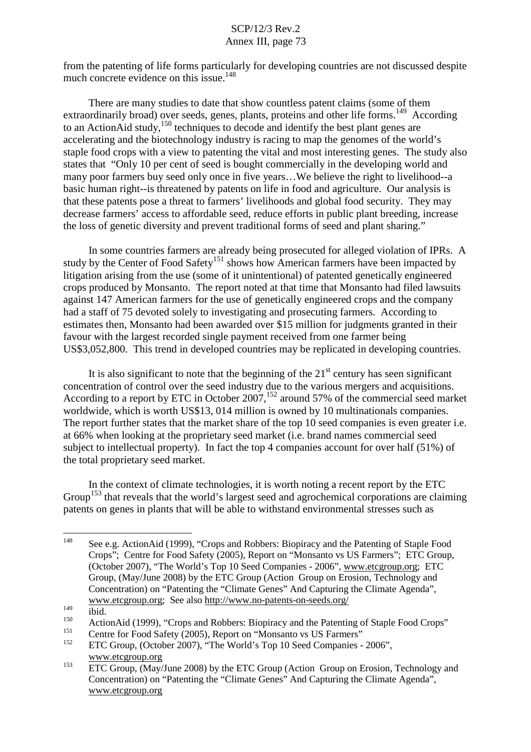from the patenting of life forms particularly for developing countries are not discussed despite much concrete evidence on this issue.[148]

There are many studies to date that show countless patent claims (some of them extraordinarily broad) over seeds, genes, plants, proteins and other life forms.[149] According to an ActionAid study,[150] techniques to decode and identify the best plant genes are accelerating and the biotechnology industry is racing to map the genomes of the world's staple food crops with a view to patenting the vital and most interesting genes. The study also states that "Only 10 per cent of seed is bought commercially in the developing world and many poor farmers buy seed only once in five years…We believe the right to livelihood--a basic human right--is threatened by patents on life in food and agriculture. Our analysis is that these patents pose a threat to farmers' livelihoods and global food security. They may decrease farmers' access to affordable seed, reduce efforts in public plant breeding, increase the loss of genetic diversity and prevent traditional forms of seed and plant sharing."

In some countries farmers are already being prosecuted for alleged violation of IPRs. A study by the Center of Food Safety[151] shows how American farmers have been impacted by litigation arising from the use (some of it unintentional) of patented genetically engineered crops produced by Monsanto. The report noted at that time that Monsanto had filed lawsuits against 147 American farmers for the use of genetically engineered crops and the company had a staff of 75 devoted solely to investigating and prosecuting farmers. According to estimates then, Monsanto had been awarded over $15 million for judgments granted in their favour with the largest recorded single payment received from one farmer being US$3,052,800. This trend in developed countries may be replicated in developing countries.

It is also significant to note that the beginning of the 21st century has seen significant concentration of control over the seed industry due to the various mergers and acquisitions. According to a report by ETC in October 2007,[152] around 57% of the commercial seed market worldwide, which is worth US$13, 014 million is owned by 10 multinationals companies. The report further states that the market share of the top 10 seed companies is even greater i.e. at 66% when looking at the proprietary seed market (i.e. brand names commercial seed subject to intellectual property). In fact the top 4 companies account for over half (51%) of the total proprietary seed market.

In the context of climate technologies, it is worth noting a recent report by the ETC Group[153] that reveals that the world's largest seed and agrochemical corporations are claiming patents on genes in plants that will be able to withstand environmental stresses such as

---

[148] See e.g. ActionAid (1999), "Crops and Robbers: Biopiracy and the Patenting of Staple Food Crops"; Centre for Food Safety (2005), Report on "Monsanto vs US Farmers"; ETC Group, (October 2007), "The World's Top 10 Seed Companies - 2006", www.etcgroup.org; ETC Group, (May/June 2008) by the ETC Group (Action Group on Erosion, Technology and Concentration) on "Patenting the "Climate Genes" And Capturing the Climate Agenda", www.etcgroup.org; See also http://www.no-patents-on-seeds.org/

[149] ibid.

[150] ActionAid (1999), "Crops and Robbers: Biopiracy and the Patenting of Staple Food Crops"

[151] Centre for Food Safety (2005), Report on "Monsanto vs US Farmers"

[152] ETC Group, (October 2007), "The World's Top 10 Seed Companies - 2006", www.etcgroup.org

[153] ETC Group, (May/June 2008) by the ETC Group (Action Group on Erosion, Technology and Concentration) on "Patenting the "Climate Genes" And Capturing the Climate Agenda", www.etcgroup.org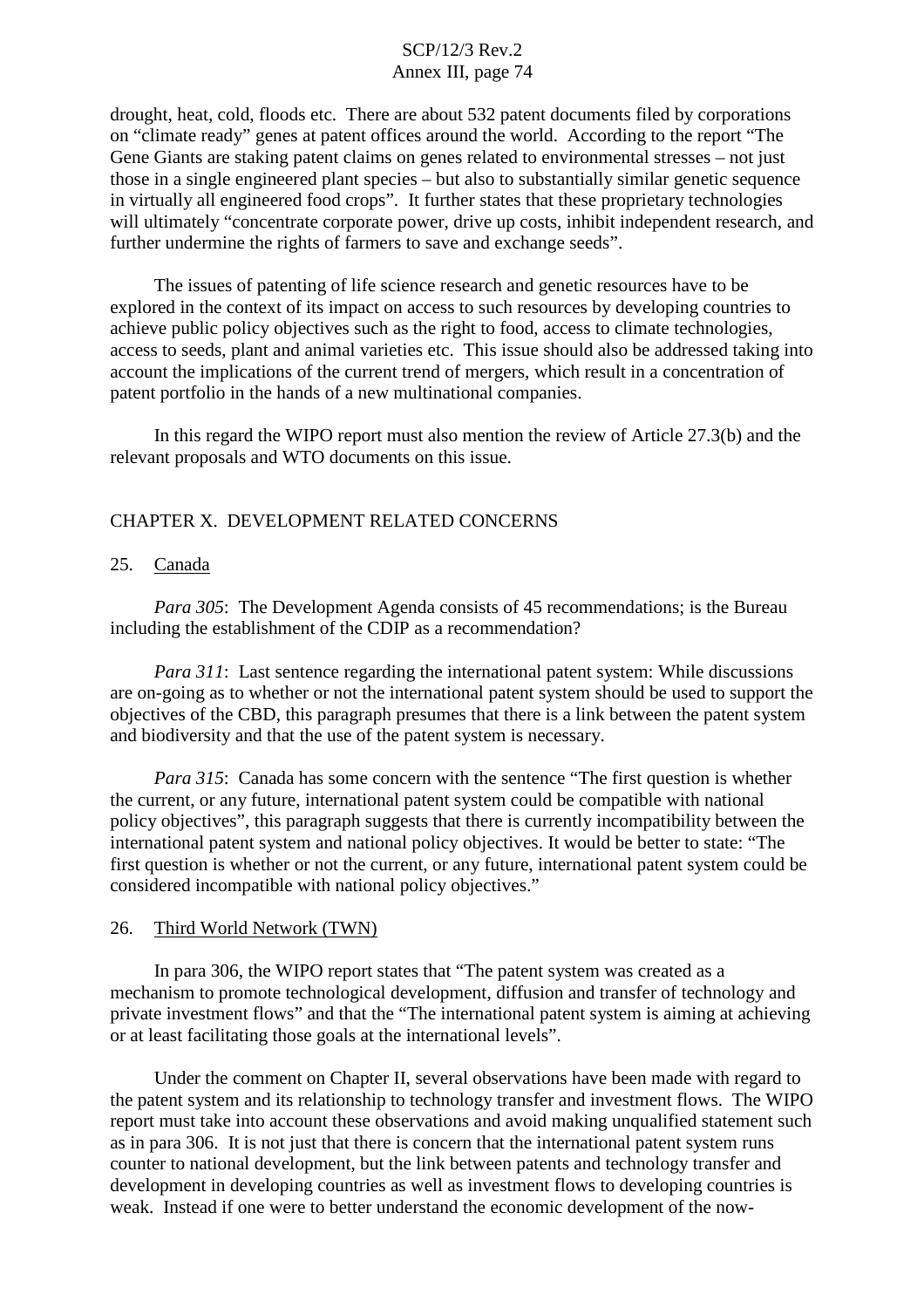drought, heat, cold, floods etc. There are about 532 patent documents filed by corporations on "climate ready" genes at patent offices around the world. According to the report "The Gene Giants are staking patent claims on genes related to environmental stresses – not just those in a single engineered plant species – but also to substantially similar genetic sequence in virtually all engineered food crops". It further states that these proprietary technologies will ultimately "concentrate corporate power, drive up costs, inhibit independent research, and further undermine the rights of farmers to save and exchange seeds".

The issues of patenting of life science research and genetic resources have to be explored in the context of its impact on access to such resources by developing countries to achieve public policy objectives such as the right to food, access to climate technologies, access to seeds, plant and animal varieties etc. This issue should also be addressed taking into account the implications of the current trend of mergers, which result in a concentration of patent portfolio in the hands of a new multinational companies.

In this regard the WIPO report must also mention the review of Article 27.3(b) and the relevant proposals and WTO documents on this issue.

## CHAPTER X. DEVELOPMENT RELATED CONCERNS

### 25. Canada

*Para 305*: The Development Agenda consists of 45 recommendations; is the Bureau including the establishment of the CDIP as a recommendation?

*Para 311*: Last sentence regarding the international patent system: While discussions are on-going as to whether or not the international patent system should be used to support the objectives of the CBD, this paragraph presumes that there is a link between the patent system and biodiversity and that the use of the patent system is necessary.

*Para 315*: Canada has some concern with the sentence "The first question is whether the current, or any future, international patent system could be compatible with national policy objectives", this paragraph suggests that there is currently incompatibility between the international patent system and national policy objectives. It would be better to state: "The first question is whether or not the current, or any future, international patent system could be considered incompatible with national policy objectives."

### 26. Third World Network (TWN)

In para 306, the WIPO report states that "The patent system was created as a mechanism to promote technological development, diffusion and transfer of technology and private investment flows" and that the "The international patent system is aiming at achieving or at least facilitating those goals at the international levels".

Under the comment on Chapter II, several observations have been made with regard to the patent system and its relationship to technology transfer and investment flows. The WIPO report must take into account these observations and avoid making unqualified statement such as in para 306. It is not just that there is concern that the international patent system runs counter to national development, but the link between patents and technology transfer and development in developing countries as well as investment flows to developing countries is weak. Instead if one were to better understand the economic development of the now-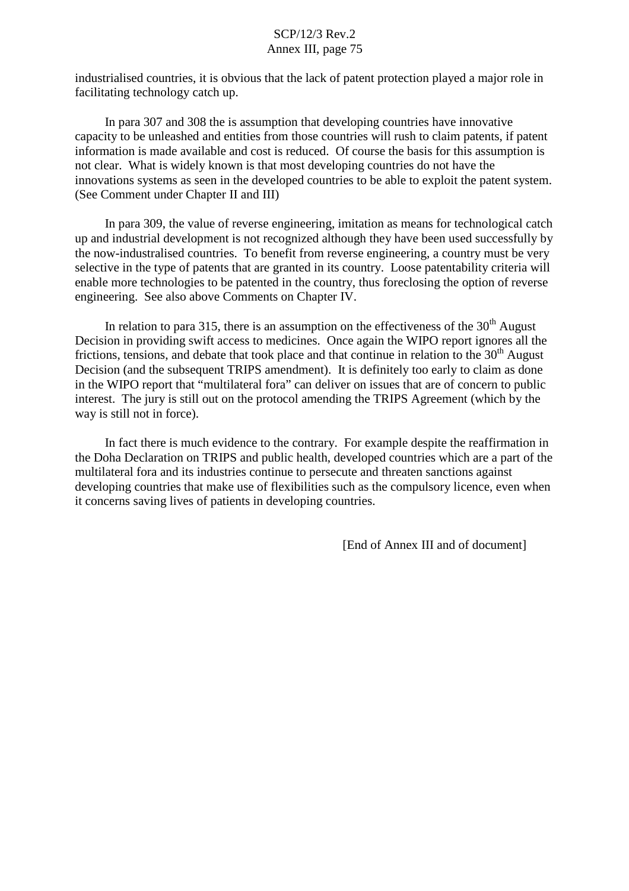industrialised countries, it is obvious that the lack of patent protection played a major role in facilitating technology catch up.

In para 307 and 308 the is assumption that developing countries have innovative capacity to be unleashed and entities from those countries will rush to claim patents, if patent information is made available and cost is reduced. Of course the basis for this assumption is not clear. What is widely known is that most developing countries do not have the innovations systems as seen in the developed countries to be able to exploit the patent system. (See Comment under Chapter II and III)

In para 309, the value of reverse engineering, imitation as means for technological catch up and industrial development is not recognized although they have been used successfully by the now-industralised countries. To benefit from reverse engineering, a country must be very selective in the type of patents that are granted in its country. Loose patentability criteria will enable more technologies to be patented in the country, thus foreclosing the option of reverse engineering. See also above Comments on Chapter IV.

In relation to para 315, there is an assumption on the effectiveness of the 30th August Decision in providing swift access to medicines. Once again the WIPO report ignores all the frictions, tensions, and debate that took place and that continue in relation to the 30th August Decision (and the subsequent TRIPS amendment). It is definitely too early to claim as done in the WIPO report that "multilateral fora" can deliver on issues that are of concern to public interest. The jury is still out on the protocol amending the TRIPS Agreement (which by the way is still not in force).

In fact there is much evidence to the contrary. For example despite the reaffirmation in the Doha Declaration on TRIPS and public health, developed countries which are a part of the multilateral fora and its industries continue to persecute and threaten sanctions against developing countries that make use of flexibilities such as the compulsory licence, even when it concerns saving lives of patients in developing countries.

[End of Annex III and of document]